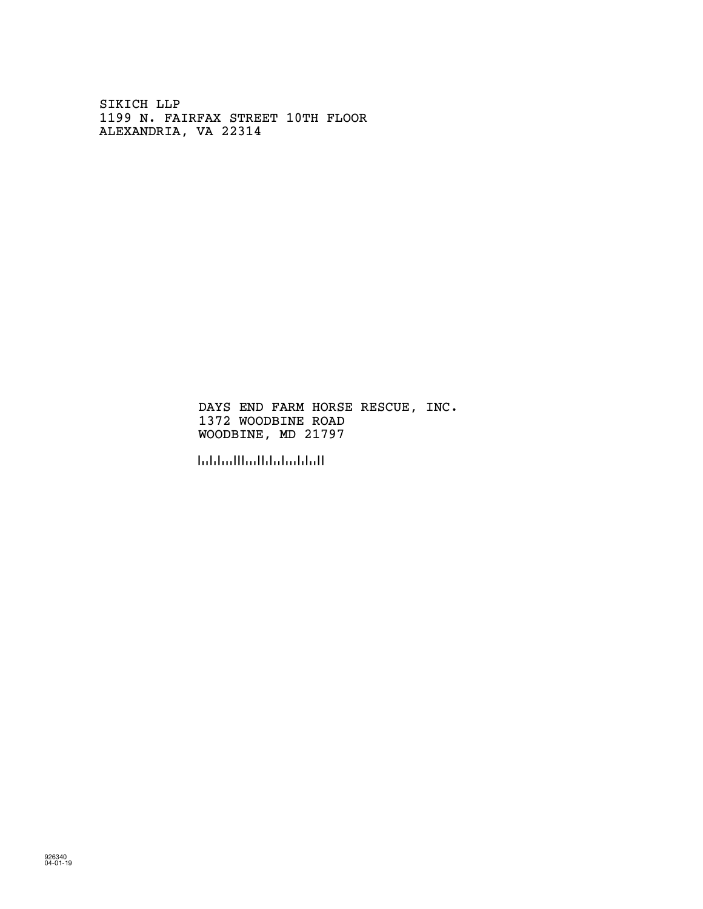SIKICH LLP
1199 N. FAIRFAX STREET 10TH FLOOR
ALEXANDRIA, VA 22314

DAYS END FARM HORSE RESCUE, INC.
1372 WOODBINE ROAD
WOODBINE, MD 21797

926340
04-01-19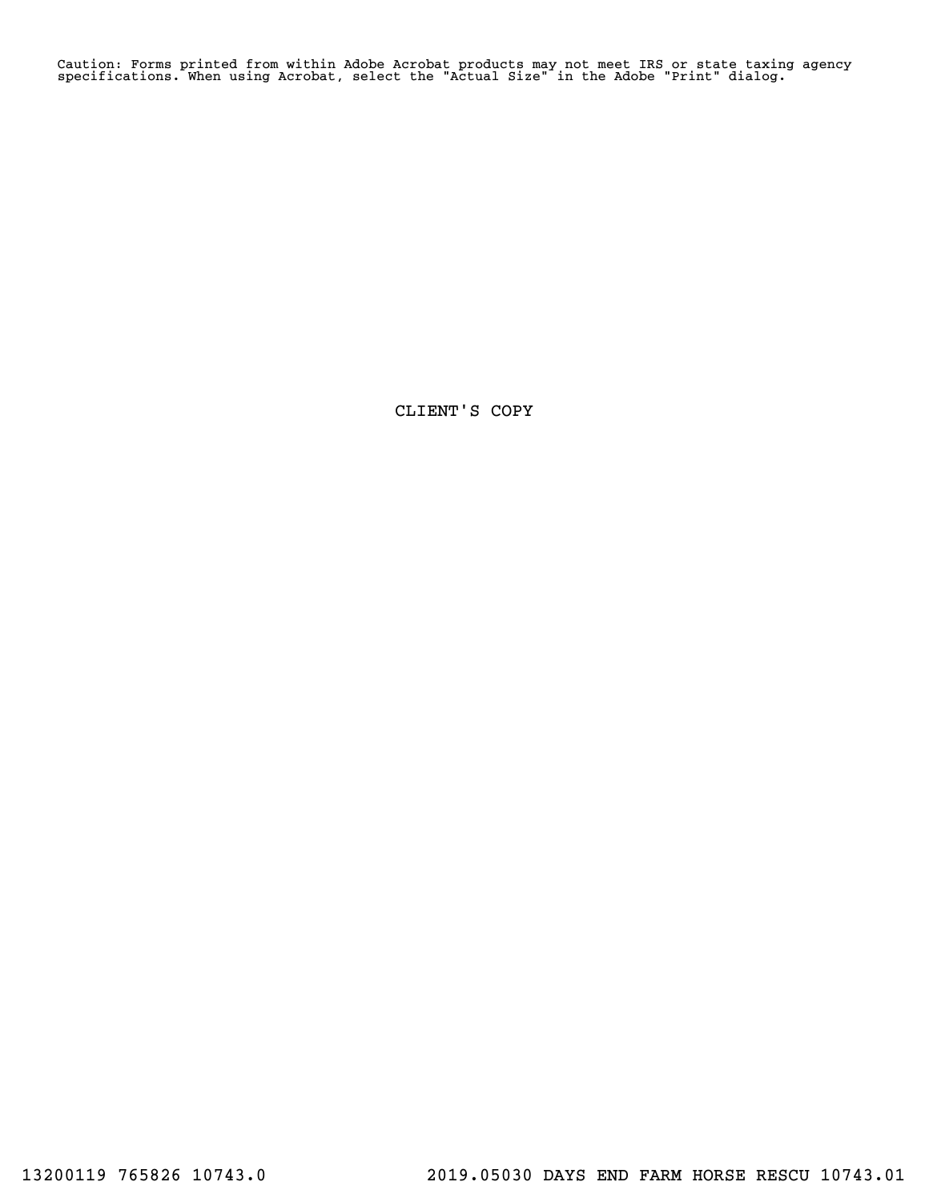Caution: Forms printed from within Adobe Acrobat products may not meet IRS or state taxing agency specifications. When using Acrobat, select the "Actual Size" in the Adobe "Print" dialog.

CLIENT'S COPY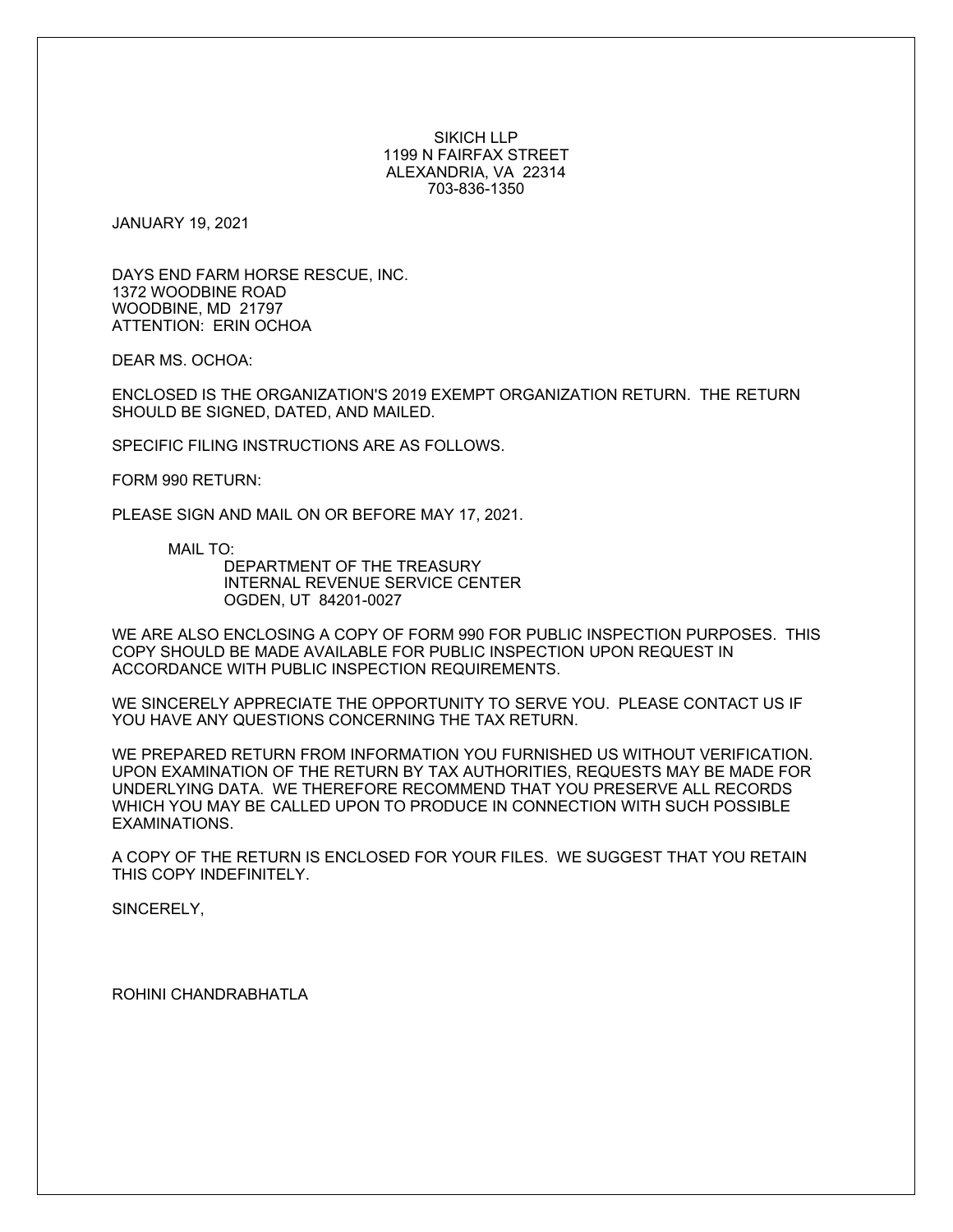SIKICH LLP
1199 N FAIRFAX STREET
ALEXANDRIA, VA 22314
703-836-1350

JANUARY 19, 2021

DAYS END FARM HORSE RESCUE, INC.
1372 WOODBINE ROAD
WOODBINE, MD 21797
ATTENTION: ERIN OCHOA

DEAR MS. OCHOA:

ENCLOSED IS THE ORGANIZATION'S 2019 EXEMPT ORGANIZATION RETURN. THE RETURN SHOULD BE SIGNED, DATED, AND MAILED.

SPECIFIC FILING INSTRUCTIONS ARE AS FOLLOWS.

FORM 990 RETURN:

PLEASE SIGN AND MAIL ON OR BEFORE MAY 17, 2021.

MAIL TO:
DEPARTMENT OF THE TREASURY
INTERNAL REVENUE SERVICE CENTER
OGDEN, UT 84201-0027

WE ARE ALSO ENCLOSING A COPY OF FORM 990 FOR PUBLIC INSPECTION PURPOSES. THIS COPY SHOULD BE MADE AVAILABLE FOR PUBLIC INSPECTION UPON REQUEST IN ACCORDANCE WITH PUBLIC INSPECTION REQUIREMENTS.

WE SINCERELY APPRECIATE THE OPPORTUNITY TO SERVE YOU. PLEASE CONTACT US IF YOU HAVE ANY QUESTIONS CONCERNING THE TAX RETURN.

WE PREPARED RETURN FROM INFORMATION YOU FURNISHED US WITHOUT VERIFICATION. UPON EXAMINATION OF THE RETURN BY TAX AUTHORITIES, REQUESTS MAY BE MADE FOR UNDERLYING DATA. WE THEREFORE RECOMMEND THAT YOU PRESERVE ALL RECORDS WHICH YOU MAY BE CALLED UPON TO PRODUCE IN CONNECTION WITH SUCH POSSIBLE EXAMINATIONS.

A COPY OF THE RETURN IS ENCLOSED FOR YOUR FILES. WE SUGGEST THAT YOU RETAIN THIS COPY INDEFINITELY.

SINCERELY,

ROHINI CHANDRABHATLA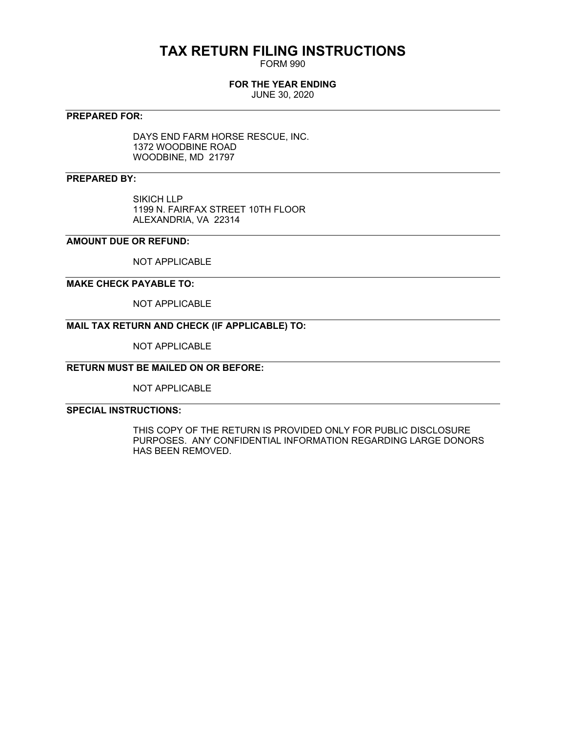# TAX RETURN FILING INSTRUCTIONS

FORM 990

**FOR THE YEAR ENDING**

JUNE 30, 2020

---

**PREPARED FOR:**

DAYS END FARM HORSE RESCUE, INC.
1372 WOODBINE ROAD
WOODBINE, MD 21797

---

**PREPARED BY:**

SIKICH LLP
1199 N. FAIRFAX STREET 10TH FLOOR
ALEXANDRIA, VA 22314

---

**AMOUNT DUE OR REFUND:**

NOT APPLICABLE

---

**MAKE CHECK PAYABLE TO:**

NOT APPLICABLE

---

**MAIL TAX RETURN AND CHECK (IF APPLICABLE) TO:**

NOT APPLICABLE

---

**RETURN MUST BE MAILED ON OR BEFORE:**

NOT APPLICABLE

---

**SPECIAL INSTRUCTIONS:**

THIS COPY OF THE RETURN IS PROVIDED ONLY FOR PUBLIC DISCLOSURE PURPOSES. ANY CONFIDENTIAL INFORMATION REGARDING LARGE DONORS HAS BEEN REMOVED.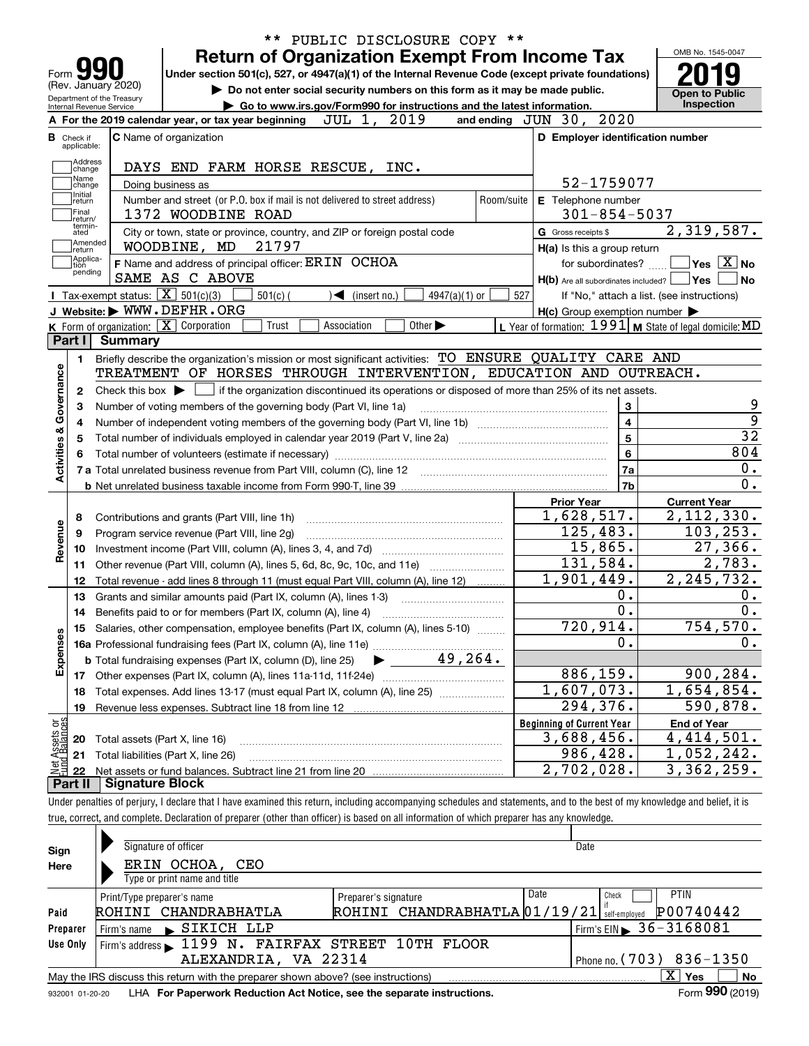\*\* PUBLIC DISCLOSURE COPY \*\*

Form **990** (Rev. January 2020) Department of the Treasury Internal Revenue Service

# Return of Organization Exempt From Income Tax

**Under section 501(c), 527, or 4947(a)(1) of the Internal Revenue Code (except private foundations)**

▶ Do not enter social security numbers on this form as it may be made public.

▶ Go to www.irs.gov/Form990 for instructions and the latest information.

OMB No. 1545-0047 **2019** Open to Public Inspection

**A** For the 2019 calendar year, or tax year beginning JUL 1, 2019 and ending JUN 30, 2020

**B** Check if applicable: Address change, Name change, Initial return, Final return/terminated, Amended return, Application pending

**C** Name of organization: DAYS END FARM HORSE RESCUE, INC.

Doing business as

Number and street (or P.O. box if mail is not delivered to street address): 1372 WOODBINE ROAD — Room/suite

City or town, state or province, country, and ZIP or foreign postal code: WOODBINE, MD 21797

**D** Employer identification number: 52-1759077

**E** Telephone number: 301-854-5037

**G** Gross receipts $ 2,319,587.

**F** Name and address of principal officer: ERIN OCHOA, SAME AS C ABOVE

**H(a)** Is this a group return for subordinates? Yes [ ] No [X]

**H(b)** Are all subordinates included? Yes [ ] No [ ] If "No," attach a list. (see instructions)

**H(c)** Group exemption number ▶

**I** Tax-exempt status: [X] 501(c)(3) [ ] 501(c) ( ) ◀ (insert no.) [ ] 4947(a)(1) or [ ] 527

**J** Website: ▶ WWW.DEFHR.ORG

**K** Form of organization: [X] Corporation [ ] Trust [ ] Association [ ] Other ▶

**L** Year of formation: 1991 **M** State of legal domicile: MD

## Part I Summary

**Activities & Governance**

1 Briefly describe the organization's mission or most significant activities: TO ENSURE QUALITY CARE AND TREATMENT OF HORSES THROUGH INTERVENTION, EDUCATION AND OUTREACH.

2 Check this box ▶ [ ] if the organization discontinued its operations or disposed of more than 25% of its net assets.

| | | | |
|---|---|---|---|
| 3 | Number of voting members of the governing body (Part VI, line 1a) | 3 | 9 |
| 4 | Number of independent voting members of the governing body (Part VI, line 1b) | 4 | 9 |
| 5 | Total number of individuals employed in calendar year 2019 (Part V, line 2a) | 5 | 32 |
| 6 | Total number of volunteers (estimate if necessary) | 6 | 804 |
| 7a | Total unrelated business revenue from Part VIII, column (C), line 12 | 7a | 0. |
| b | Net unrelated business taxable income from Form 990-T, line 39 | 7b | 0. |

| | | Prior Year | Current Year |
|---|---|---|---|
| **Revenue** | | | |
| 8 | Contributions and grants (Part VIII, line 1h) | 1,628,517. | 2,112,330. |
| 9 | Program service revenue (Part VIII, line 2g) | 125,483. | 103,253. |
| 10 | Investment income (Part VIII, column (A), lines 3, 4, and 7d) | 15,865. | 27,366. |
| 11 | Other revenue (Part VIII, column (A), lines 5, 6d, 8c, 9c, 10c, and 11e) | 131,584. | 2,783. |
| 12 | Total revenue - add lines 8 through 11 (must equal Part VIII, column (A), line 12) | 1,901,449. | 2,245,732. |
| **Expenses** | | | |
| 13 | Grants and similar amounts paid (Part IX, column (A), lines 1-3) | 0. | 0. |
| 14 | Benefits paid to or for members (Part IX, column (A), line 4) | 0. | 0. |
| 15 | Salaries, other compensation, employee benefits (Part IX, column (A), lines 5-10) | 720,914. | 754,570. |
| 16a | Professional fundraising fees (Part IX, column (A), line 11e) | 0. | 0. |
| b | Total fundraising expenses (Part IX, column (D), line 25) ▶ 49,264. | | |
| 17 | Other expenses (Part IX, column (A), lines 11a-11d, 11f-24e) | 886,159. | 900,284. |
| 18 | Total expenses. Add lines 13-17 (must equal Part IX, column (A), line 25) | 1,607,073. | 1,654,854. |
| 19 | Revenue less expenses. Subtract line 18 from line 12 | 294,376. | 590,878. |

| **Net Assets or Fund Balances** | | Beginning of Current Year | End of Year |
|---|---|---|---|
| 20 | Total assets (Part X, line 16) | 3,688,456. | 4,414,501. |
| 21 | Total liabilities (Part X, line 26) | 986,428. | 1,052,242. |
| 22 | Net assets or fund balances. Subtract line 21 from line 20 | 2,702,028. | 3,362,259. |

## Part II Signature Block

Under penalties of perjury, I declare that I have examined this return, including accompanying schedules and statements, and to the best of my knowledge and belief, it is true, correct, and complete. Declaration of preparer (other than officer) is based on all information of which preparer has any knowledge.

**Sign Here**

Signature of officer — Date

ERIN OCHOA, CEO

Type or print name and title

| | Print/Type preparer's name | Preparer's signature | Date | Check if self-employed | PTIN |
|---|---|---|---|---|---|
| **Paid Preparer Use Only** | ROHINI CHANDRABHATLA | ROHINI CHANDRABHATLA | 01/19/21 | [ ] | P00740442 |
| | Firm's name ▶ SIKICH LLP | | | Firm's EIN ▶ 36-3168081 | |
| | Firm's address ▶ 1199 N. FAIRFAX STREET 10TH FLOOR, ALEXANDRIA, VA 22314 | | | Phone no. (703) 836-1350 | |

May the IRS discuss this return with the preparer shown above? (see instructions) [X] Yes [ ] No

932001 01-20-20 LHA For Paperwork Reduction Act Notice, see the separate instructions. Form **990** (2019)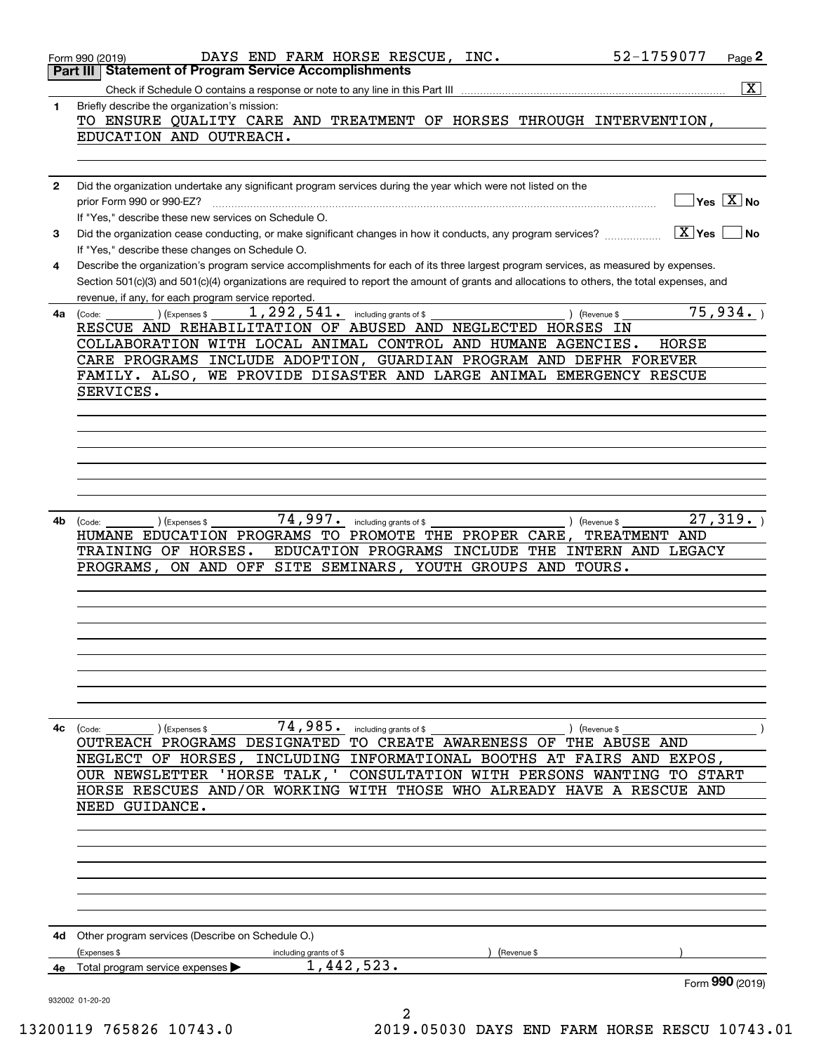Form 990 (2019) DAYS END FARM HORSE RESCUE, INC. 52-1759077 Page 2

**Part III | Statement of Program Service Accomplishments**

Check if Schedule O contains a response or note to any line in this Part III .......... [X]

**1** Briefly describe the organization's mission:

TO ENSURE QUALITY CARE AND TREATMENT OF HORSES THROUGH INTERVENTION, EDUCATION AND OUTREACH.

**2** Did the organization undertake any significant program services during the year which were not listed on the prior Form 990 or 990-EZ? .......... [ ] Yes [X] No

If "Yes," describe these new services on Schedule O.

**3** Did the organization cease conducting, or make significant changes in how it conducts, any program services? .......... [X] Yes [ ] No

If "Yes," describe these changes on Schedule O.

**4** Describe the organization's program service accomplishments for each of its three largest program services, as measured by expenses. Section 501(c)(3) and 501(c)(4) organizations are required to report the amount of grants and allocations to others, the total expenses, and revenue, if any, for each program service reported.

**4a** (Code: ) (Expenses $ 1,292,541. including grants of $ ) (Revenue $ 75,934. )

RESCUE AND REHABILITATION OF ABUSED AND NEGLECTED HORSES IN COLLABORATION WITH LOCAL ANIMAL CONTROL AND HUMANE AGENCIES. HORSE CARE PROGRAMS INCLUDE ADOPTION, GUARDIAN PROGRAM AND DEFHR FOREVER FAMILY. ALSO, WE PROVIDE DISASTER AND LARGE ANIMAL EMERGENCY RESCUE SERVICES.

**4b** (Code: ) (Expenses $ 74,997. including grants of $ ) (Revenue $ 27,319. )

HUMANE EDUCATION PROGRAMS TO PROMOTE THE PROPER CARE, TREATMENT AND TRAINING OF HORSES. EDUCATION PROGRAMS INCLUDE THE INTERN AND LEGACY PROGRAMS, ON AND OFF SITE SEMINARS, YOUTH GROUPS AND TOURS.

**4c** (Code: ) (Expenses $ 74,985. including grants of $ ) (Revenue $ )

OUTREACH PROGRAMS DESIGNATED TO CREATE AWARENESS OF THE ABUSE AND NEGLECT OF HORSES, INCLUDING INFORMATIONAL BOOTHS AT FAIRS AND EXPOS, OUR NEWSLETTER 'HORSE TALK,' CONSULTATION WITH PERSONS WANTING TO START HORSE RESCUES AND/OR WORKING WITH THOSE WHO ALREADY HAVE A RESCUE AND NEED GUIDANCE.

**4d** Other program services (Describe on Schedule O.)

(Expenses $ including grants of $ ) (Revenue $ )

**4e** Total program service expenses ▶ 1,442,523.

Form **990** (2019)

932002 01-20-20

13200119 765826 10743.0 2019.05030 DAYS END FARM HORSE RESCU 10743.01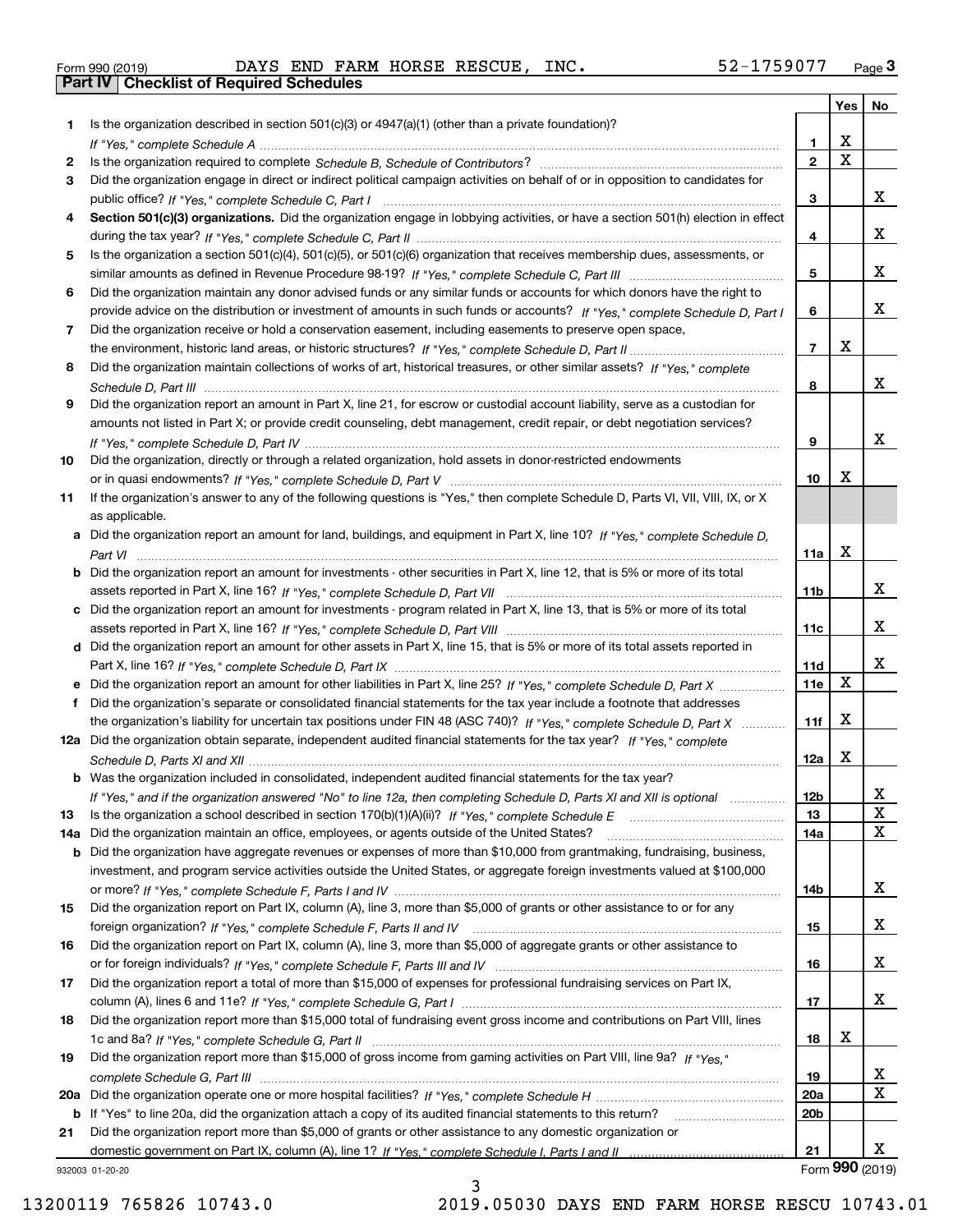Form 990 (2019) DAYS END FARM HORSE RESCUE, INC. 52-1759077 Page 3

## Part IV Checklist of Required Schedules

| | | | Yes | No |
|---|---|---|---|---|
| 1 | Is the organization described in section 501(c)(3) or 4947(a)(1) (other than a private foundation)? *If "Yes," complete Schedule A* | 1 | X | |
| 2 | Is the organization required to complete *Schedule B, Schedule of Contributors*? | 2 | X | |
| 3 | Did the organization engage in direct or indirect political campaign activities on behalf of or in opposition to candidates for public office? *If "Yes," complete Schedule C, Part I* | 3 | | X |
| 4 | **Section 501(c)(3) organizations.** Did the organization engage in lobbying activities, or have a section 501(h) election in effect during the tax year? *If "Yes," complete Schedule C, Part II* | 4 | | X |
| 5 | Is the organization a section 501(c)(4), 501(c)(5), or 501(c)(6) organization that receives membership dues, assessments, or similar amounts as defined in Revenue Procedure 98-19? *If "Yes," complete Schedule C, Part III* | 5 | | X |
| 6 | Did the organization maintain any donor advised funds or any similar funds or accounts for which donors have the right to provide advice on the distribution or investment of amounts in such funds or accounts? *If "Yes," complete Schedule D, Part I* | 6 | | X |
| 7 | Did the organization receive or hold a conservation easement, including easements to preserve open space, the environment, historic land areas, or historic structures? *If "Yes," complete Schedule D, Part II* | 7 | X | |
| 8 | Did the organization maintain collections of works of art, historical treasures, or other similar assets? *If "Yes," complete Schedule D, Part III* | 8 | | X |
| 9 | Did the organization report an amount in Part X, line 21, for escrow or custodial account liability, serve as a custodian for amounts not listed in Part X; or provide credit counseling, debt management, credit repair, or debt negotiation services? *If "Yes," complete Schedule D, Part IV* | 9 | | X |
| 10 | Did the organization, directly or through a related organization, hold assets in donor-restricted endowments or in quasi endowments? *If "Yes," complete Schedule D, Part V* | 10 | X | |
| 11 | If the organization's answer to any of the following questions is "Yes," then complete Schedule D, Parts VI, VII, VIII, IX, or X as applicable. | | | |
| a | Did the organization report an amount for land, buildings, and equipment in Part X, line 10? *If "Yes," complete Schedule D, Part VI* | 11a | X | |
| b | Did the organization report an amount for investments - other securities in Part X, line 12, that is 5% or more of its total assets reported in Part X, line 16? *If "Yes," complete Schedule D, Part VII* | 11b | | X |
| c | Did the organization report an amount for investments - program related in Part X, line 13, that is 5% or more of its total assets reported in Part X, line 16? *If "Yes," complete Schedule D, Part VIII* | 11c | | X |
| d | Did the organization report an amount for other assets in Part X, line 15, that is 5% or more of its total assets reported in Part X, line 16? *If "Yes," complete Schedule D, Part IX* | 11d | | X |
| e | Did the organization report an amount for other liabilities in Part X, line 25? *If "Yes," complete Schedule D, Part X* | 11e | X | |
| f | Did the organization's separate or consolidated financial statements for the tax year include a footnote that addresses the organization's liability for uncertain tax positions under FIN 48 (ASC 740)? *If "Yes," complete Schedule D, Part X* | 11f | X | |
| 12a | Did the organization obtain separate, independent audited financial statements for the tax year? *If "Yes," complete Schedule D, Parts XI and XII* | 12a | X | |
| b | Was the organization included in consolidated, independent audited financial statements for the tax year? *If "Yes," and if the organization answered "No" to line 12a, then completing Schedule D, Parts XI and XII is optional* | 12b | | X |
| 13 | Is the organization a school described in section 170(b)(1)(A)(ii)? *If "Yes," complete Schedule E* | 13 | | X |
| 14a | Did the organization maintain an office, employees, or agents outside of the United States? | 14a | | X |
| b | Did the organization have aggregate revenues or expenses of more than $10,000 from grantmaking, fundraising, business, investment, and program service activities outside the United States, or aggregate foreign investments valued at $100,000 or more? *If "Yes," complete Schedule F, Parts I and IV* | 14b | | X |
| 15 | Did the organization report on Part IX, column (A), line 3, more than $5,000 of grants or other assistance to or for any foreign organization? *If "Yes," complete Schedule F, Parts II and IV* | 15 | | X |
| 16 | Did the organization report on Part IX, column (A), line 3, more than $5,000 of aggregate grants or other assistance to or for foreign individuals? *If "Yes," complete Schedule F, Parts III and IV* | 16 | | X |
| 17 | Did the organization report a total of more than $15,000 of expenses for professional fundraising services on Part IX, column (A), lines 6 and 11e? *If "Yes," complete Schedule G, Part I* | 17 | | X |
| 18 | Did the organization report more than $15,000 total of fundraising event gross income and contributions on Part VIII, lines 1c and 8a? *If "Yes," complete Schedule G, Part II* | 18 | X | |
| 19 | Did the organization report more than $15,000 of gross income from gaming activities on Part VIII, line 9a? *If "Yes," complete Schedule G, Part III* | 19 | | X |
| 20a | Did the organization operate one or more hospital facilities? *If "Yes," complete Schedule H* | 20a | | X |
| b | If "Yes" to line 20a, did the organization attach a copy of its audited financial statements to this return? | 20b | | |
| 21 | Did the organization report more than $5,000 of grants or other assistance to any domestic organization or domestic government on Part IX, column (A), line 1? *If "Yes," complete Schedule I, Parts I and II* | 21 | | X |

932003 01-20-20 Form 990 (2019)

13200119 765826 10743.0 2019.05030 DAYS END FARM HORSE RESCU 10743.01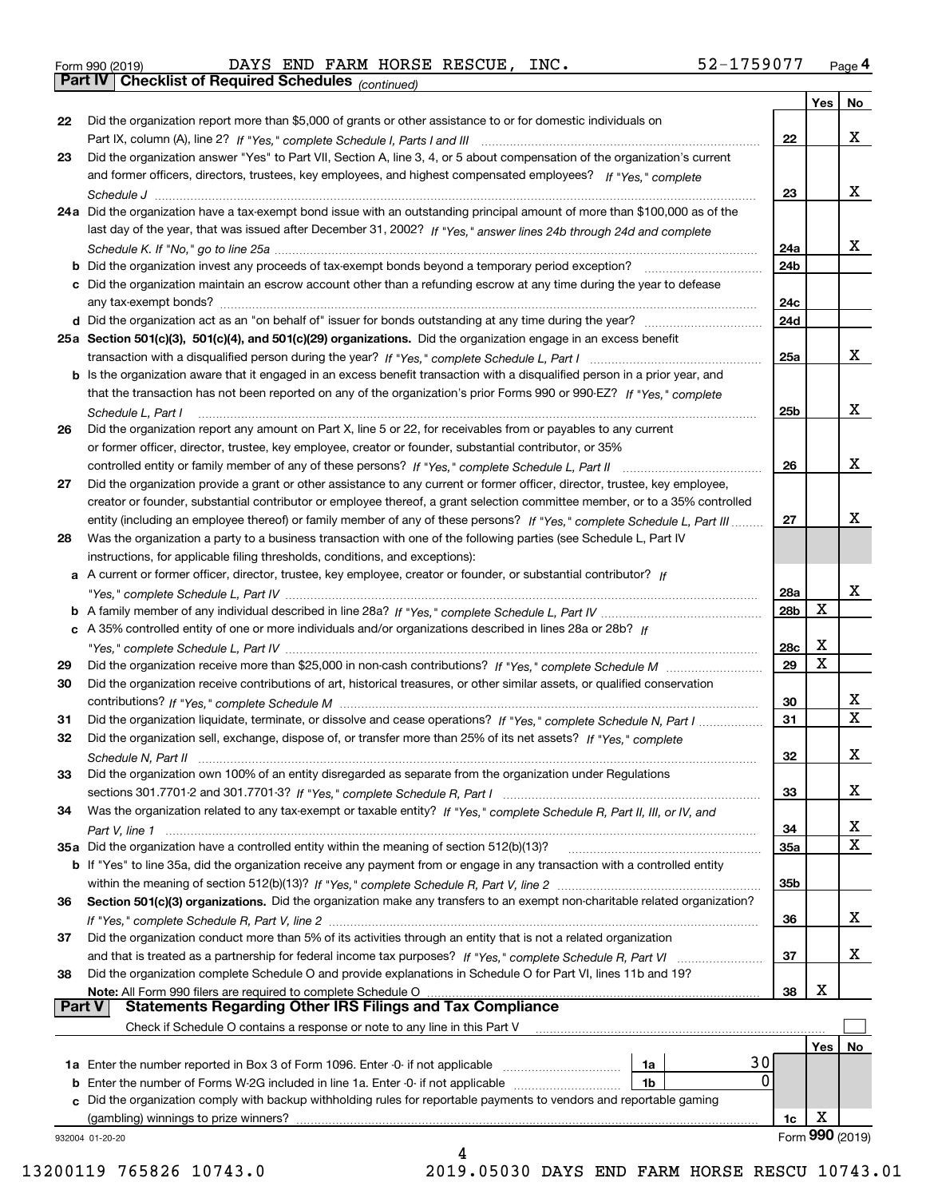Form 990 (2019) DAYS END FARM HORSE RESCUE, INC. 52-1759077 Page 4

## Part IV Checklist of Required Schedules *(continued)*

| | | | Yes | No |
|---|---|---|---|---|
| 22 | Did the organization report more than $5,000 of grants or other assistance to or for domestic individuals on Part IX, column (A), line 2? *If "Yes," complete Schedule I, Parts I and III* | 22 | | X |
| 23 | Did the organization answer "Yes" to Part VII, Section A, line 3, 4, or 5 about compensation of the organization's current and former officers, directors, trustees, key employees, and highest compensated employees? *If "Yes," complete Schedule J* | 23 | | X |
| 24a | Did the organization have a tax-exempt bond issue with an outstanding principal amount of more than $100,000 as of the last day of the year, that was issued after December 31, 2002? *If "Yes," answer lines 24b through 24d and complete Schedule K. If "No," go to line 25a* | 24a | | X |
| b | Did the organization invest any proceeds of tax-exempt bonds beyond a temporary period exception? | 24b | | |
| c | Did the organization maintain an escrow account other than a refunding escrow at any time during the year to defease any tax-exempt bonds? | 24c | | |
| d | Did the organization act as an "on behalf of" issuer for bonds outstanding at any time during the year? | 24d | | |
| 25a | **Section 501(c)(3), 501(c)(4), and 501(c)(29) organizations.** Did the organization engage in an excess benefit transaction with a disqualified person during the year? *If "Yes," complete Schedule L, Part I* | 25a | | X |
| b | Is the organization aware that it engaged in an excess benefit transaction with a disqualified person in a prior year, and that the transaction has not been reported on any of the organization's prior Forms 990 or 990-EZ? *If "Yes," complete Schedule L, Part I* | 25b | | X |
| 26 | Did the organization report any amount on Part X, line 5 or 22, for receivables from or payables to any current or former officer, director, trustee, key employee, creator or founder, substantial contributor, or 35% controlled entity or family member of any of these persons? *If "Yes," complete Schedule L, Part II* | 26 | | X |
| 27 | Did the organization provide a grant or other assistance to any current or former officer, director, trustee, key employee, creator or founder, substantial contributor or employee thereof, a grant selection committee member, or to a 35% controlled entity (including an employee thereof) or family member of any of these persons? *If "Yes," complete Schedule L, Part III* | 27 | | X |
| 28 | Was the organization a party to a business transaction with one of the following parties (see Schedule L, Part IV instructions, for applicable filing thresholds, conditions, and exceptions): | | | |
| a | A current or former officer, director, trustee, key employee, creator or founder, or substantial contributor? *If "Yes," complete Schedule L, Part IV* | 28a | | X |
| b | A family member of any individual described in line 28a? *If "Yes," complete Schedule L, Part IV* | 28b | X | |
| c | A 35% controlled entity of one or more individuals and/or organizations described in lines 28a or 28b? *If "Yes," complete Schedule L, Part IV* | 28c | X | |
| 29 | Did the organization receive more than $25,000 in non-cash contributions? *If "Yes," complete Schedule M* | 29 | X | |
| 30 | Did the organization receive contributions of art, historical treasures, or other similar assets, or qualified conservation contributions? *If "Yes," complete Schedule M* | 30 | | X |
| 31 | Did the organization liquidate, terminate, or dissolve and cease operations? *If "Yes," complete Schedule N, Part I* | 31 | | X |
| 32 | Did the organization sell, exchange, dispose of, or transfer more than 25% of its net assets? *If "Yes," complete Schedule N, Part II* | 32 | | X |
| 33 | Did the organization own 100% of an entity disregarded as separate from the organization under Regulations sections 301.7701-2 and 301.7701-3? *If "Yes," complete Schedule R, Part I* | 33 | | X |
| 34 | Was the organization related to any tax-exempt or taxable entity? *If "Yes," complete Schedule R, Part II, III, or IV, and Part V, line 1* | 34 | | X |
| 35a | Did the organization have a controlled entity within the meaning of section 512(b)(13)? | 35a | | X |
| b | If "Yes" to line 35a, did the organization receive any payment from or engage in any transaction with a controlled entity within the meaning of section 512(b)(13)? *If "Yes," complete Schedule R, Part V, line 2* | 35b | | |
| 36 | **Section 501(c)(3) organizations.** Did the organization make any transfers to an exempt non-charitable related organization? *If "Yes," complete Schedule R, Part V, line 2* | 36 | | X |
| 37 | Did the organization conduct more than 5% of its activities through an entity that is not a related organization and that is treated as a partnership for federal income tax purposes? *If "Yes," complete Schedule R, Part VI* | 37 | | X |
| 38 | Did the organization complete Schedule O and provide explanations in Schedule O for Part VI, lines 11b and 19? **Note:** All Form 990 filers are required to complete Schedule O | 38 | X | |

## Part V Statements Regarding Other IRS Filings and Tax Compliance

Check if Schedule O contains a response or note to any line in this Part V ☐

| | | | | | Yes | No |
|---|---|---|---|---|---|---|
| 1a | Enter the number reported in Box 3 of Form 1096. Enter -0- if not applicable | 1a | 30 | | | |
| b | Enter the number of Forms W-2G included in line 1a. Enter -0- if not applicable | 1b | 0 | | | |
| c | Did the organization comply with backup withholding rules for reportable payments to vendors and reportable gaming (gambling) winnings to prize winners? | | | 1c | X | |

932004 01-20-20 Form **990** (2019)

13200119 765826 10743.0 2019.05030 DAYS END FARM HORSE RESCU 10743.01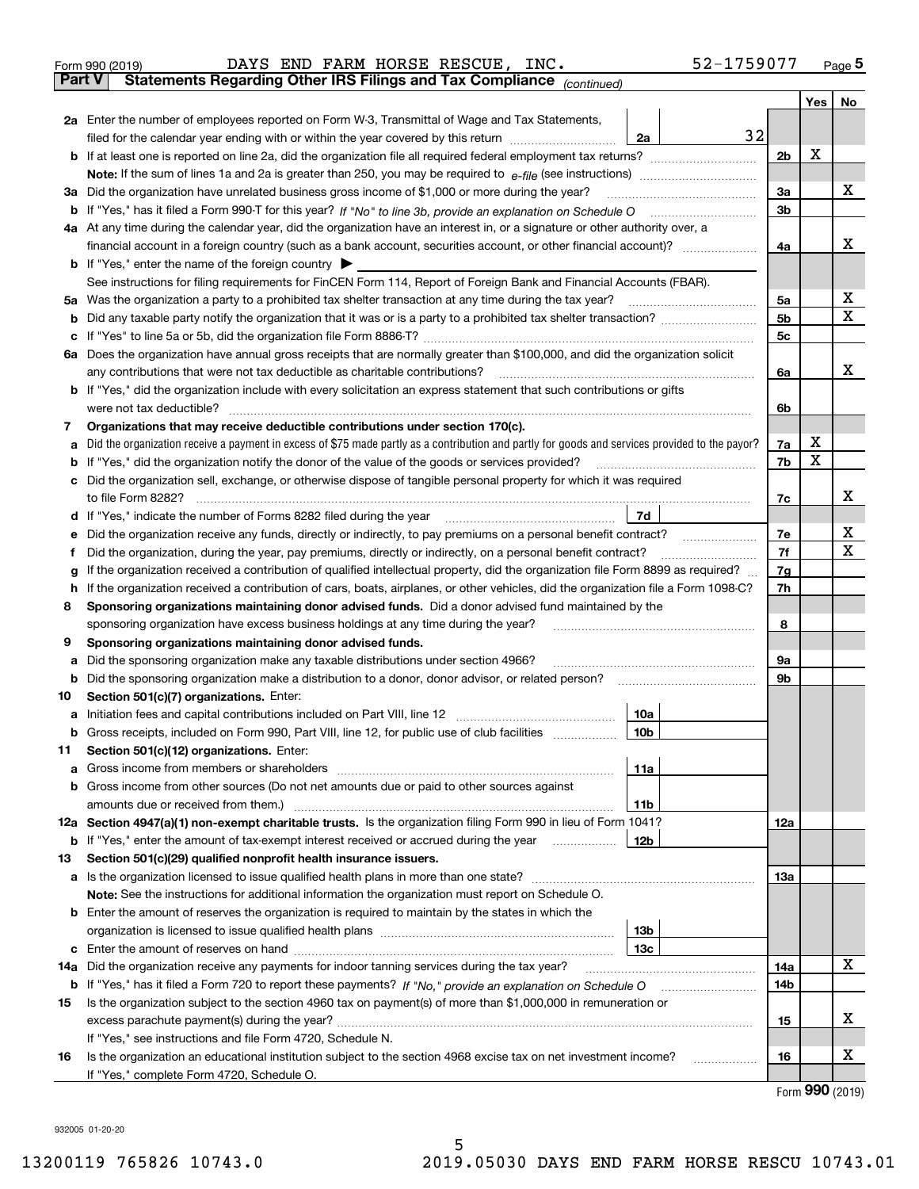Form 990 (2019) DAYS END FARM HORSE RESCUE, INC. 52-1759077 Page 5

**Part V Statements Regarding Other IRS Filings and Tax Compliance** *(continued)*

| | | | | Yes | No |
|---|---|---|---|---|---|
| **2a** | Enter the number of employees reported on Form W-3, Transmittal of Wage and Tax Statements, filed for the calendar year ending with or within the year covered by this return | 2a 32 | | | |
| **b** | If at least one is reported on line 2a, did the organization file all required federal employment tax returns? | | 2b | X | |
| | **Note:** If the sum of lines 1a and 2a is greater than 250, you may be required to *e-file* (see instructions) | | | | |
| **3a** | Did the organization have unrelated business gross income of $1,000 or more during the year? | | 3a | | X |
| **b** | If "Yes," has it filed a Form 990-T for this year? *If "No" to line 3b, provide an explanation on Schedule O* | | 3b | | |
| **4a** | At any time during the calendar year, did the organization have an interest in, or a signature or other authority over, a financial account in a foreign country (such as a bank account, securities account, or other financial account)? | | 4a | | X |
| **b** | If "Yes," enter the name of the foreign country ▶ | | | | |
| | See instructions for filing requirements for FinCEN Form 114, Report of Foreign Bank and Financial Accounts (FBAR). | | | | |
| **5a** | Was the organization a party to a prohibited tax shelter transaction at any time during the tax year? | | 5a | | X |
| **b** | Did any taxable party notify the organization that it was or is a party to a prohibited tax shelter transaction? | | 5b | | X |
| **c** | If "Yes" to line 5a or 5b, did the organization file Form 8886-T? | | 5c | | |
| **6a** | Does the organization have annual gross receipts that are normally greater than $100,000, and did the organization solicit any contributions that were not tax deductible as charitable contributions? | | 6a | | X |
| **b** | If "Yes," did the organization include with every solicitation an express statement that such contributions or gifts were not tax deductible? | | 6b | | |
| **7** | **Organizations that may receive deductible contributions under section 170(c).** | | | | |
| **a** | Did the organization receive a payment in excess of $75 made partly as a contribution and partly for goods and services provided to the payor? | | 7a | X | |
| **b** | If "Yes," did the organization notify the donor of the value of the goods or services provided? | | 7b | X | |
| **c** | Did the organization sell, exchange, or otherwise dispose of tangible personal property for which it was required to file Form 8282? | | 7c | | X |
| **d** | If "Yes," indicate the number of Forms 8282 filed during the year | 7d | | | |
| **e** | Did the organization receive any funds, directly or indirectly, to pay premiums on a personal benefit contract? | | 7e | | X |
| **f** | Did the organization, during the year, pay premiums, directly or indirectly, on a personal benefit contract? | | 7f | | X |
| **g** | If the organization received a contribution of qualified intellectual property, did the organization file Form 8899 as required? | | 7g | | |
| **h** | If the organization received a contribution of cars, boats, airplanes, or other vehicles, did the organization file a Form 1098-C? | | 7h | | |
| **8** | **Sponsoring organizations maintaining donor advised funds.** Did a donor advised fund maintained by the sponsoring organization have excess business holdings at any time during the year? | | 8 | | |
| **9** | **Sponsoring organizations maintaining donor advised funds.** | | | | |
| **a** | Did the sponsoring organization make any taxable distributions under section 4966? | | 9a | | |
| **b** | Did the sponsoring organization make a distribution to a donor, donor advisor, or related person? | | 9b | | |
| **10** | **Section 501(c)(7) organizations.** Enter: | | | | |
| **a** | Initiation fees and capital contributions included on Part VIII, line 12 | 10a | | | |
| **b** | Gross receipts, included on Form 990, Part VIII, line 12, for public use of club facilities | 10b | | | |
| **11** | **Section 501(c)(12) organizations.** Enter: | | | | |
| **a** | Gross income from members or shareholders | 11a | | | |
| **b** | Gross income from other sources (Do not net amounts due or paid to other sources against amounts due or received from them.) | 11b | | | |
| **12a** | **Section 4947(a)(1) non-exempt charitable trusts.** Is the organization filing Form 990 in lieu of Form 1041? | | 12a | | |
| **b** | If "Yes," enter the amount of tax-exempt interest received or accrued during the year | 12b | | | |
| **13** | **Section 501(c)(29) qualified nonprofit health insurance issuers.** | | | | |
| **a** | Is the organization licensed to issue qualified health plans in more than one state? | | 13a | | |
| | **Note:** See the instructions for additional information the organization must report on Schedule O. | | | | |
| **b** | Enter the amount of reserves the organization is required to maintain by the states in which the organization is licensed to issue qualified health plans | 13b | | | |
| **c** | Enter the amount of reserves on hand | 13c | | | |
| **14a** | Did the organization receive any payments for indoor tanning services during the tax year? | | 14a | | X |
| **b** | If "Yes," has it filed a Form 720 to report these payments? *If "No," provide an explanation on Schedule O* | | 14b | | |
| **15** | Is the organization subject to the section 4960 tax on payment(s) of more than $1,000,000 in remuneration or excess parachute payment(s) during the year? | | 15 | | X |
| | If "Yes," see instructions and file Form 4720, Schedule N. | | | | |
| **16** | Is the organization an educational institution subject to the section 4968 excise tax on net investment income? | | 16 | | X |
| | If "Yes," complete Form 4720, Schedule O. | | | | |

Form **990** (2019)

932005 01-20-20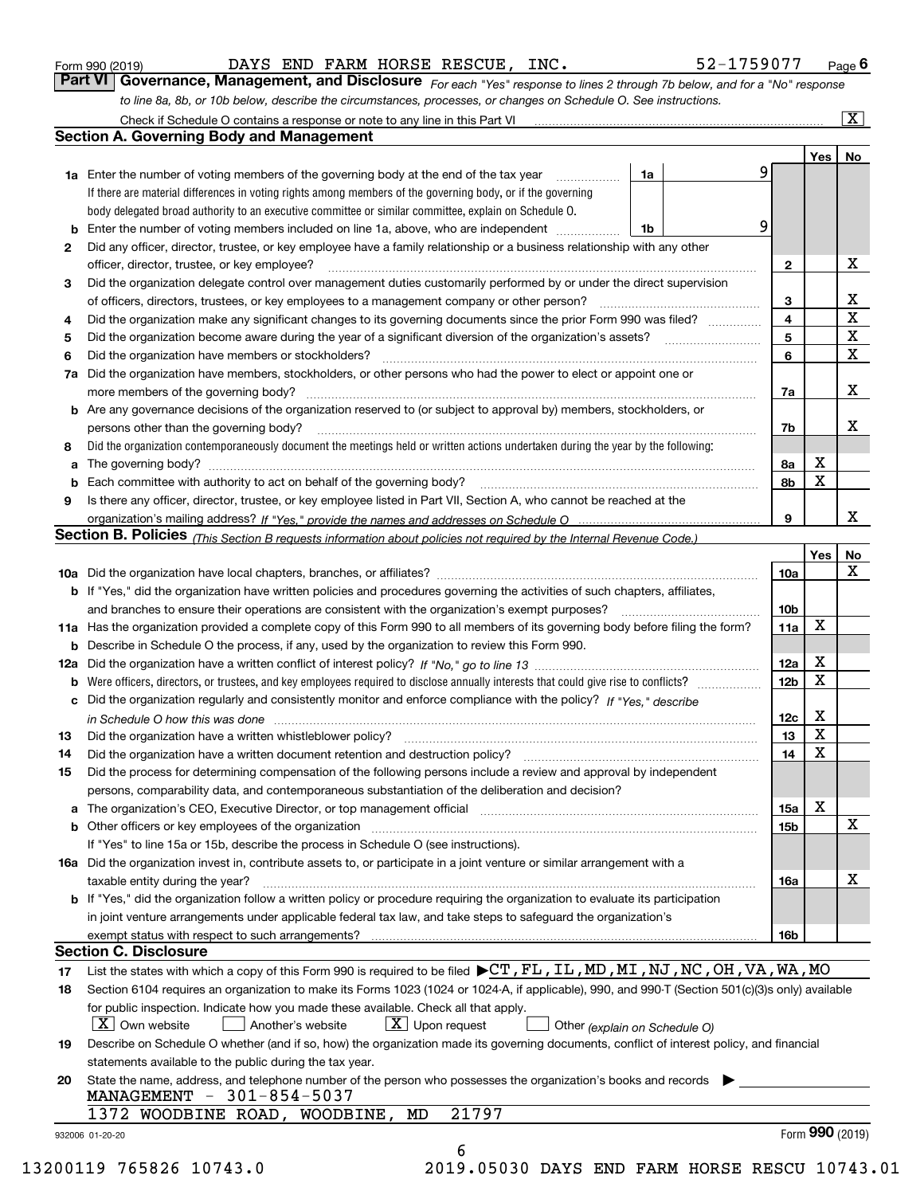Form 990 (2019) DAYS END FARM HORSE RESCUE, INC. 52-1759077 Page **6**

## Part VI Governance, Management, and Disclosure

*For each "Yes" response to lines 2 through 7b below, and for a "No" response to line 8a, 8b, or 10b below, describe the circumstances, processes, or changes on Schedule O. See instructions.*

Check if Schedule O contains a response or note to any line in this Part VI ☒

### Section A. Governing Body and Management

| | | | | Yes | No |
|---|---|---|---|---|---|
| **1a** | Enter the number of voting members of the governing body at the end of the tax year. If there are material differences in voting rights among members of the governing body, or if the governing body delegated broad authority to an executive committee or similar committee, explain on Schedule O. | 1a: 9 | | | |
| **b** | Enter the number of voting members included on line 1a, above, who are independent | 1b: 9 | | | |
| **2** | Did any officer, director, trustee, or key employee have a family relationship or a business relationship with any other officer, director, trustee, or key employee? | | 2 | | X |
| **3** | Did the organization delegate control over management duties customarily performed by or under the direct supervision of officers, directors, trustees, or key employees to a management company or other person? | | 3 | | X |
| **4** | Did the organization make any significant changes to its governing documents since the prior Form 990 was filed? | | 4 | | X |
| **5** | Did the organization become aware during the year of a significant diversion of the organization's assets? | | 5 | | X |
| **6** | Did the organization have members or stockholders? | | 6 | | X |
| **7a** | Did the organization have members, stockholders, or other persons who had the power to elect or appoint one or more members of the governing body? | | 7a | | X |
| **b** | Are any governance decisions of the organization reserved to (or subject to approval by) members, stockholders, or persons other than the governing body? | | 7b | | X |
| **8** | Did the organization contemporaneously document the meetings held or written actions undertaken during the year by the following: | | | | |
| **a** | The governing body? | | 8a | X | |
| **b** | Each committee with authority to act on behalf of the governing body? | | 8b | X | |
| **9** | Is there any officer, director, trustee, or key employee listed in Part VII, Section A, who cannot be reached at the organization's mailing address? *If "Yes," provide the names and addresses on Schedule O* | | 9 | | X |

### Section B. Policies *(This Section B requests information about policies not required by the Internal Revenue Code.)*

| | | | Yes | No |
|---|---|---|---|---|
| **10a** | Did the organization have local chapters, branches, or affiliates? | 10a | | X |
| **b** | If "Yes," did the organization have written policies and procedures governing the activities of such chapters, affiliates, and branches to ensure their operations are consistent with the organization's exempt purposes? | 10b | | |
| **11a** | Has the organization provided a complete copy of this Form 990 to all members of its governing body before filing the form? | 11a | X | |
| **b** | Describe in Schedule O the process, if any, used by the organization to review this Form 990. | | | |
| **12a** | Did the organization have a written conflict of interest policy? *If "No," go to line 13* | 12a | X | |
| **b** | Were officers, directors, or trustees, and key employees required to disclose annually interests that could give rise to conflicts? | 12b | X | |
| **c** | Did the organization regularly and consistently monitor and enforce compliance with the policy? *If "Yes," describe in Schedule O how this was done* | 12c | X | |
| **13** | Did the organization have a written whistleblower policy? | 13 | X | |
| **14** | Did the organization have a written document retention and destruction policy? | 14 | X | |
| **15** | Did the process for determining compensation of the following persons include a review and approval by independent persons, comparability data, and contemporaneous substantiation of the deliberation and decision? | | | |
| **a** | The organization's CEO, Executive Director, or top management official | 15a | X | |
| **b** | Other officers or key employees of the organization. If "Yes" to line 15a or 15b, describe the process in Schedule O (see instructions). | 15b | | X |
| **16a** | Did the organization invest in, contribute assets to, or participate in a joint venture or similar arrangement with a taxable entity during the year? | 16a | | X |
| **b** | If "Yes," did the organization follow a written policy or procedure requiring the organization to evaluate its participation in joint venture arrangements under applicable federal tax law, and take steps to safeguard the organization's exempt status with respect to such arrangements? | 16b | | |

### Section C. Disclosure

**17** List the states with which a copy of this Form 990 is required to be filed ▶CT,FL,IL,MD,MI,NJ,NC,OH,VA,WA,MO

**18** Section 6104 requires an organization to make its Forms 1023 (1024 or 1024-A, if applicable), 990, and 990-T (Section 501(c)(3)s only) available for public inspection. Indicate how you made these available. Check all that apply.

☒ Own website ☐ Another's website ☒ Upon request ☐ Other *(explain on Schedule O)*

**19** Describe on Schedule O whether (and if so, how) the organization made its governing documents, conflict of interest policy, and financial statements available to the public during the tax year.

**20** State the name, address, and telephone number of the person who possesses the organization's books and records ▶

MANAGEMENT - 301-854-5037
1372 WOODBINE ROAD, WOODBINE, MD 21797

932006 01-20-20 Form **990** (2019)

13200119 765826 10743.0 2019.05030 DAYS END FARM HORSE RESCU 10743.01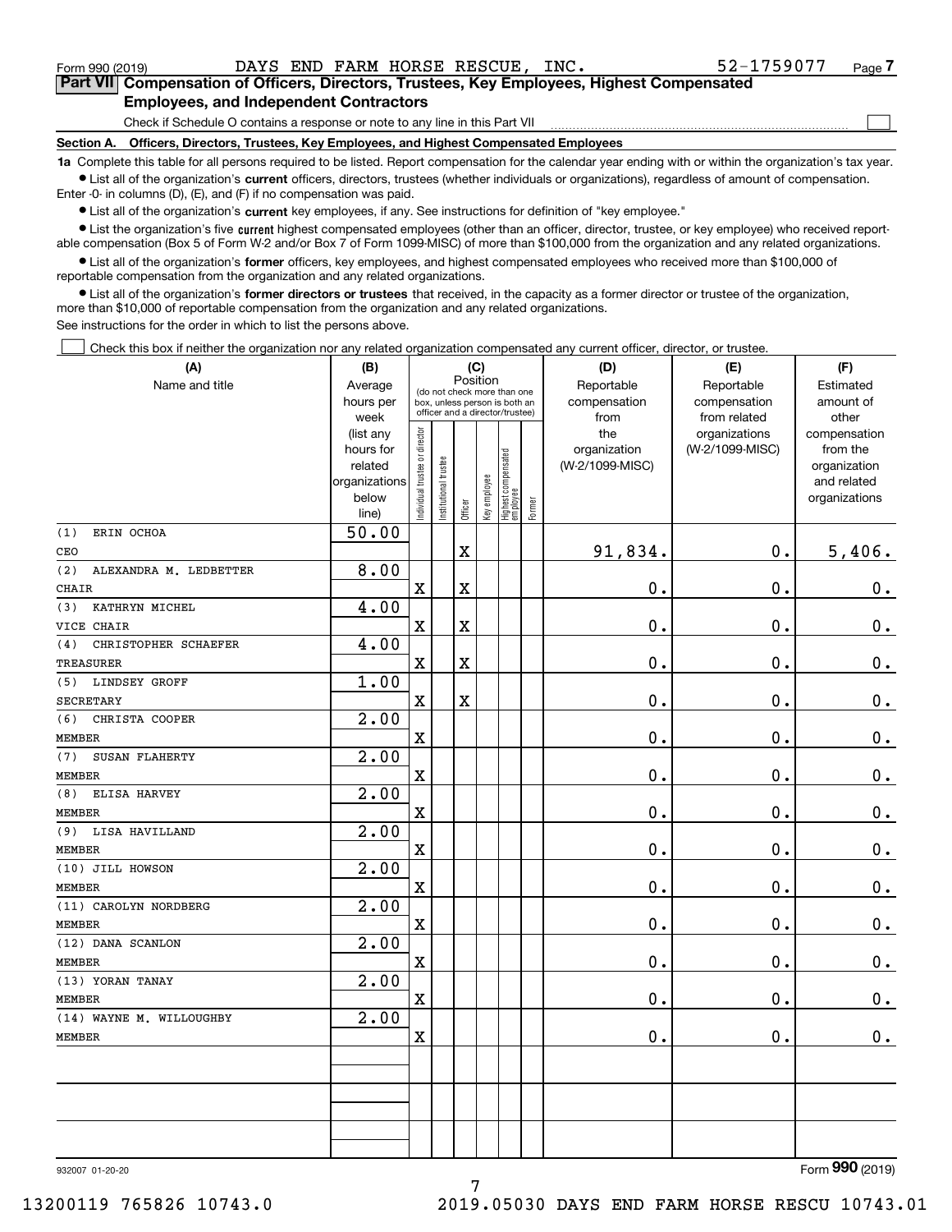Form 990 (2019) DAYS END FARM HORSE RESCUE, INC. 52-1759077 Page 7

## Part VII Compensation of Officers, Directors, Trustees, Key Employees, Highest Compensated Employees, and Independent Contractors

Check if Schedule O contains a response or note to any line in this Part VII ☐

**Section A. Officers, Directors, Trustees, Key Employees, and Highest Compensated Employees**

**1a** Complete this table for all persons required to be listed. Report compensation for the calendar year ending with or within the organization's tax year.

- List all of the organization's **current** officers, directors, trustees (whether individuals or organizations), regardless of amount of compensation. Enter -0- in columns (D), (E), and (F) if no compensation was paid.
- List all of the organization's **current** key employees, if any. See instructions for definition of "key employee."
- List the organization's five **current** highest compensated employees (other than an officer, director, trustee, or key employee) who received reportable compensation (Box 5 of Form W-2 and/or Box 7 of Form 1099-MISC) of more than $100,000 from the organization and any related organizations.
- List all of the organization's **former** officers, key employees, and highest compensated employees who received more than $100,000 of reportable compensation from the organization and any related organizations.
- List all of the organization's **former directors or trustees** that received, in the capacity as a former director or trustee of the organization, more than $10,000 of reportable compensation from the organization and any related organizations.

See instructions for the order in which to list the persons above.

☐ Check this box if neither the organization nor any related organization compensated any current officer, director, or trustee.

| (A) Name and title | (B) Average hours per week (list any hours for related organizations below line) | (C) Position: Individual trustee or director | Institutional trustee | Officer | Key employee | Highest compensated employee | Former | (D) Reportable compensation from the organization (W-2/1099-MISC) | (E) Reportable compensation from related organizations (W-2/1099-MISC) | (F) Estimated amount of other compensation from the organization and related organizations |
|---|---|---|---|---|---|---|---|---|---|---|
| (1) ERIN OCHOA<br>CEO | 50.00 | | | X | | | | 91,834. | 0. | 5,406. |
| (2) ALEXANDRA M. LEDBETTER<br>CHAIR | 8.00 | X | | X | | | | 0. | 0. | 0. |
| (3) KATHRYN MICHEL<br>VICE CHAIR | 4.00 | X | | X | | | | 0. | 0. | 0. |
| (4) CHRISTOPHER SCHAEFER<br>TREASURER | 4.00 | X | | X | | | | 0. | 0. | 0. |
| (5) LINDSEY GROFF<br>SECRETARY | 1.00 | X | | X | | | | 0. | 0. | 0. |
| (6) CHRISTA COOPER<br>MEMBER | 2.00 | X | | | | | | 0. | 0. | 0. |
| (7) SUSAN FLAHERTY<br>MEMBER | 2.00 | X | | | | | | 0. | 0. | 0. |
| (8) ELISA HARVEY<br>MEMBER | 2.00 | X | | | | | | 0. | 0. | 0. |
| (9) LISA HAVILLAND<br>MEMBER | 2.00 | X | | | | | | 0. | 0. | 0. |
| (10) JILL HOWSON<br>MEMBER | 2.00 | X | | | | | | 0. | 0. | 0. |
| (11) CAROLYN NORDBERG<br>MEMBER | 2.00 | X | | | | | | 0. | 0. | 0. |
| (12) DANA SCANLON<br>MEMBER | 2.00 | X | | | | | | 0. | 0. | 0. |
| (13) YORAN TANAY<br>MEMBER | 2.00 | X | | | | | | 0. | 0. | 0. |
| (14) WAYNE M. WILLOUGHBY<br>MEMBER | 2.00 | X | | | | | | 0. | 0. | 0. |

932007 01-20-20 Form 990 (2019)

13200119 765826 10743.0 2019.05030 DAYS END FARM HORSE RESCU 10743.01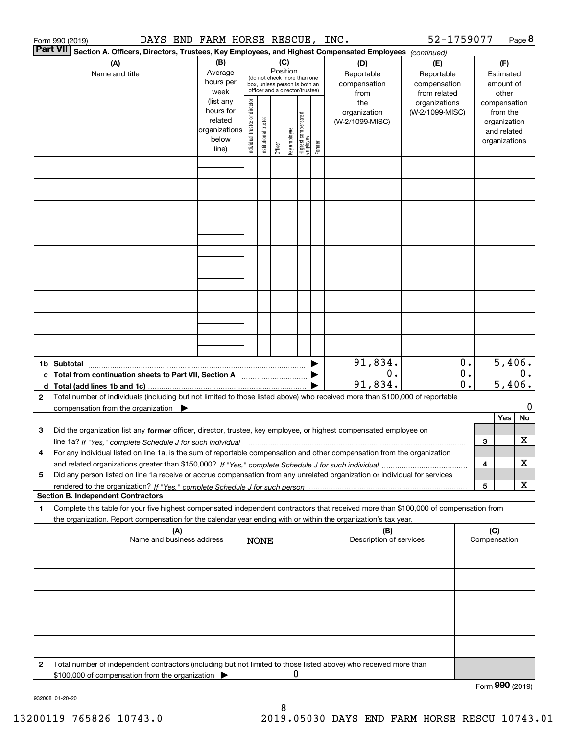Form 990 (2019) DAYS END FARM HORSE RESCUE, INC. 52-1759077 Page 8

**Part VII** **Section A. Officers, Directors, Trustees, Key Employees, and Highest Compensated Employees** *(continued)*

| (A) Name and title | (B) Average hours per week (list any hours for related organizations below line) | (C) Position: Individual trustee or director | Institutional trustee | Officer | Key employee | Highest compensated employee | Former | (D) Reportable compensation from the organization (W-2/1099-MISC) | (E) Reportable compensation from related organizations (W-2/1099-MISC) | (F) Estimated amount of other compensation from the organization and related organizations |
|---|---|---|---|---|---|---|---|---|---|---|
| | | | | | | | | | | |
| | | | | | | | | | | |
| | | | | | | | | | | |
| | | | | | | | | | | |
| | | | | | | | | | | |
| | | | | | | | | | | |
| | | | | | | | | | | |
| | | | | | | | | | | |
| | | | | | | | | | | |
| **1b Subtotal** | | | | | | | ▶ | 91,834. | 0. | 5,406. |
| **c Total from continuation sheets to Part VII, Section A** | | | | | | | ▶ | 0. | 0. | 0. |
| **d Total (add lines 1b and 1c)** | | | | | | | ▶ | 91,834. | 0. | 5,406. |

**2** Total number of individuals (including but not limited to those listed above) who received more than $100,000 of reportable compensation from the organization ▶ 0

| | | | Yes | No |
|---|---|---|---|---|
| **3** | Did the organization list any **former** officer, director, trustee, key employee, or highest compensated employee on line 1a? *If "Yes," complete Schedule J for such individual* | 3 | | X |
| **4** | For any individual listed on line 1a, is the sum of reportable compensation and other compensation from the organization and related organizations greater than $150,000? *If "Yes," complete Schedule J for such individual* | 4 | | X |
| **5** | Did any person listed on line 1a receive or accrue compensation from any unrelated organization or individual for services rendered to the organization? *If "Yes," complete Schedule J for such person* | 5 | | X |

**Section B. Independent Contractors**

**1** Complete this table for your five highest compensated independent contractors that received more than $100,000 of compensation from the organization. Report compensation for the calendar year ending with or within the organization's tax year.

| (A) Name and business address | (B) Description of services | (C) Compensation |
|---|---|---|
| NONE | | |
| | | |
| | | |
| | | |
| | | |
| | | |

**2** Total number of independent contractors (including but not limited to those listed above) who received more than $100,000 of compensation from the organization ▶ 0

Form **990** (2019)

932008 01-20-20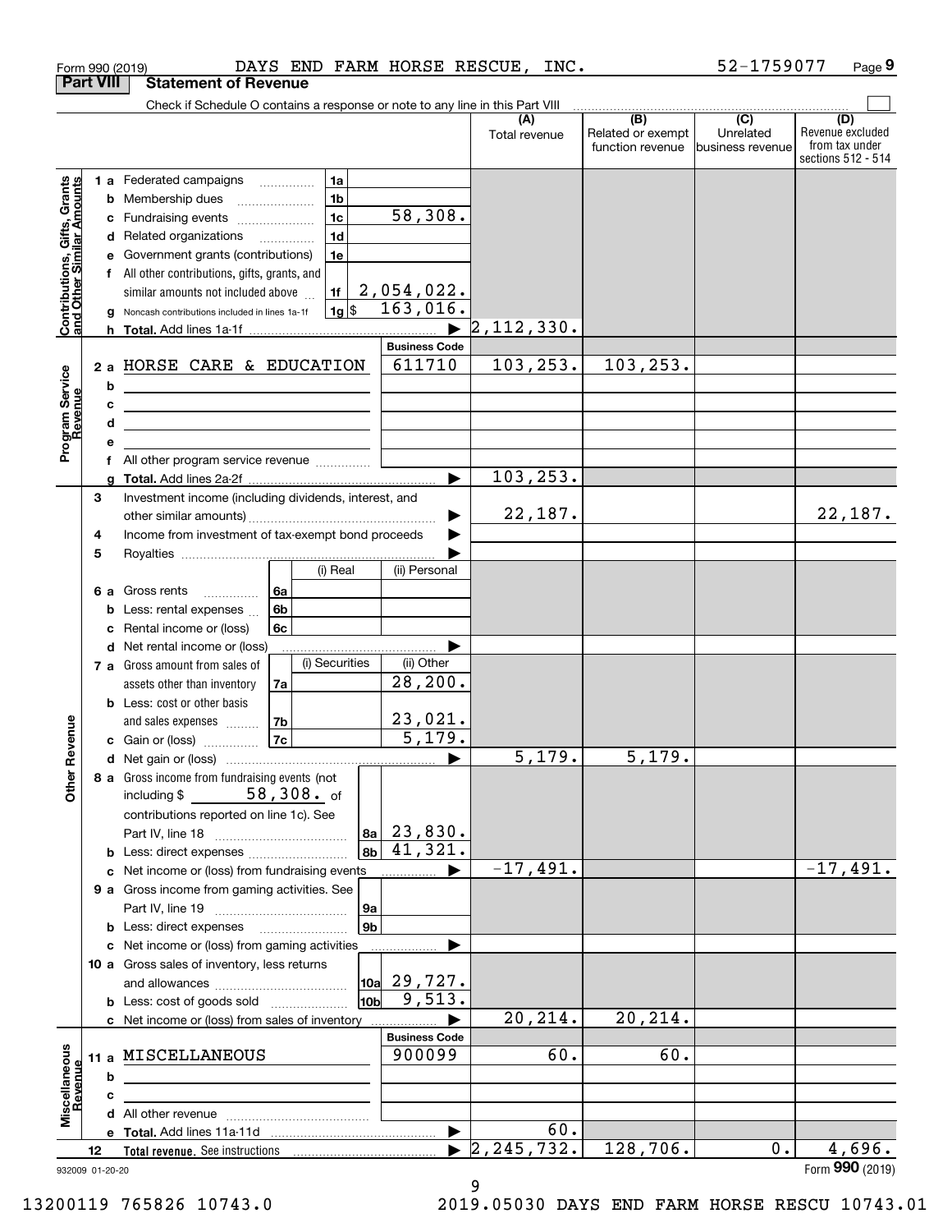Form 990 (2019) DAYS END FARM HORSE RESCUE, INC. 52-1759077

## Part VIII Statement of Revenue

Check if Schedule O contains a response or note to any line in this Part VIII

| | | | | (A) Total revenue | (B) Related or exempt function revenue | (C) Unrelated business revenue | (D) Revenue excluded from tax under sections 512 - 514 |
|---|---|---|---|---|---|---|---|
| **Contributions, Gifts, Grants and Other Similar Amounts** | 1a Federated campaigns | 1a | | | | | |
| | b Membership dues | 1b | | | | | |
| | c Fundraising events | 1c | 58,308. | | | | |
| | d Related organizations | 1d | | | | | |
| | e Government grants (contributions) | 1e | | | | | |
| | f All other contributions, gifts, grants, and similar amounts not included above | 1f | 2,054,022. | | | | |
| | g Noncash contributions included in lines 1a-1f | 1g $ | 163,016. | | | | |
| | h Total. Add lines 1a-1f | | | 2,112,330. | | | |
| | | | **Business Code** | | | | |
| **Program Service Revenue** | 2a HORSE CARE & EDUCATION | | 611710 | 103,253. | 103,253. | | |
| | b | | | | | | |
| | c | | | | | | |
| | d | | | | | | |
| | e | | | | | | |
| | f All other program service revenue | | | | | | |
| | g Total. Add lines 2a-2f | | | 103,253. | | | |
| **Other Revenue** | 3 Investment income (including dividends, interest, and other similar amounts) | | | 22,187. | | | 22,187. |
| | 4 Income from investment of tax-exempt bond proceeds | | | | | | |
| | 5 Royalties | | | | | | |
| | | (i) Real | (ii) Personal | | | | |
| | 6a Gross rents | 6a | | | | | |
| | b Less: rental expenses | 6b | | | | | |
| | c Rental income or (loss) | 6c | | | | | |
| | d Net rental income or (loss) | | | | | | |
| | | (i) Securities | (ii) Other | | | | |
| | 7a Gross amount from sales of assets other than inventory | 7a | 28,200. | | | | |
| | b Less: cost or other basis and sales expenses | 7b | 23,021. | | | | |
| | c Gain or (loss) | 7c | 5,179. | | | | |
| | d Net gain or (loss) | | | 5,179. | 5,179. | | |
| | 8a Gross income from fundraising events (not including $ 58,308. of contributions reported on line 1c). See Part IV, line 18 | 8a | 23,830. | | | | |
| | b Less: direct expenses | 8b | 41,321. | | | | |
| | c Net income or (loss) from fundraising events | | | -17,491. | | | -17,491. |
| | 9a Gross income from gaming activities. See Part IV, line 19 | 9a | | | | | |
| | b Less: direct expenses | 9b | | | | | |
| | c Net income or (loss) from gaming activities | | | | | | |
| | 10a Gross sales of inventory, less returns and allowances | 10a | 29,727. | | | | |
| | b Less: cost of goods sold | 10b | 9,513. | | | | |
| | c Net income or (loss) from sales of inventory | | | 20,214. | 20,214. | | |
| | | | **Business Code** | | | | |
| **Miscellaneous Revenue** | 11a MISCELLANEOUS | | 900099 | 60. | 60. | | |
| | b | | | | | | |
| | c | | | | | | |
| | d All other revenue | | | | | | |
| | e Total. Add lines 11a-11d | | | 60. | | | |
| | 12 **Total revenue.** See instructions | | | 2,245,732. | 128,706. | 0. | 4,696. |

932009 01-20-20

Form 990 (2019)

13200119 765826 10743.0 2019.05030 DAYS END FARM HORSE RESCU 10743.01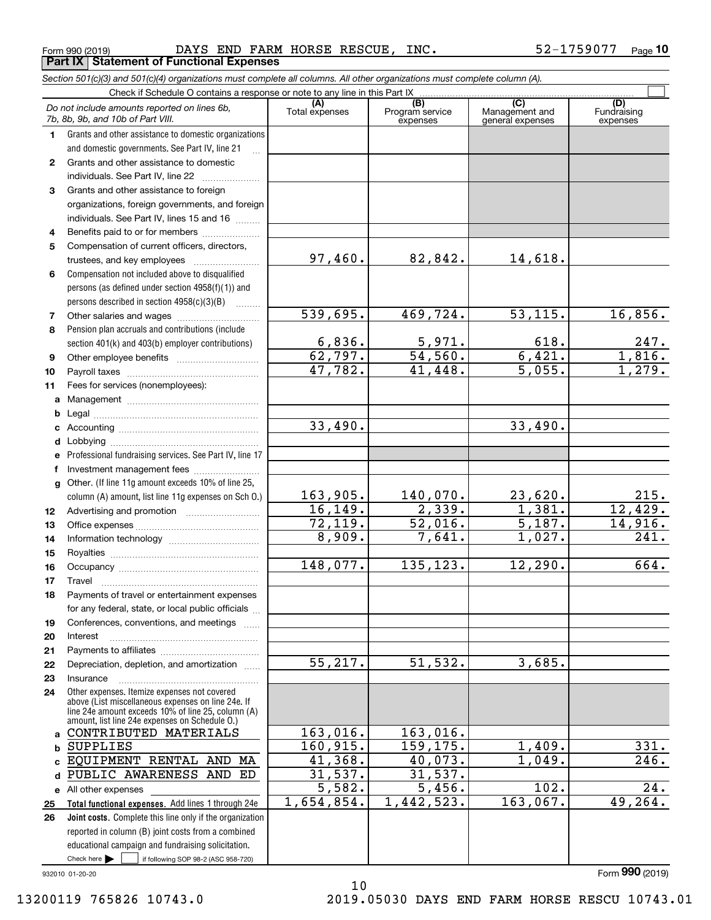Form 990 (2019) DAYS END FARM HORSE RESCUE, INC. 52-1759077 Page 10

**Part IX Statement of Functional Expenses**

*Section 501(c)(3) and 501(c)(4) organizations must complete all columns. All other organizations must complete column (A).*

Check if Schedule O contains a response or note to any line in this Part IX

| *Do not include amounts reported on lines 6b, 7b, 8b, 9b, and 10b of Part VIII.* | (A) Total expenses | (B) Program service expenses | (C) Management and general expenses | (D) Fundraising expenses |
|---|---|---|---|---|
| **1** Grants and other assistance to domestic organizations and domestic governments. See Part IV, line 21 | | | | |
| **2** Grants and other assistance to domestic individuals. See Part IV, line 22 | | | | |
| **3** Grants and other assistance to foreign organizations, foreign governments, and foreign individuals. See Part IV, lines 15 and 16 | | | | |
| **4** Benefits paid to or for members | | | | |
| **5** Compensation of current officers, directors, trustees, and key employees | 97,460. | 82,842. | 14,618. | |
| **6** Compensation not included above to disqualified persons (as defined under section 4958(f)(1)) and persons described in section 4958(c)(3)(B) | | | | |
| **7** Other salaries and wages | 539,695. | 469,724. | 53,115. | 16,856. |
| **8** Pension plan accruals and contributions (include section 401(k) and 403(b) employer contributions) | 6,836. | 5,971. | 618. | 247. |
| **9** Other employee benefits | 62,797. | 54,560. | 6,421. | 1,816. |
| **10** Payroll taxes | 47,782. | 41,448. | 5,055. | 1,279. |
| **11** Fees for services (nonemployees): | | | | |
| **a** Management | | | | |
| **b** Legal | | | | |
| **c** Accounting | 33,490. | | 33,490. | |
| **d** Lobbying | | | | |
| **e** Professional fundraising services. See Part IV, line 17 | | | | |
| **f** Investment management fees | | | | |
| **g** Other. (If line 11g amount exceeds 10% of line 25, column (A) amount, list line 11g expenses on Sch O.) | 163,905. | 140,070. | 23,620. | 215. |
| **12** Advertising and promotion | 16,149. | 2,339. | 1,381. | 12,429. |
| **13** Office expenses | 72,119. | 52,016. | 5,187. | 14,916. |
| **14** Information technology | 8,909. | 7,641. | 1,027. | 241. |
| **15** Royalties | | | | |
| **16** Occupancy | 148,077. | 135,123. | 12,290. | 664. |
| **17** Travel | | | | |
| **18** Payments of travel or entertainment expenses for any federal, state, or local public officials | | | | |
| **19** Conferences, conventions, and meetings | | | | |
| **20** Interest | | | | |
| **21** Payments to affiliates | | | | |
| **22** Depreciation, depletion, and amortization | 55,217. | 51,532. | 3,685. | |
| **23** Insurance | | | | |
| **24** Other expenses. Itemize expenses not covered above (List miscellaneous expenses on line 24e. If line 24e amount exceeds 10% of line 25, column (A) amount, list line 24e expenses on Schedule O.) | | | | |
| **a** CONTRIBUTED MATERIALS | 163,016. | 163,016. | | |
| **b** SUPPLIES | 160,915. | 159,175. | 1,409. | 331. |
| **c** EQUIPMENT RENTAL AND MA | 41,368. | 40,073. | 1,049. | 246. |
| **d** PUBLIC AWARENESS AND ED | 31,537. | 31,537. | | |
| **e** All other expenses | 5,582. | 5,456. | 102. | 24. |
| **25 Total functional expenses.** Add lines 1 through 24e | 1,654,854. | 1,442,523. | 163,067. | 49,264. |
| **26 Joint costs.** Complete this line only if the organization reported in column (B) joint costs from a combined educational campaign and fundraising solicitation. Check here ☐ if following SOP 98-2 (ASC 958-720) | | | | |

932010 01-20-20

Form **990** (2019)

13200119 765826 10743.0 2019.05030 DAYS END FARM HORSE RESCU 10743.01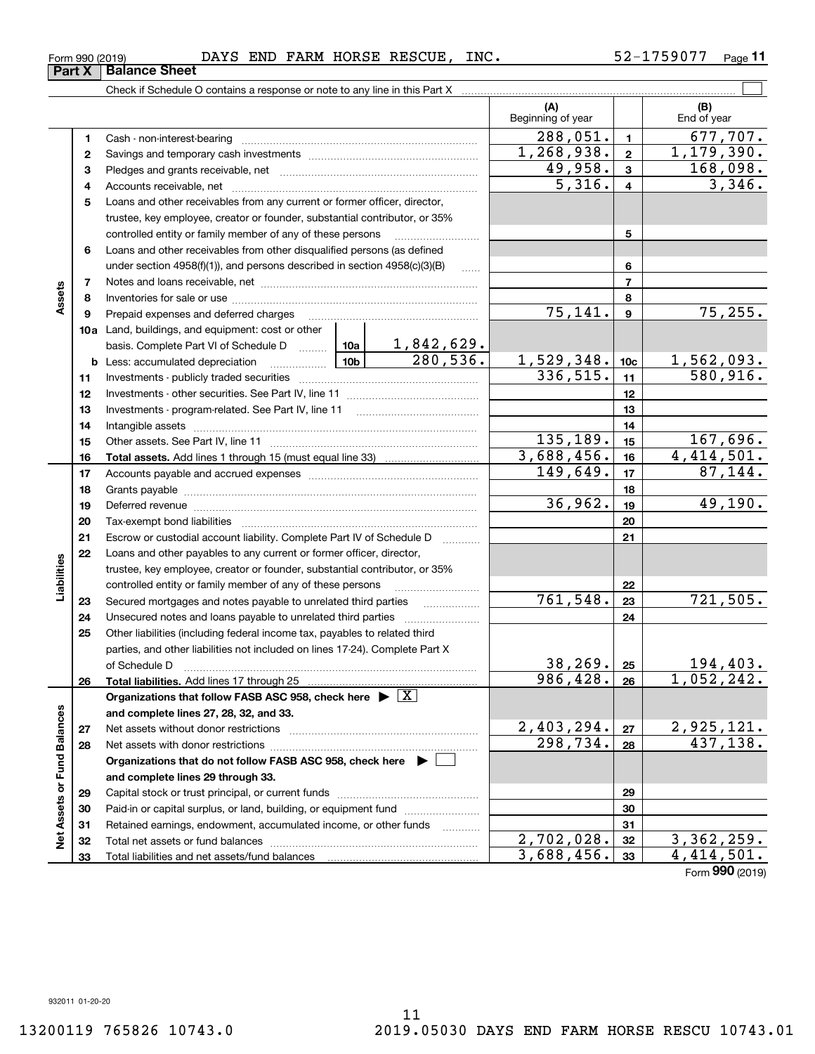Form 990 (2019) DAYS END FARM HORSE RESCUE, INC. 52-1759077

## Part X Balance Sheet

Check if Schedule O contains a response or note to any line in this Part X ☐

| | | | (A) Beginning of year | | (B) End of year |
|---|---|---|---|---|---|
| Assets | 1 | Cash - non-interest-bearing | 288,051. | 1 | 677,707. |
| | 2 | Savings and temporary cash investments | 1,268,938. | 2 | 1,179,390. |
| | 3 | Pledges and grants receivable, net | 49,958. | 3 | 168,098. |
| | 4 | Accounts receivable, net | 5,316. | 4 | 3,346. |
| | 5 | Loans and other receivables from any current or former officer, director, trustee, key employee, creator or founder, substantial contributor, or 35% controlled entity or family member of any of these persons | | 5 | |
| | 6 | Loans and other receivables from other disqualified persons (as defined under section 4958(f)(1)), and persons described in section 4958(c)(3)(B) | | 6 | |
| | 7 | Notes and loans receivable, net | | 7 | |
| | 8 | Inventories for sale or use | | 8 | |
| | 9 | Prepaid expenses and deferred charges | 75,141. | 9 | 75,255. |
| | 10a | Land, buildings, and equipment: cost or other basis. Complete Part VI of Schedule D — 10a: 1,842,629. | | | |
| | b | Less: accumulated depreciation — 10b: 280,536. | 1,529,348. | 10c | 1,562,093. |
| | 11 | Investments - publicly traded securities | 336,515. | 11 | 580,916. |
| | 12 | Investments - other securities. See Part IV, line 11 | | 12 | |
| | 13 | Investments - program-related. See Part IV, line 11 | | 13 | |
| | 14 | Intangible assets | | 14 | |
| | 15 | Other assets. See Part IV, line 11 | 135,189. | 15 | 167,696. |
| | 16 | **Total assets.** Add lines 1 through 15 (must equal line 33) | 3,688,456. | 16 | 4,414,501. |
| Liabilities | 17 | Accounts payable and accrued expenses | 149,649. | 17 | 87,144. |
| | 18 | Grants payable | | 18 | |
| | 19 | Deferred revenue | 36,962. | 19 | 49,190. |
| | 20 | Tax-exempt bond liabilities | | 20 | |
| | 21 | Escrow or custodial account liability. Complete Part IV of Schedule D | | 21 | |
| | 22 | Loans and other payables to any current or former officer, director, trustee, key employee, creator or founder, substantial contributor, or 35% controlled entity or family member of any of these persons | | 22 | |
| | 23 | Secured mortgages and notes payable to unrelated third parties | 761,548. | 23 | 721,505. |
| | 24 | Unsecured notes and loans payable to unrelated third parties | | 24 | |
| | 25 | Other liabilities (including federal income tax, payables to related third parties, and other liabilities not included on lines 17-24). Complete Part X of Schedule D | 38,269. | 25 | 194,403. |
| | 26 | **Total liabilities.** Add lines 17 through 25 | 986,428. | 26 | 1,052,242. |
| Net Assets or Fund Balances | | **Organizations that follow FASB ASC 958, check here ▶ ☒ and complete lines 27, 28, 32, and 33.** | | | |
| | 27 | Net assets without donor restrictions | 2,403,294. | 27 | 2,925,121. |
| | 28 | Net assets with donor restrictions | 298,734. | 28 | 437,138. |
| | | **Organizations that do not follow FASB ASC 958, check here ▶ ☐ and complete lines 29 through 33.** | | | |
| | 29 | Capital stock or trust principal, or current funds | | 29 | |
| | 30 | Paid-in or capital surplus, or land, building, or equipment fund | | 30 | |
| | 31 | Retained earnings, endowment, accumulated income, or other funds | | 31 | |
| | 32 | Total net assets or fund balances | 2,702,028. | 32 | 3,362,259. |
| | 33 | Total liabilities and net assets/fund balances | 3,688,456. | 33 | 4,414,501. |

Form **990** (2019)

932011 01-20-20

13200119 765826 10743.0 2019.05030 DAYS END FARM HORSE RESCU 10743.01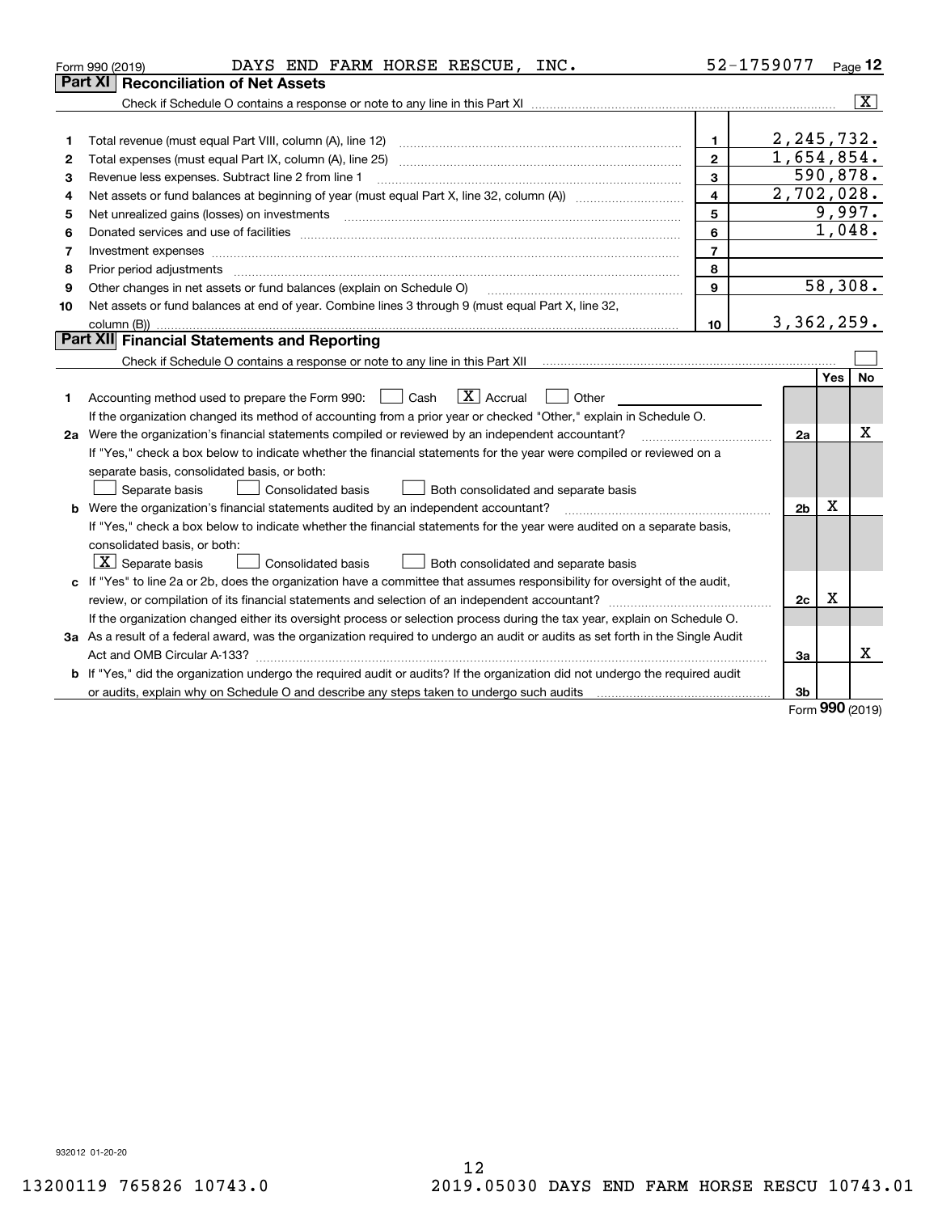Form 990 (2019) DAYS END FARM HORSE RESCUE, INC. 52-1759077 Page **12**

## Part XI Reconciliation of Net Assets

Check if Schedule O contains a response or note to any line in this Part XI ..... [X]

| | | | |
|---|---|---|---|
| 1 | Total revenue (must equal Part VIII, column (A), line 12) | 1 | 2,245,732. |
| 2 | Total expenses (must equal Part IX, column (A), line 25) | 2 | 1,654,854. |
| 3 | Revenue less expenses. Subtract line 2 from line 1 | 3 | 590,878. |
| 4 | Net assets or fund balances at beginning of year (must equal Part X, line 32, column (A)) | 4 | 2,702,028. |
| 5 | Net unrealized gains (losses) on investments | 5 | 9,997. |
| 6 | Donated services and use of facilities | 6 | 1,048. |
| 7 | Investment expenses | 7 | |
| 8 | Prior period adjustments | 8 | |
| 9 | Other changes in net assets or fund balances (explain on Schedule O) | 9 | 58,308. |
| 10 | Net assets or fund balances at end of year. Combine lines 3 through 9 (must equal Part X, line 32, column (B)) | 10 | 3,362,259. |

## Part XII Financial Statements and Reporting

Check if Schedule O contains a response or note to any line in this Part XII ..... [ ]

| | | | Yes | No |
|---|---|---|---|---|
| 1 | Accounting method used to prepare the Form 990: [ ] Cash [X] Accrual [ ] Other<br>If the organization changed its method of accounting from a prior year or checked "Other," explain in Schedule O. | | | |
| 2a | Were the organization's financial statements compiled or reviewed by an independent accountant?<br>If "Yes," check a box below to indicate whether the financial statements for the year were compiled or reviewed on a separate basis, consolidated basis, or both:<br>[ ] Separate basis [ ] Consolidated basis [ ] Both consolidated and separate basis | 2a | | X |
| b | Were the organization's financial statements audited by an independent accountant?<br>If "Yes," check a box below to indicate whether the financial statements for the year were audited on a separate basis, consolidated basis, or both:<br>[X] Separate basis [ ] Consolidated basis [ ] Both consolidated and separate basis | 2b | X | |
| c | If "Yes" to line 2a or 2b, does the organization have a committee that assumes responsibility for oversight of the audit, review, or compilation of its financial statements and selection of an independent accountant?<br>If the organization changed either its oversight process or selection process during the tax year, explain on Schedule O. | 2c | X | |
| 3a | As a result of a federal award, was the organization required to undergo an audit or audits as set forth in the Single Audit Act and OMB Circular A-133? | 3a | | X |
| b | If "Yes," did the organization undergo the required audit or audits? If the organization did not undergo the required audit or audits, explain why on Schedule O and describe any steps taken to undergo such audits | 3b | | |

Form **990** (2019)

932012 01-20-20

13200119 765826 10743.0 2019.05030 DAYS END FARM HORSE RESCU 10743.01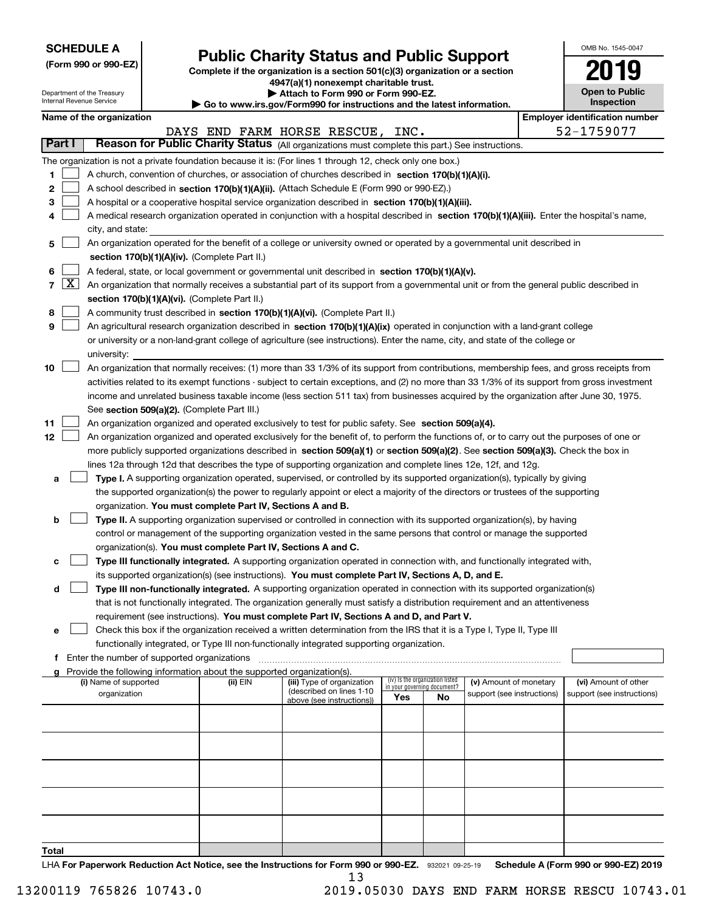**SCHEDULE A**
**(Form 990 or 990-EZ)**

Department of the Treasury
Internal Revenue Service

# Public Charity Status and Public Support

**Complete if the organization is a section 501(c)(3) organization or a section 4947(a)(1) nonexempt charitable trust.**
**▶ Attach to Form 990 or Form 990-EZ.**
**▶ Go to www.irs.gov/Form990 for instructions and the latest information.**

OMB No. 1545-0047

**2019**

**Open to Public Inspection**

**Name of the organization**
DAYS END FARM HORSE RESCUE, INC.

**Employer identification number**
52-1759077

**Part I** **Reason for Public Charity Status** (All organizations must complete this part.) See instructions.

The organization is not a private foundation because it is: (For lines 1 through 12, check only one box.)

1 ☐ A church, convention of churches, or association of churches described in **section 170(b)(1)(A)(i).**

2 ☐ A school described in **section 170(b)(1)(A)(ii).** (Attach Schedule E (Form 990 or 990-EZ).)

3 ☐ A hospital or a cooperative hospital service organization described in **section 170(b)(1)(A)(iii).**

4 ☐ A medical research organization operated in conjunction with a hospital described in **section 170(b)(1)(A)(iii).** Enter the hospital's name, city, and state:

5 ☐ An organization operated for the benefit of a college or university owned or operated by a governmental unit described in **section 170(b)(1)(A)(iv).** (Complete Part II.)

6 ☐ A federal, state, or local government or governmental unit described in **section 170(b)(1)(A)(v).**

7 ☒ An organization that normally receives a substantial part of its support from a governmental unit or from the general public described in **section 170(b)(1)(A)(vi).** (Complete Part II.)

8 ☐ A community trust described in **section 170(b)(1)(A)(vi).** (Complete Part II.)

9 ☐ An agricultural research organization described in **section 170(b)(1)(A)(ix)** operated in conjunction with a land-grant college or university or a non-land-grant college of agriculture (see instructions). Enter the name, city, and state of the college or university:

10 ☐ An organization that normally receives: (1) more than 33 1/3% of its support from contributions, membership fees, and gross receipts from activities related to its exempt functions - subject to certain exceptions, and (2) no more than 33 1/3% of its support from gross investment income and unrelated business taxable income (less section 511 tax) from businesses acquired by the organization after June 30, 1975. See **section 509(a)(2).** (Complete Part III.)

11 ☐ An organization organized and operated exclusively to test for public safety. See **section 509(a)(4).**

12 ☐ An organization organized and operated exclusively for the benefit of, to perform the functions of, or to carry out the purposes of one or more publicly supported organizations described in **section 509(a)(1)** or **section 509(a)(2)**. See **section 509(a)(3).** Check the box in lines 12a through 12d that describes the type of supporting organization and complete lines 12e, 12f, and 12g.

a ☐ **Type I.** A supporting organization operated, supervised, or controlled by its supported organization(s), typically by giving the supported organization(s) the power to regularly appoint or elect a majority of the directors or trustees of the supporting organization. **You must complete Part IV, Sections A and B.**

b ☐ **Type II.** A supporting organization supervised or controlled in connection with its supported organization(s), by having control or management of the supporting organization vested in the same persons that control or manage the supported organization(s). **You must complete Part IV, Sections A and C.**

c ☐ **Type III functionally integrated.** A supporting organization operated in connection with, and functionally integrated with, its supported organization(s) (see instructions). **You must complete Part IV, Sections A, D, and E.**

d ☐ **Type III non-functionally integrated.** A supporting organization operated in connection with its supported organization(s) that is not functionally integrated. The organization generally must satisfy a distribution requirement and an attentiveness requirement (see instructions). **You must complete Part IV, Sections A and D, and Part V.**

e ☐ Check this box if the organization received a written determination from the IRS that it is a Type I, Type II, Type III functionally integrated, or Type III non-functionally integrated supporting organization.

f Enter the number of supported organizations

g Provide the following information about the supported organization(s).

| (i) Name of supported organization | (ii) EIN | (iii) Type of organization (described on lines 1-10 above (see instructions)) | (iv) Is the organization listed in your governing document? Yes | No | (v) Amount of monetary support (see instructions) | (vi) Amount of other support (see instructions) |
|---|---|---|---|---|---|---|
| | | | | | | |
| | | | | | | |
| | | | | | | |
| | | | | | | |
| | | | | | | |
| **Total** | | | | | | |

LHA **For Paperwork Reduction Act Notice, see the Instructions for Form 990 or 990-EZ.** 932021 09-25-19 **Schedule A (Form 990 or 990-EZ) 2019**

13200119 765826 10743.0 2019.05030 DAYS END FARM HORSE RESCU 10743.01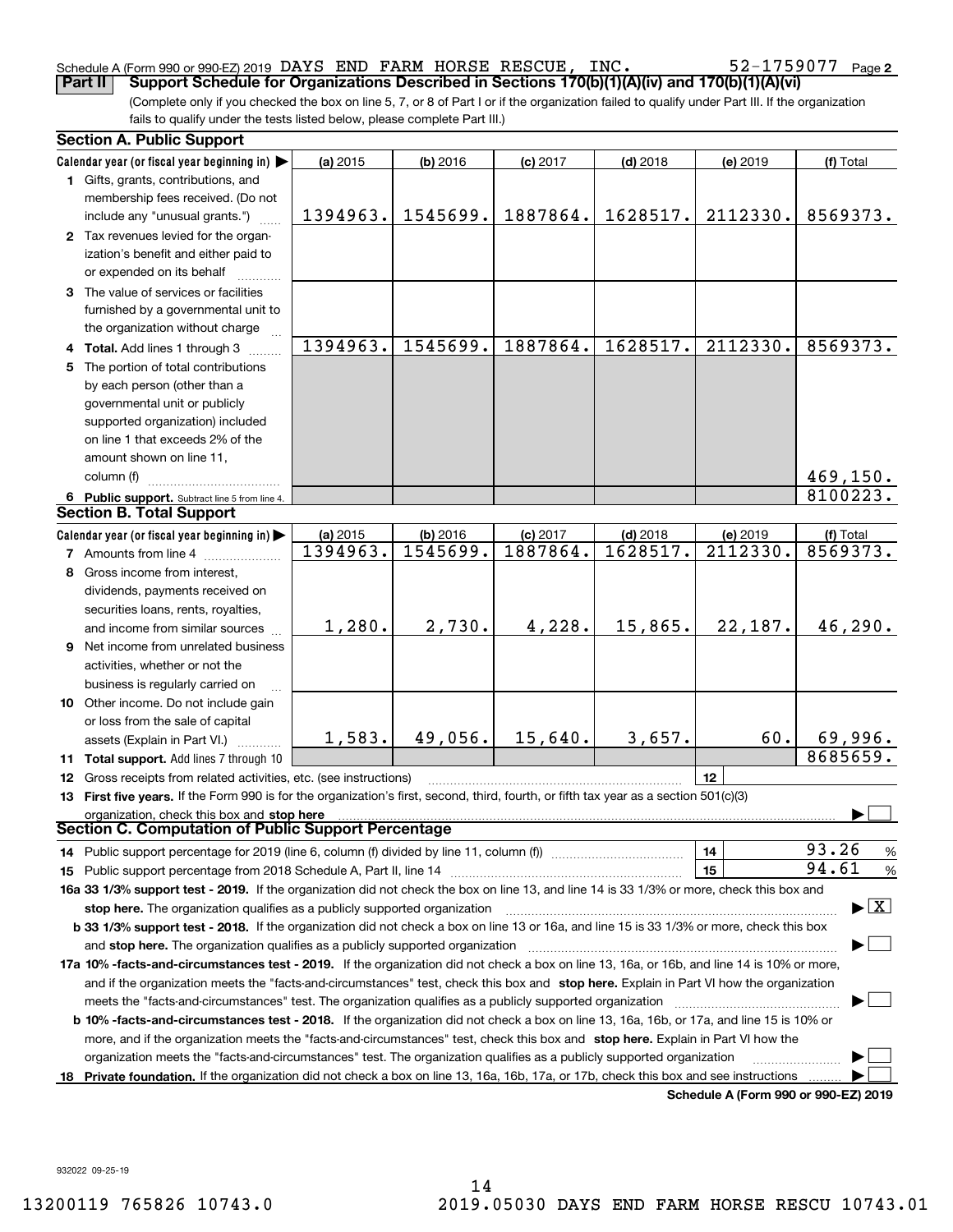Schedule A (Form 990 or 990-EZ) 2019 DAYS END FARM HORSE RESCUE, INC. 52-1759077 Page 2

**Part II Support Schedule for Organizations Described in Sections 170(b)(1)(A)(iv) and 170(b)(1)(A)(vi)**

(Complete only if you checked the box on line 5, 7, or 8 of Part I or if the organization failed to qualify under Part III. If the organization fails to qualify under the tests listed below, please complete Part III.)

## Section A. Public Support

| Calendar year (or fiscal year beginning in) ▶ | (a) 2015 | (b) 2016 | (c) 2017 | (d) 2018 | (e) 2019 | (f) Total |
|---|---|---|---|---|---|---|
| 1 Gifts, grants, contributions, and membership fees received. (Do not include any "unusual grants.") | 1394963. | 1545699. | 1887864. | 1628517. | 2112330. | 8569373. |
| 2 Tax revenues levied for the organization's benefit and either paid to or expended on its behalf | | | | | | |
| 3 The value of services or facilities furnished by a governmental unit to the organization without charge | | | | | | |
| 4 Total. Add lines 1 through 3 | 1394963. | 1545699. | 1887864. | 1628517. | 2112330. | 8569373. |
| 5 The portion of total contributions by each person (other than a governmental unit or publicly supported organization) included on line 1 that exceeds 2% of the amount shown on line 11, column (f) | | | | | | 469,150. |
| 6 Public support. Subtract line 5 from line 4. | | | | | | 8100223. |

## Section B. Total Support

| Calendar year (or fiscal year beginning in) ▶ | (a) 2015 | (b) 2016 | (c) 2017 | (d) 2018 | (e) 2019 | (f) Total |
|---|---|---|---|---|---|---|
| 7 Amounts from line 4 | 1394963. | 1545699. | 1887864. | 1628517. | 2112330. | 8569373. |
| 8 Gross income from interest, dividends, payments received on securities loans, rents, royalties, and income from similar sources | 1,280. | 2,730. | 4,228. | 15,865. | 22,187. | 46,290. |
| 9 Net income from unrelated business activities, whether or not the business is regularly carried on | | | | | | |
| 10 Other income. Do not include gain or loss from the sale of capital assets (Explain in Part VI.) | 1,583. | 49,056. | 15,640. | 3,657. | 60. | 69,996. |
| 11 Total support. Add lines 7 through 10 | | | | | | 8685659. |

12 Gross receipts from related activities, etc. (see instructions) | 12 |

13 **First five years.** If the Form 990 is for the organization's first, second, third, fourth, or fifth tax year as a section 501(c)(3) organization, check this box and **stop here** ▶ ☐

## Section C. Computation of Public Support Percentage

14 Public support percentage for 2019 (line 6, column (f) divided by line 11, column (f)) | 14 | 93.26 %

15 Public support percentage from 2018 Schedule A, Part II, line 14 | 15 | 94.61 %

**16a 33 1/3% support test - 2019.** If the organization did not check the box on line 13, and line 14 is 33 1/3% or more, check this box and **stop here.** The organization qualifies as a publicly supported organization ▶ ☒

**b 33 1/3% support test - 2018.** If the organization did not check a box on line 13 or 16a, and line 15 is 33 1/3% or more, check this box and **stop here.** The organization qualifies as a publicly supported organization ▶ ☐

**17a 10% -facts-and-circumstances test - 2019.** If the organization did not check a box on line 13, 16a, or 16b, and line 14 is 10% or more, and if the organization meets the "facts-and-circumstances" test, check this box and **stop here.** Explain in Part VI how the organization meets the "facts-and-circumstances" test. The organization qualifies as a publicly supported organization ▶ ☐

**b 10% -facts-and-circumstances test - 2018.** If the organization did not check a box on line 13, 16a, 16b, or 17a, and line 15 is 10% or more, and if the organization meets the "facts-and-circumstances" test, check this box and **stop here.** Explain in Part VI how the organization meets the "facts-and-circumstances" test. The organization qualifies as a publicly supported organization ▶ ☐

**18 Private foundation.** If the organization did not check a box on line 13, 16a, 16b, 17a, or 17b, check this box and see instructions ▶ ☐

**Schedule A (Form 990 or 990-EZ) 2019**

932022 09-25-19

13200119 765826 10743.0 2019.05030 DAYS END FARM HORSE RESCU 10743.01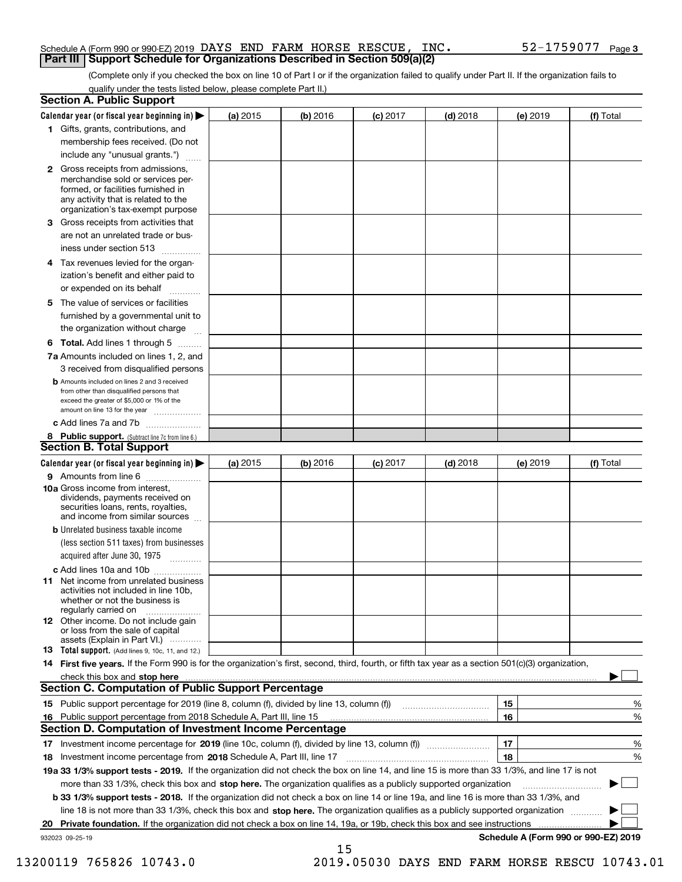Schedule A (Form 990 or 990-EZ) 2019 DAYS END FARM HORSE RESCUE, INC. 52-1759077 Page 3

## Part III Support Schedule for Organizations Described in Section 509(a)(2)

(Complete only if you checked the box on line 10 of Part I or if the organization failed to qualify under Part II. If the organization fails to qualify under the tests listed below, please complete Part II.)

### Section A. Public Support

| Calendar year (or fiscal year beginning in) ▶ | (a) 2015 | (b) 2016 | (c) 2017 | (d) 2018 | (e) 2019 | (f) Total |
|---|---|---|---|---|---|---|
| 1 Gifts, grants, contributions, and membership fees received. (Do not include any "unusual grants.") | | | | | | |
| 2 Gross receipts from admissions, merchandise sold or services performed, or facilities furnished in any activity that is related to the organization's tax-exempt purpose | | | | | | |
| 3 Gross receipts from activities that are not an unrelated trade or business under section 513 | | | | | | |
| 4 Tax revenues levied for the organization's benefit and either paid to or expended on its behalf | | | | | | |
| 5 The value of services or facilities furnished by a governmental unit to the organization without charge | | | | | | |
| 6 **Total.** Add lines 1 through 5 | | | | | | |
| 7a Amounts included on lines 1, 2, and 3 received from disqualified persons | | | | | | |
| b Amounts included on lines 2 and 3 received from other than disqualified persons that exceed the greater of $5,000 or 1% of the amount on line 13 for the year | | | | | | |
| c Add lines 7a and 7b | | | | | | |
| 8 **Public support.** (Subtract line 7c from line 6.) | | | | | | |

### Section B. Total Support

| Calendar year (or fiscal year beginning in) ▶ | (a) 2015 | (b) 2016 | (c) 2017 | (d) 2018 | (e) 2019 | (f) Total |
|---|---|---|---|---|---|---|
| 9 Amounts from line 6 | | | | | | |
| 10a Gross income from interest, dividends, payments received on securities loans, rents, royalties, and income from similar sources | | | | | | |
| b Unrelated business taxable income (less section 511 taxes) from businesses acquired after June 30, 1975 | | | | | | |
| c Add lines 10a and 10b | | | | | | |
| 11 Net income from unrelated business activities not included in line 10b, whether or not the business is regularly carried on | | | | | | |
| 12 Other income. Do not include gain or loss from the sale of capital assets (Explain in Part VI.) | | | | | | |
| 13 **Total support.** (Add lines 9, 10c, 11, and 12.) | | | | | | |

14 **First five years.** If the Form 990 is for the organization's first, second, third, fourth, or fifth tax year as a section 501(c)(3) organization, check this box and **stop here** ▶ ☐

### Section C. Computation of Public Support Percentage

| | | |
|---|---|---|
| 15 Public support percentage for 2019 (line 8, column (f), divided by line 13, column (f)) | 15 | % |
| 16 Public support percentage from 2018 Schedule A, Part III, line 15 | 16 | % |

### Section D. Computation of Investment Income Percentage

| | | |
|---|---|---|
| 17 Investment income percentage for **2019** (line 10c, column (f), divided by line 13, column (f)) | 17 | % |
| 18 Investment income percentage from **2018** Schedule A, Part III, line 17 | 18 | % |

**19a 33 1/3% support tests - 2019.** If the organization did not check the box on line 14, and line 15 is more than 33 1/3%, and line 17 is not more than 33 1/3%, check this box and **stop here.** The organization qualifies as a publicly supported organization ▶ ☐

**b 33 1/3% support tests - 2018.** If the organization did not check a box on line 14 or line 19a, and line 16 is more than 33 1/3%, and line 18 is not more than 33 1/3%, check this box and **stop here.** The organization qualifies as a publicly supported organization ▶ ☐

**20 Private foundation.** If the organization did not check a box on line 14, 19a, or 19b, check this box and see instructions ▶ ☐

932023 09-25-19 **Schedule A (Form 990 or 990-EZ) 2019**

13200119 765826 10743.0 2019.05030 DAYS END FARM HORSE RESCU 10743.01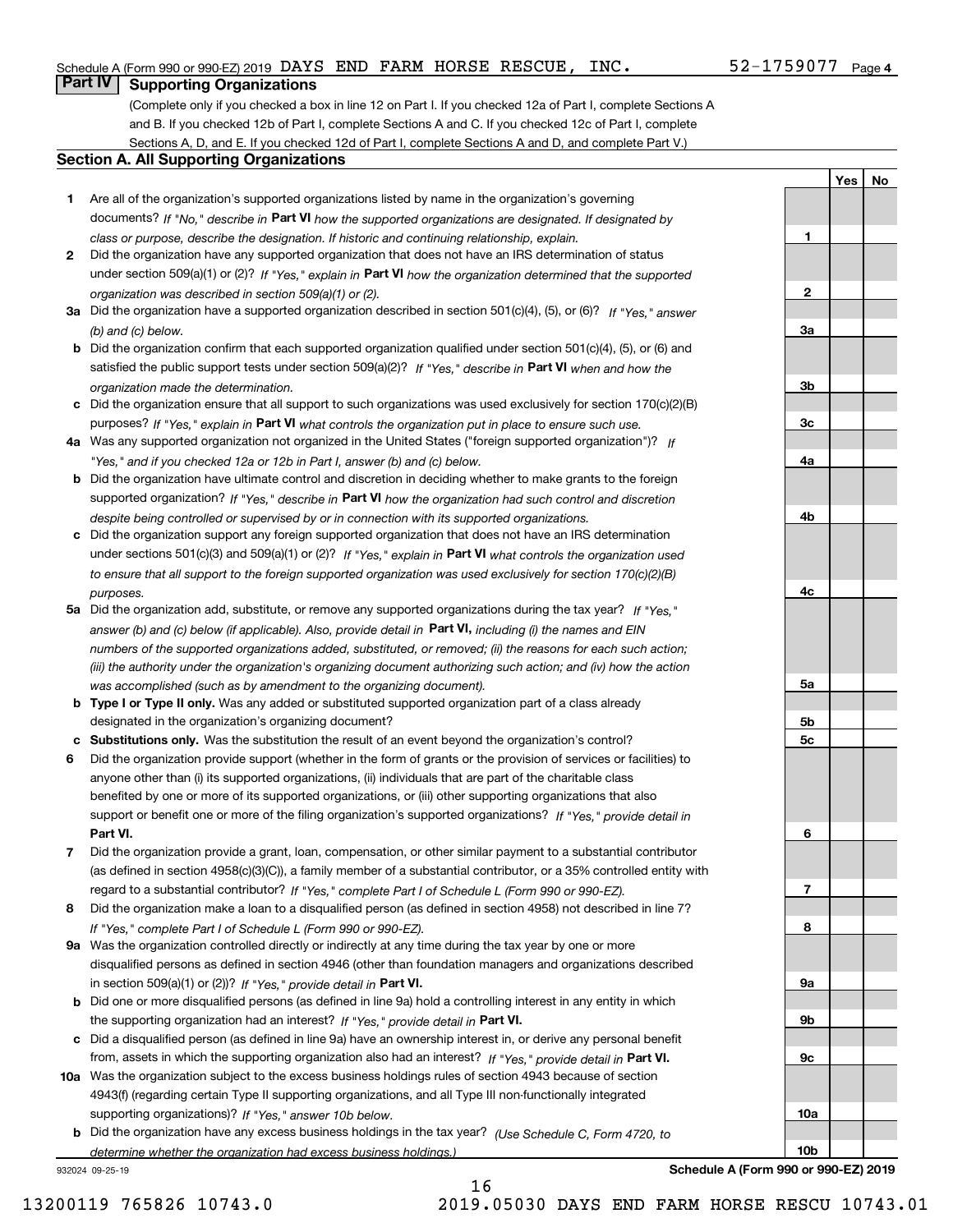Schedule A (Form 990 or 990-EZ) 2019 DAYS END FARM HORSE RESCUE, INC. 52-1759077 Page 4

## Part IV Supporting Organizations

(Complete only if you checked a box in line 12 on Part I. If you checked 12a of Part I, complete Sections A and B. If you checked 12b of Part I, complete Sections A and C. If you checked 12c of Part I, complete Sections A, D, and E. If you checked 12d of Part I, complete Sections A and D, and complete Part V.)

### Section A. All Supporting Organizations

| | | | Yes | No |
|---|---|---|---|---|
| 1 | Are all of the organization's supported organizations listed by name in the organization's governing documents? *If "No," describe in* **Part VI** *how the supported organizations are designated. If designated by class or purpose, describe the designation. If historic and continuing relationship, explain.* | 1 | | |
| 2 | Did the organization have any supported organization that does not have an IRS determination of status under section 509(a)(1) or (2)? *If "Yes," explain in* **Part VI** *how the organization determined that the supported organization was described in section 509(a)(1) or (2).* | 2 | | |
| 3a | Did the organization have a supported organization described in section 501(c)(4), (5), or (6)? *If "Yes," answer (b) and (c) below.* | 3a | | |
| b | Did the organization confirm that each supported organization qualified under section 501(c)(4), (5), or (6) and satisfied the public support tests under section 509(a)(2)? *If "Yes," describe in* **Part VI** *when and how the organization made the determination.* | 3b | | |
| c | Did the organization ensure that all support to such organizations was used exclusively for section 170(c)(2)(B) purposes? *If "Yes," explain in* **Part VI** *what controls the organization put in place to ensure such use.* | 3c | | |
| 4a | Was any supported organization not organized in the United States ("foreign supported organization")? *If "Yes," and if you checked 12a or 12b in Part I, answer (b) and (c) below.* | 4a | | |
| b | Did the organization have ultimate control and discretion in deciding whether to make grants to the foreign supported organization? *If "Yes," describe in* **Part VI** *how the organization had such control and discretion despite being controlled or supervised by or in connection with its supported organizations.* | 4b | | |
| c | Did the organization support any foreign supported organization that does not have an IRS determination under sections 501(c)(3) and 509(a)(1) or (2)? *If "Yes," explain in* **Part VI** *what controls the organization used to ensure that all support to the foreign supported organization was used exclusively for section 170(c)(2)(B) purposes.* | 4c | | |
| 5a | Did the organization add, substitute, or remove any supported organizations during the tax year? *If "Yes," answer (b) and (c) below (if applicable). Also, provide detail in* **Part VI,** *including (i) the names and EIN numbers of the supported organizations added, substituted, or removed; (ii) the reasons for each such action; (iii) the authority under the organization's organizing document authorizing such action; and (iv) how the action was accomplished (such as by amendment to the organizing document).* | 5a | | |
| b | **Type I or Type II only.** Was any added or substituted supported organization part of a class already designated in the organization's organizing document? | 5b | | |
| c | **Substitutions only.** Was the substitution the result of an event beyond the organization's control? | 5c | | |
| 6 | Did the organization provide support (whether in the form of grants or the provision of services or facilities) to anyone other than (i) its supported organizations, (ii) individuals that are part of the charitable class benefited by one or more of its supported organizations, or (iii) other supporting organizations that also support or benefit one or more of the filing organization's supported organizations? *If "Yes," provide detail in* **Part VI.** | 6 | | |
| 7 | Did the organization provide a grant, loan, compensation, or other similar payment to a substantial contributor (as defined in section 4958(c)(3)(C)), a family member of a substantial contributor, or a 35% controlled entity with regard to a substantial contributor? *If "Yes," complete Part I of Schedule L (Form 990 or 990-EZ).* | 7 | | |
| 8 | Did the organization make a loan to a disqualified person (as defined in section 4958) not described in line 7? *If "Yes," complete Part I of Schedule L (Form 990 or 990-EZ).* | 8 | | |
| 9a | Was the organization controlled directly or indirectly at any time during the tax year by one or more disqualified persons as defined in section 4946 (other than foundation managers and organizations described in section 509(a)(1) or (2))? *If "Yes," provide detail in* **Part VI.** | 9a | | |
| b | Did one or more disqualified persons (as defined in line 9a) hold a controlling interest in any entity in which the supporting organization had an interest? *If "Yes," provide detail in* **Part VI.** | 9b | | |
| c | Did a disqualified person (as defined in line 9a) have an ownership interest in, or derive any personal benefit from, assets in which the supporting organization also had an interest? *If "Yes," provide detail in* **Part VI.** | 9c | | |
| 10a | Was the organization subject to the excess business holdings rules of section 4943 because of section 4943(f) (regarding certain Type II supporting organizations, and all Type III non-functionally integrated supporting organizations)? *If "Yes," answer 10b below.* | 10a | | |
| b | Did the organization have any excess business holdings in the tax year? *(Use Schedule C, Form 4720, to determine whether the organization had excess business holdings.)* | 10b | | |

932024 09-25-19 **Schedule A (Form 990 or 990-EZ) 2019**

13200119 765826 10743.0 2019.05030 DAYS END FARM HORSE RESCU 10743.01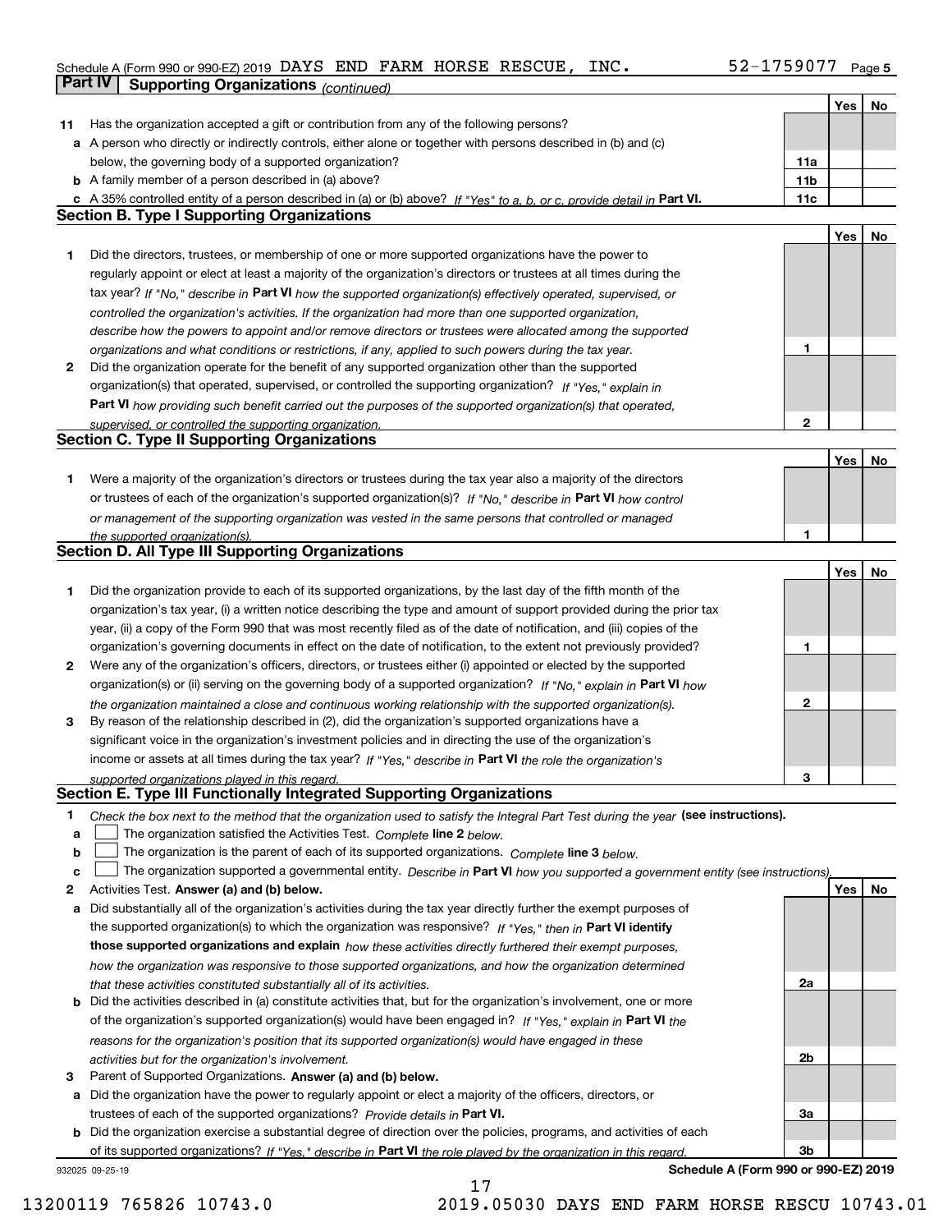Schedule A (Form 990 or 990-EZ) 2019 DAYS END FARM HORSE RESCUE, INC. 52-1759077

## Part IV Supporting Organizations *(continued)*

| | | | Yes | No |
|---|---|---|---|---|
| **11** | Has the organization accepted a gift or contribution from any of the following persons? | | | |
| **a** | A person who directly or indirectly controls, either alone or together with persons described in (b) and (c) below, the governing body of a supported organization? | 11a | | |
| **b** | A family member of a person described in (a) above? | 11b | | |
| **c** | A 35% controlled entity of a person described in (a) or (b) above? *If "Yes" to a, b, or c, provide detail in* **Part VI.** | 11c | | |

### Section B. Type I Supporting Organizations

| | | | Yes | No |
|---|---|---|---|---|
| **1** | Did the directors, trustees, or membership of one or more supported organizations have the power to regularly appoint or elect at least a majority of the organization's directors or trustees at all times during the tax year? *If "No," describe in* **Part VI** *how the supported organization(s) effectively operated, supervised, or controlled the organization's activities. If the organization had more than one supported organization, describe how the powers to appoint and/or remove directors or trustees were allocated among the supported organizations and what conditions or restrictions, if any, applied to such powers during the tax year.* | 1 | | |
| **2** | Did the organization operate for the benefit of any supported organization other than the supported organization(s) that operated, supervised, or controlled the supporting organization? *If "Yes," explain in* **Part VI** *how providing such benefit carried out the purposes of the supported organization(s) that operated, supervised, or controlled the supporting organization.* | 2 | | |

### Section C. Type II Supporting Organizations

| | | | Yes | No |
|---|---|---|---|---|
| **1** | Were a majority of the organization's directors or trustees during the tax year also a majority of the directors or trustees of each of the organization's supported organization(s)? *If "No," describe in* **Part VI** *how control or management of the supporting organization was vested in the same persons that controlled or managed the supported organization(s).* | 1 | | |

### Section D. All Type III Supporting Organizations

| | | | Yes | No |
|---|---|---|---|---|
| **1** | Did the organization provide to each of its supported organizations, by the last day of the fifth month of the organization's tax year, (i) a written notice describing the type and amount of support provided during the prior tax year, (ii) a copy of the Form 990 that was most recently filed as of the date of notification, and (iii) copies of the organization's governing documents in effect on the date of notification, to the extent not previously provided? | 1 | | |
| **2** | Were any of the organization's officers, directors, or trustees either (i) appointed or elected by the supported organization(s) or (ii) serving on the governing body of a supported organization? *If "No," explain in* **Part VI** *how the organization maintained a close and continuous working relationship with the supported organization(s).* | 2 | | |
| **3** | By reason of the relationship described in (2), did the organization's supported organizations have a significant voice in the organization's investment policies and in directing the use of the organization's income or assets at all times during the tax year? *If "Yes," describe in* **Part VI** *the role the organization's supported organizations played in this regard.* | 3 | | |

### Section E. Type III Functionally Integrated Supporting Organizations

**1** *Check the box next to the method that the organization used to satisfy the Integral Part Test during the year* **(see instructions).**

**a** ☐ The organization satisfied the Activities Test. *Complete* **line 2** *below.*

**b** ☐ The organization is the parent of each of its supported organizations. *Complete* **line 3** *below.*

**c** ☐ The organization supported a governmental entity. *Describe in* **Part VI** *how you supported a government entity (see instructions).*

| | | | Yes | No |
|---|---|---|---|---|
| **2** | Activities Test. **Answer (a) and (b) below.** | | | |
| **a** | Did substantially all of the organization's activities during the tax year directly further the exempt purposes of the supported organization(s) to which the organization was responsive? *If "Yes," then in* **Part VI identify those supported organizations and explain** *how these activities directly furthered their exempt purposes, how the organization was responsive to those supported organizations, and how the organization determined that these activities constituted substantially all of its activities.* | 2a | | |
| **b** | Did the activities described in (a) constitute activities that, but for the organization's involvement, one or more of the organization's supported organization(s) would have been engaged in? *If "Yes," explain in* **Part VI** *the reasons for the organization's position that its supported organization(s) would have engaged in these activities but for the organization's involvement.* | 2b | | |
| **3** | Parent of Supported Organizations. **Answer (a) and (b) below.** | | | |
| **a** | Did the organization have the power to regularly appoint or elect a majority of the officers, directors, or trustees of each of the supported organizations? *Provide details in* **Part VI.** | 3a | | |
| **b** | Did the organization exercise a substantial degree of direction over the policies, programs, and activities of each of its supported organizations? *If "Yes," describe in* **Part VI** *the role played by the organization in this regard.* | 3b | | |

932025 09-25-19 **Schedule A (Form 990 or 990-EZ) 2019**

13200119 765826 10743.0 2019.05030 DAYS END FARM HORSE RESCU 10743.01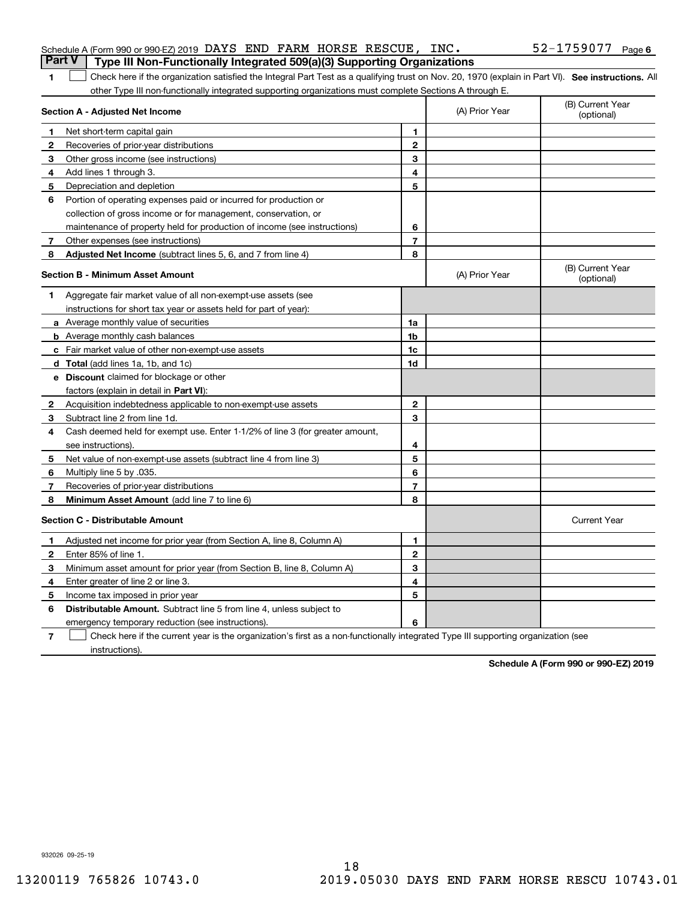Schedule A (Form 990 or 990-EZ) 2019 DAYS END FARM HORSE RESCUE, INC. 52-1759077 Page 6

## Part V Type III Non-Functionally Integrated 509(a)(3) Supporting Organizations

1 ☐ Check here if the organization satisfied the Integral Part Test as a qualifying trust on Nov. 20, 1970 (explain in Part VI). **See instructions.** All other Type III non-functionally integrated supporting organizations must complete Sections A through E.

| **Section A - Adjusted Net Income** | | (A) Prior Year | (B) Current Year (optional) |
|---|---|---|---|
| **1** Net short-term capital gain | 1 | | |
| **2** Recoveries of prior-year distributions | 2 | | |
| **3** Other gross income (see instructions) | 3 | | |
| **4** Add lines 1 through 3. | 4 | | |
| **5** Depreciation and depletion | 5 | | |
| **6** Portion of operating expenses paid or incurred for production or collection of gross income or for management, conservation, or maintenance of property held for production of income (see instructions) | 6 | | |
| **7** Other expenses (see instructions) | 7 | | |
| **8** **Adjusted Net Income** (subtract lines 5, 6, and 7 from line 4) | 8 | | |

| **Section B - Minimum Asset Amount** | | (A) Prior Year | (B) Current Year (optional) |
|---|---|---|---|
| **1** Aggregate fair market value of all non-exempt-use assets (see instructions for short tax year or assets held for part of year): | | | |
| **a** Average monthly value of securities | 1a | | |
| **b** Average monthly cash balances | 1b | | |
| **c** Fair market value of other non-exempt-use assets | 1c | | |
| **d** **Total** (add lines 1a, 1b, and 1c) | 1d | | |
| **e** **Discount** claimed for blockage or other factors (explain in detail in **Part VI**): | | | |
| **2** Acquisition indebtedness applicable to non-exempt-use assets | 2 | | |
| **3** Subtract line 2 from line 1d. | 3 | | |
| **4** Cash deemed held for exempt use. Enter 1-1/2% of line 3 (for greater amount, see instructions). | 4 | | |
| **5** Net value of non-exempt-use assets (subtract line 4 from line 3) | 5 | | |
| **6** Multiply line 5 by .035. | 6 | | |
| **7** Recoveries of prior-year distributions | 7 | | |
| **8** **Minimum Asset Amount** (add line 7 to line 6) | 8 | | |

| **Section C - Distributable Amount** | | | Current Year |
|---|---|---|---|
| **1** Adjusted net income for prior year (from Section A, line 8, Column A) | 1 | | |
| **2** Enter 85% of line 1. | 2 | | |
| **3** Minimum asset amount for prior year (from Section B, line 8, Column A) | 3 | | |
| **4** Enter greater of line 2 or line 3. | 4 | | |
| **5** Income tax imposed in prior year | 5 | | |
| **6** **Distributable Amount.** Subtract line 5 from line 4, unless subject to emergency temporary reduction (see instructions). | 6 | | |

7 ☐ Check here if the current year is the organization's first as a non-functionally integrated Type III supporting organization (see instructions).

**Schedule A (Form 990 or 990-EZ) 2019**

932026 09-25-19

18

13200119 765826 10743.0 2019.05030 DAYS END FARM HORSE RESCU 10743.01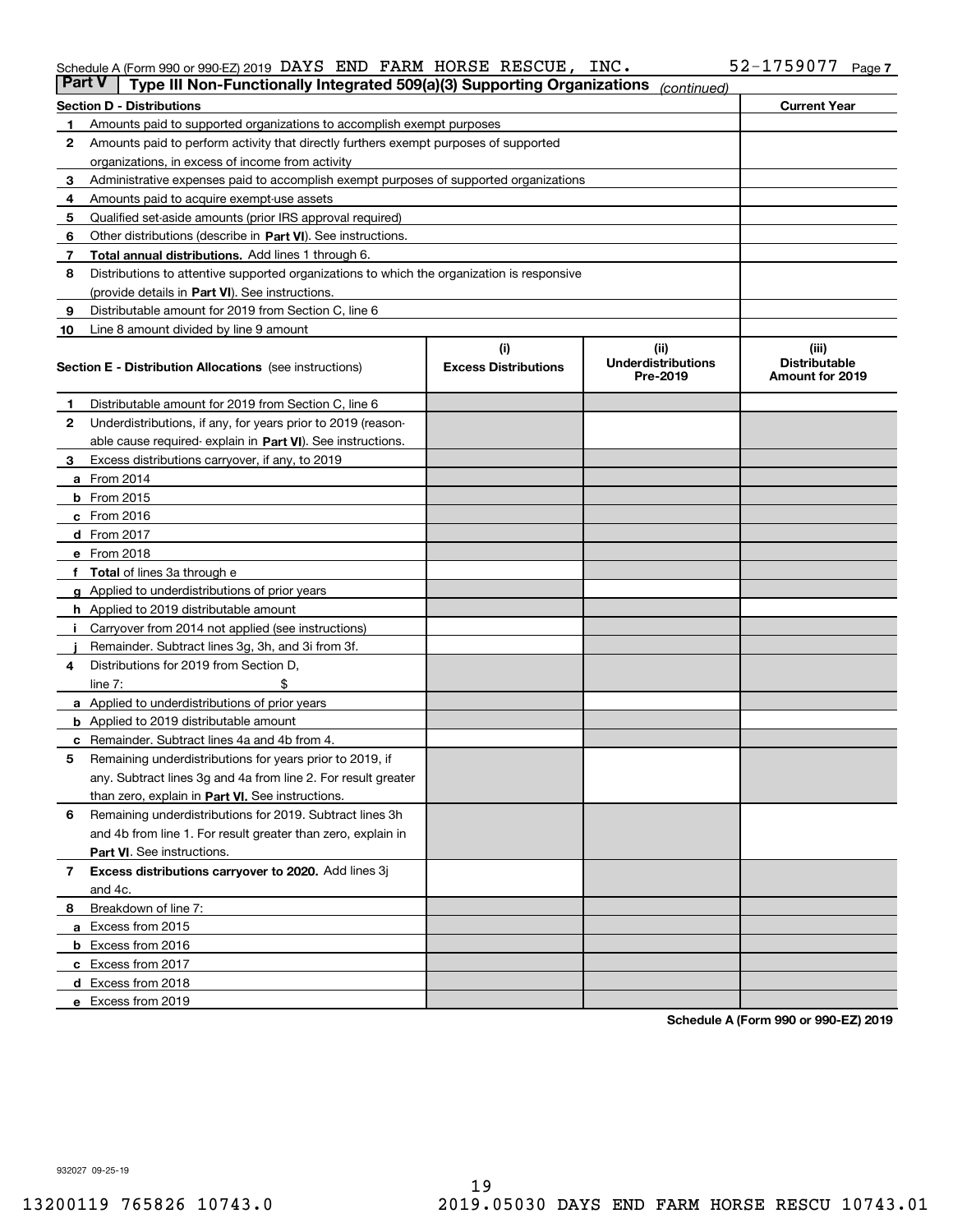Schedule A (Form 990 or 990-EZ) 2019 DAYS END FARM HORSE RESCUE, INC. 52-1759077

## Part V Type III Non-Functionally Integrated 509(a)(3) Supporting Organizations *(continued)*

| Section D - Distributions | | Current Year |
|---|---|---|
| 1 | Amounts paid to supported organizations to accomplish exempt purposes | |
| 2 | Amounts paid to perform activity that directly furthers exempt purposes of supported organizations, in excess of income from activity | |
| 3 | Administrative expenses paid to accomplish exempt purposes of supported organizations | |
| 4 | Amounts paid to acquire exempt-use assets | |
| 5 | Qualified set-aside amounts (prior IRS approval required) | |
| 6 | Other distributions (describe in **Part VI**). See instructions. | |
| 7 | **Total annual distributions.** Add lines 1 through 6. | |
| 8 | Distributions to attentive supported organizations to which the organization is responsive (provide details in **Part VI**). See instructions. | |
| 9 | Distributable amount for 2019 from Section C, line 6 | |
| 10 | Line 8 amount divided by line 9 amount | |

| Section E - Distribution Allocations (see instructions) | (i) Excess Distributions | (ii) Underdistributions Pre-2019 | (iii) Distributable Amount for 2019 |
|---|---|---|---|
| 1 Distributable amount for 2019 from Section C, line 6 | | | |
| 2 Underdistributions, if any, for years prior to 2019 (reasonable cause required- explain in **Part VI**). See instructions. | | | |
| 3 Excess distributions carryover, if any, to 2019 | | | |
| a From 2014 | | | |
| b From 2015 | | | |
| c From 2016 | | | |
| d From 2017 | | | |
| e From 2018 | | | |
| f **Total** of lines 3a through e | | | |
| g Applied to underdistributions of prior years | | | |
| h Applied to 2019 distributable amount | | | |
| i Carryover from 2014 not applied (see instructions) | | | |
| j Remainder. Subtract lines 3g, 3h, and 3i from 3f. | | | |
| 4 Distributions for 2019 from Section D, line 7: $ | | | |
| a Applied to underdistributions of prior years | | | |
| b Applied to 2019 distributable amount | | | |
| c Remainder. Subtract lines 4a and 4b from 4. | | | |
| 5 Remaining underdistributions for years prior to 2019, if any. Subtract lines 3g and 4a from line 2. For result greater than zero, explain in **Part VI.** See instructions. | | | |
| 6 Remaining underdistributions for 2019. Subtract lines 3h and 4b from line 1. For result greater than zero, explain in **Part VI**. See instructions. | | | |
| 7 **Excess distributions carryover to 2020.** Add lines 3j and 4c. | | | |
| 8 Breakdown of line 7: | | | |
| a Excess from 2015 | | | |
| b Excess from 2016 | | | |
| c Excess from 2017 | | | |
| d Excess from 2018 | | | |
| e Excess from 2019 | | | |

**Schedule A (Form 990 or 990-EZ) 2019**

932027 09-25-19

13200119 765826 10743.0 2019.05030 DAYS END FARM HORSE RESCU 10743.01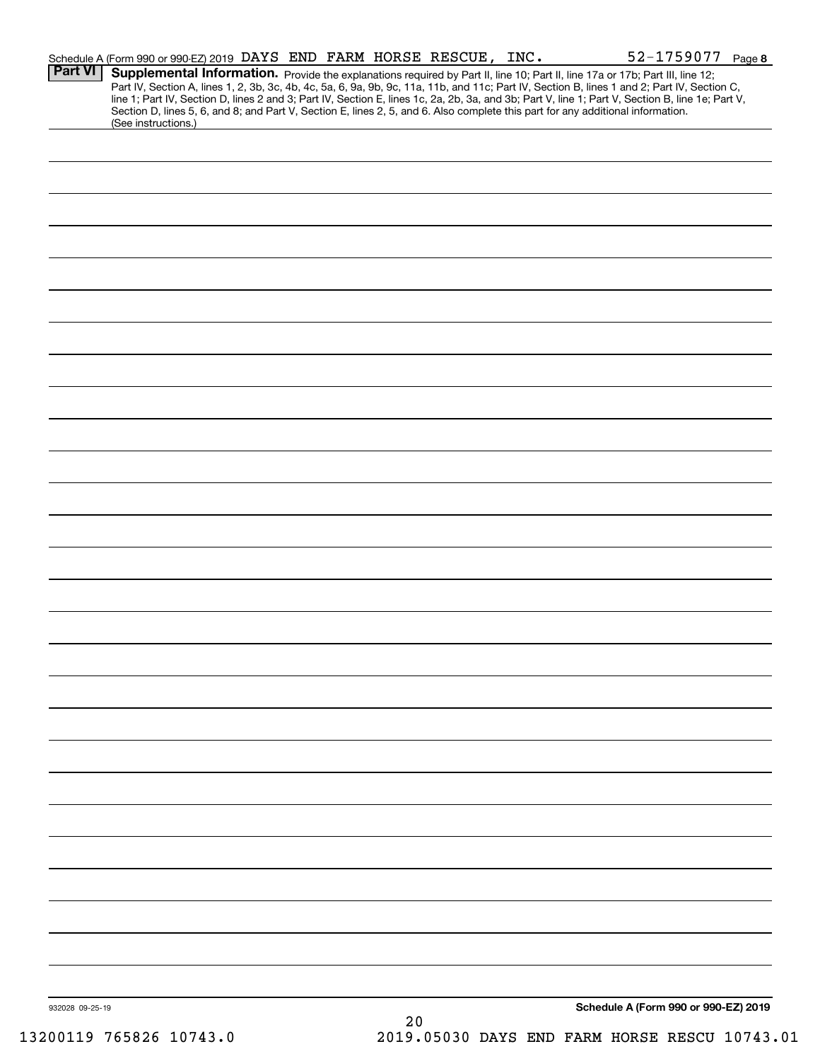Schedule A (Form 990 or 990-EZ) 2019 DAYS END FARM HORSE RESCUE, INC. 52-1759077 Page **8**

**Part VI** **Supplemental Information.** Provide the explanations required by Part II, line 10; Part II, line 17a or 17b; Part III, line 12; Part IV, Section A, lines 1, 2, 3b, 3c, 4b, 4c, 5a, 6, 9a, 9b, 9c, 11a, 11b, and 11c; Part IV, Section B, lines 1 and 2; Part IV, Section C, line 1; Part IV, Section D, lines 2 and 3; Part IV, Section E, lines 1c, 2a, 2b, 3a, and 3b; Part V, line 1; Part V, Section B, line 1e; Part V, Section D, lines 5, 6, and 8; and Part V, Section E, lines 2, 5, and 6. Also complete this part for any additional information. (See instructions.)

932028 09-25-19

**Schedule A (Form 990 or 990-EZ) 2019**

13200119 765826 10743.0 2019.05030 DAYS END FARM HORSE RESCU 10743.01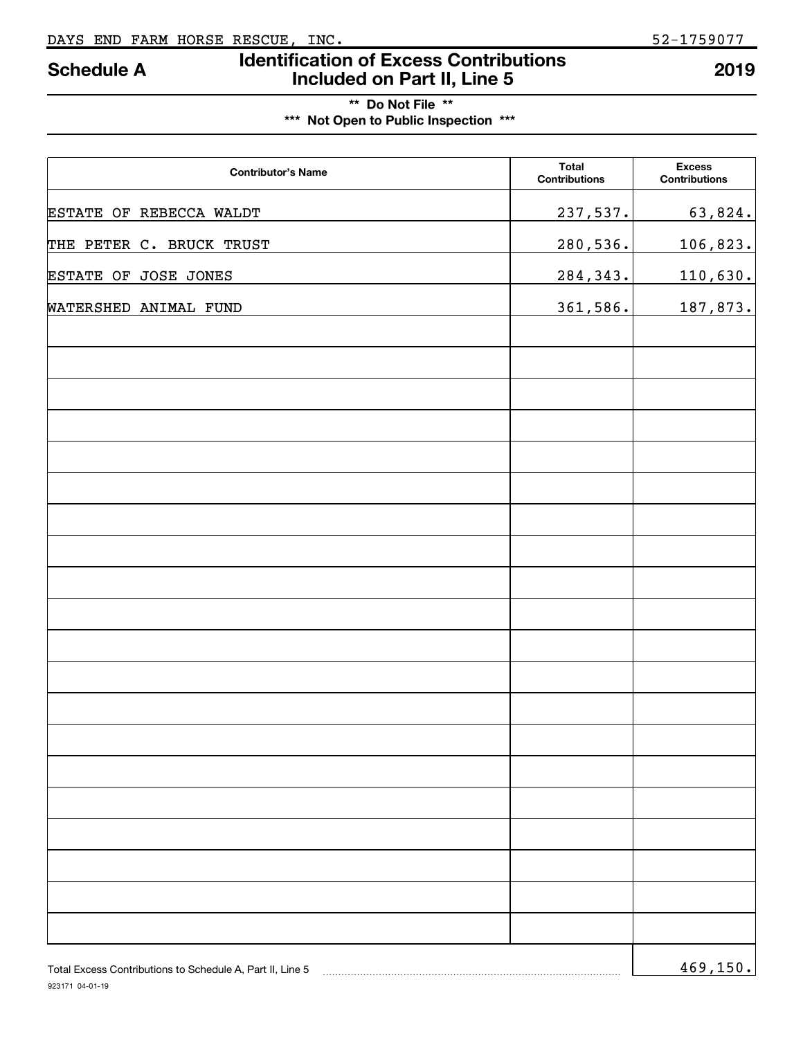DAYS END FARM HORSE RESCUE, INC. 52-1759077

# Schedule A — Identification of Excess Contributions Included on Part II, Line 5 — 2019

**\*\* Do Not File \*\***

**\*\*\* Not Open to Public Inspection \*\*\***

| Contributor's Name | Total Contributions | Excess Contributions |
|---|---|---|
| ESTATE OF REBECCA WALDT | 237,537. | 63,824. |
| THE PETER C. BRUCK TRUST | 280,536. | 106,823. |
| ESTATE OF JOSE JONES | 284,343. | 110,630. |
| WATERSHED ANIMAL FUND | 361,586. | 187,873. |

Total Excess Contributions to Schedule A, Part II, Line 5 ........ 469,150.

923171 04-01-19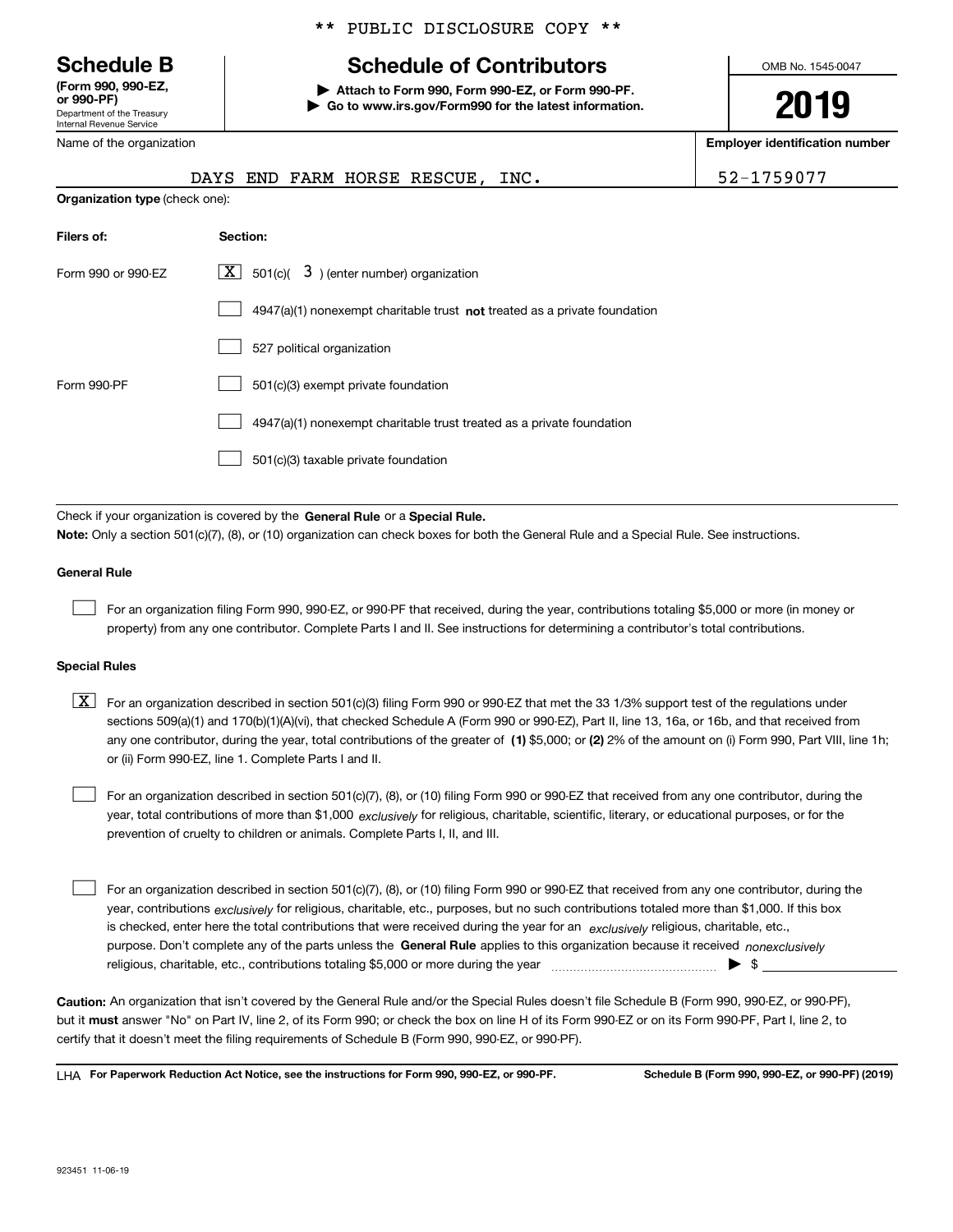\*\* PUBLIC DISCLOSURE COPY \*\*

**Schedule B**
**(Form 990, 990-EZ, or 990-PF)**
Department of the Treasury
Internal Revenue Service

# Schedule of Contributors

▶ **Attach to Form 990, Form 990-EZ, or Form 990-PF.**
▶ **Go to www.irs.gov/Form990 for the latest information.**

OMB No. 1545-0047

**2019**

| Name of the organization | Employer identification number |
| --- | --- |
| DAYS END FARM HORSE RESCUE, INC. | 52-1759077 |

**Organization type** (check one):

| Filers of: | Section: |
| --- | --- |
| Form 990 or 990-EZ | [X] 501(c)( 3 ) (enter number) organization |
| | [ ] 4947(a)(1) nonexempt charitable trust **not** treated as a private foundation |
| | [ ] 527 political organization |
| Form 990-PF | [ ] 501(c)(3) exempt private foundation |
| | [ ] 4947(a)(1) nonexempt charitable trust treated as a private foundation |
| | [ ] 501(c)(3) taxable private foundation |

Check if your organization is covered by the **General Rule** or a **Special Rule.**

**Note:** Only a section 501(c)(7), (8), or (10) organization can check boxes for both the General Rule and a Special Rule. See instructions.

**General Rule**

[ ] For an organization filing Form 990, 990-EZ, or 990-PF that received, during the year, contributions totaling $5,000 or more (in money or property) from any one contributor. Complete Parts I and II. See instructions for determining a contributor's total contributions.

**Special Rules**

[X] For an organization described in section 501(c)(3) filing Form 990 or 990-EZ that met the 33 1/3% support test of the regulations under sections 509(a)(1) and 170(b)(1)(A)(vi), that checked Schedule A (Form 990 or 990-EZ), Part II, line 13, 16a, or 16b, and that received from any one contributor, during the year, total contributions of the greater of **(1)** $5,000; or **(2)** 2% of the amount on (i) Form 990, Part VIII, line 1h; or (ii) Form 990-EZ, line 1. Complete Parts I and II.

[ ] For an organization described in section 501(c)(7), (8), or (10) filing Form 990 or 990-EZ that received from any one contributor, during the year, total contributions of more than $1,000 *exclusively* for religious, charitable, scientific, literary, or educational purposes, or for the prevention of cruelty to children or animals. Complete Parts I, II, and III.

[ ] For an organization described in section 501(c)(7), (8), or (10) filing Form 990 or 990-EZ that received from any one contributor, during the year, contributions *exclusively* for religious, charitable, etc., purposes, but no such contributions totaled more than $1,000. If this box is checked, enter here the total contributions that were received during the year for an *exclusively* religious, charitable, etc., purpose. Don't complete any of the parts unless the **General Rule** applies to this organization because it received *nonexclusively* religious, charitable, etc., contributions totaling $5,000 or more during the year ▶ $

**Caution:** An organization that isn't covered by the General Rule and/or the Special Rules doesn't file Schedule B (Form 990, 990-EZ, or 990-PF), but it **must** answer "No" on Part IV, line 2, of its Form 990; or check the box on line H of its Form 990-EZ or on its Form 990-PF, Part I, line 2, to certify that it doesn't meet the filing requirements of Schedule B (Form 990, 990-EZ, or 990-PF).

LHA **For Paperwork Reduction Act Notice, see the instructions for Form 990, 990-EZ, or 990-PF.** **Schedule B (Form 990, 990-EZ, or 990-PF) (2019)**

923451 11-06-19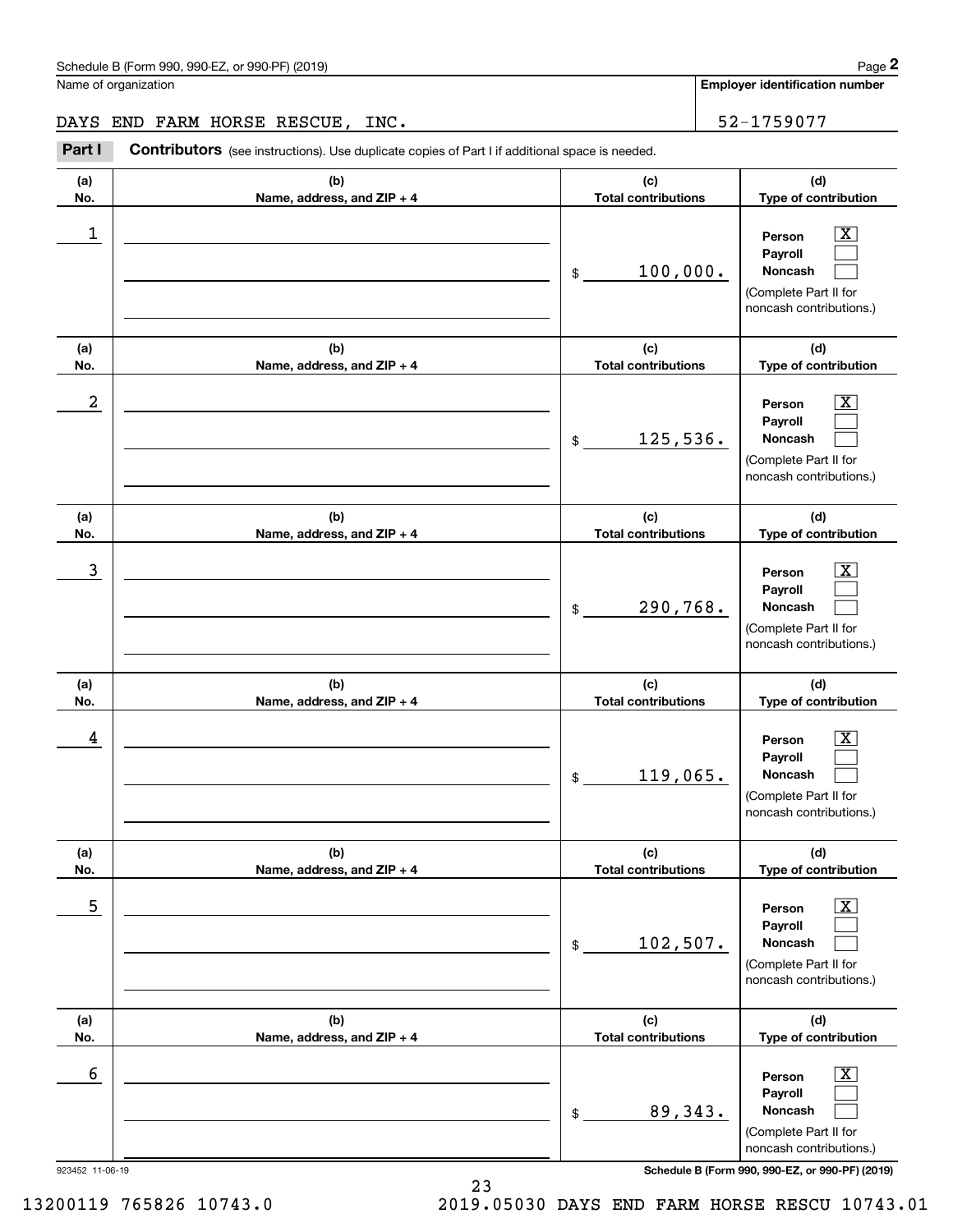Schedule B (Form 990, 990-EZ, or 990-PF) (2019)

Name of organization: DAYS END FARM HORSE RESCUE, INC.

Employer identification number: 52-1759077

**Part I** **Contributors** (see instructions). Use duplicate copies of Part I if additional space is needed.

| (a) No. | (b) Name, address, and ZIP + 4 | (c) Total contributions | (d) Type of contribution |
|---|---|---|---|
| 1 | | $ 100,000. | Person [X] Payroll [ ] Noncash [ ] (Complete Part II for noncash contributions.) |
| 2 | | $ 125,536. | Person [X] Payroll [ ] Noncash [ ] (Complete Part II for noncash contributions.) |
| 3 | | $ 290,768. | Person [X] Payroll [ ] Noncash [ ] (Complete Part II for noncash contributions.) |
| 4 | | $ 119,065. | Person [X] Payroll [ ] Noncash [ ] (Complete Part II for noncash contributions.) |
| 5 | | $ 102,507. | Person [X] Payroll [ ] Noncash [ ] (Complete Part II for noncash contributions.) |
| 6 | | $ 89,343. | Person [X] Payroll [ ] Noncash [ ] (Complete Part II for noncash contributions.) |

923452 11-06-19

Schedule B (Form 990, 990-EZ, or 990-PF) (2019)

13200119 765826 10743.0 2019.05030 DAYS END FARM HORSE RESCU 10743.01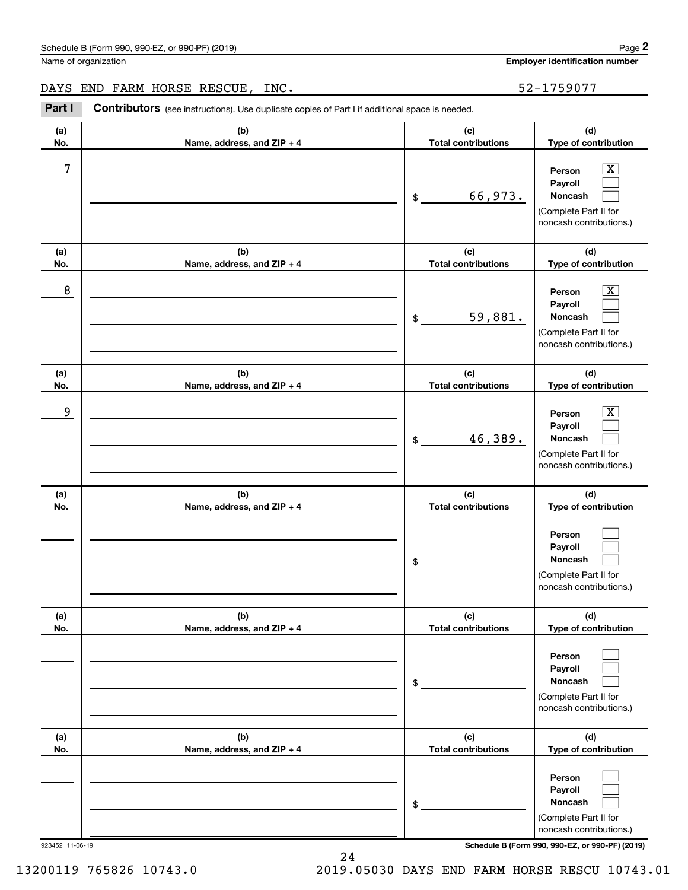Name of organization

**Employer identification number**

DAYS END FARM HORSE RESCUE, INC. 52-1759077

**Part I** **Contributors** (see instructions). Use duplicate copies of Part I if additional space is needed.

| (a) No. | (b) Name, address, and ZIP + 4 | (c) Total contributions | (d) Type of contribution |
|---|---|---|---|
| 7 | | $ 66,973. | Person [X] Payroll [ ] Noncash [ ] (Complete Part II for noncash contributions.) |
| 8 | | $ 59,881. | Person [X] Payroll [ ] Noncash [ ] (Complete Part II for noncash contributions.) |
| 9 | | $ 46,389. | Person [X] Payroll [ ] Noncash [ ] (Complete Part II for noncash contributions.) |
| | | $ | Person [ ] Payroll [ ] Noncash [ ] (Complete Part II for noncash contributions.) |
| | | $ | Person [ ] Payroll [ ] Noncash [ ] (Complete Part II for noncash contributions.) |
| | | $ | Person [ ] Payroll [ ] Noncash [ ] (Complete Part II for noncash contributions.) |

923452 11-06-19

**Schedule B (Form 990, 990-EZ, or 990-PF) (2019)**

13200119 765826 10743.0 2019.05030 DAYS END FARM HORSE RESCU 10743.01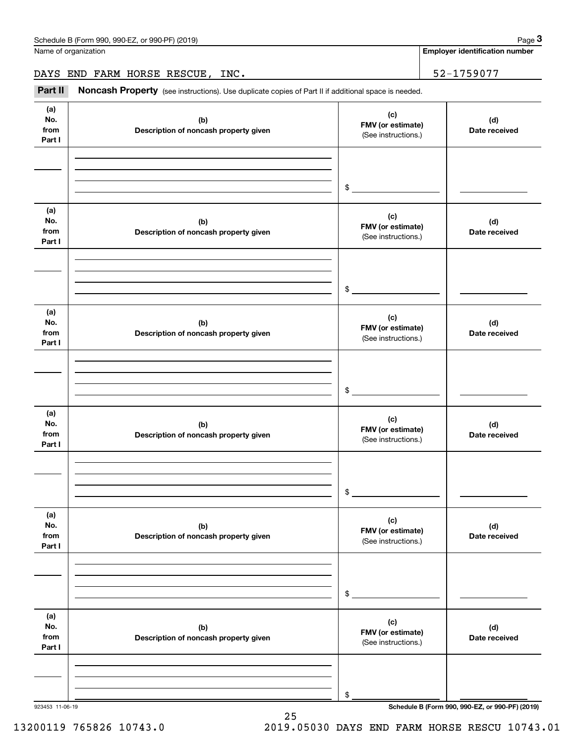Name of organization

DAYS END FARM HORSE RESCUE, INC.

**Employer identification number**

52-1759077

**Part II** **Noncash Property** (see instructions). Use duplicate copies of Part II if additional space is needed.

| (a) No. from Part I | (b) Description of noncash property given | (c) FMV (or estimate) (See instructions.) | (d) Date received |
|---|---|---|---|
| | | $ | |

| (a) No. from Part I | (b) Description of noncash property given | (c) FMV (or estimate) (See instructions.) | (d) Date received |
|---|---|---|---|
| | | $ | |

| (a) No. from Part I | (b) Description of noncash property given | (c) FMV (or estimate) (See instructions.) | (d) Date received |
|---|---|---|---|
| | | $ | |

| (a) No. from Part I | (b) Description of noncash property given | (c) FMV (or estimate) (See instructions.) | (d) Date received |
|---|---|---|---|
| | | $ | |

| (a) No. from Part I | (b) Description of noncash property given | (c) FMV (or estimate) (See instructions.) | (d) Date received |
|---|---|---|---|
| | | $ | |

| (a) No. from Part I | (b) Description of noncash property given | (c) FMV (or estimate) (See instructions.) | (d) Date received |
|---|---|---|---|
| | | $ | |

923453 11-06-19

**Schedule B (Form 990, 990-EZ, or 990-PF) (2019)**

13200119 765826 10743.0 2019.05030 DAYS END FARM HORSE RESCU 10743.01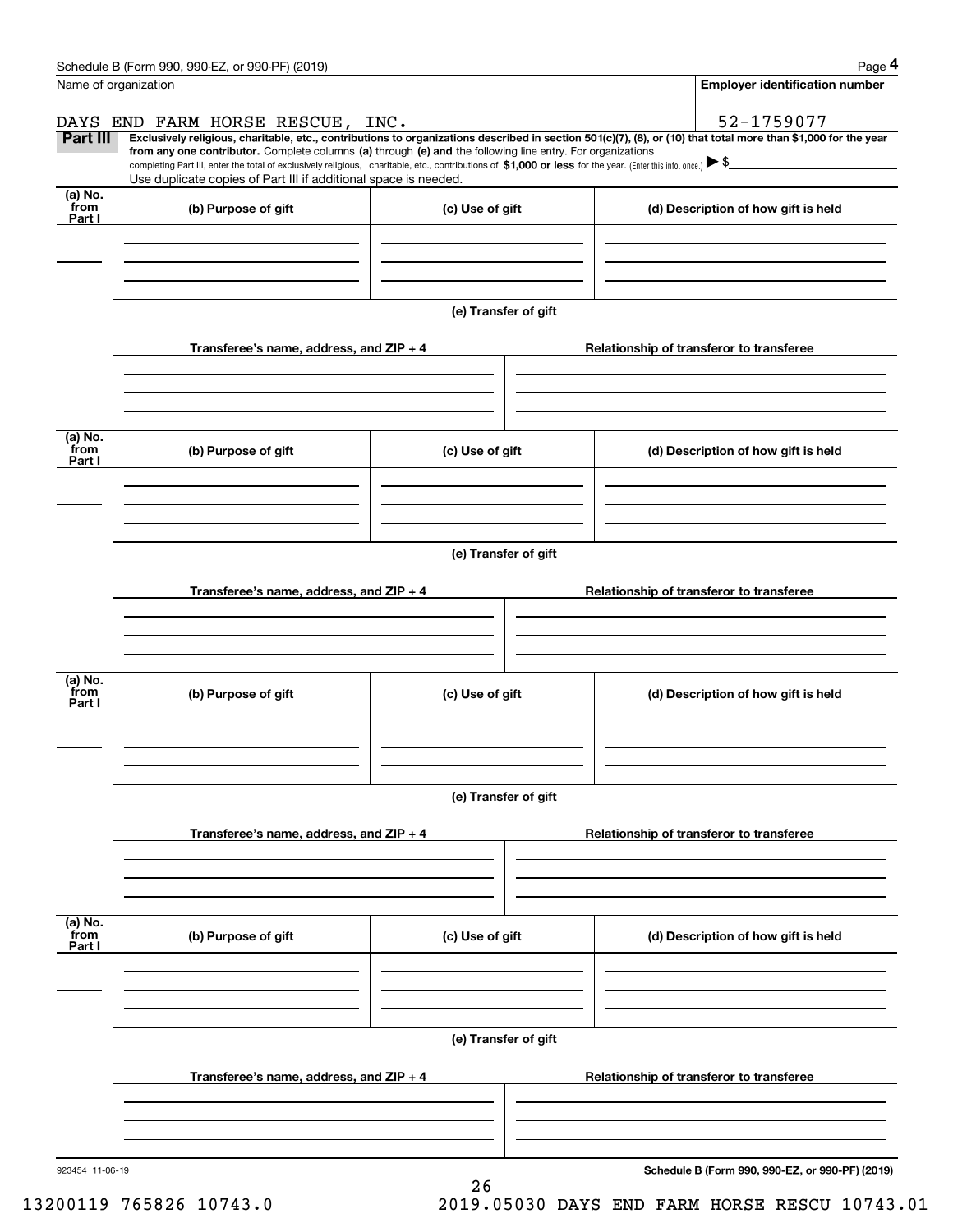Name of organization

DAYS END FARM HORSE RESCUE, INC.

**Employer identification number**

52-1759077

**Part III** **Exclusively religious, charitable, etc., contributions to organizations described in section 501(c)(7), (8), or (10) that total more than $1,000 for the year from any one contributor.** Complete columns **(a)** through **(e) and** the following line entry. For organizations completing Part III, enter the total of exclusively religious, charitable, etc., contributions of **$1,000 or less** for the year. (Enter this info. once.) ▶ $

Use duplicate copies of Part III if additional space is needed.

| (a) No. from Part I | (b) Purpose of gift | (c) Use of gift | (d) Description of how gift is held |
|---|---|---|---|
| | | | |

(e) Transfer of gift

| Transferee's name, address, and ZIP + 4 | Relationship of transferor to transferee |
|---|---|
| | |

| (a) No. from Part I | (b) Purpose of gift | (c) Use of gift | (d) Description of how gift is held |
|---|---|---|---|
| | | | |

(e) Transfer of gift

| Transferee's name, address, and ZIP + 4 | Relationship of transferor to transferee |
|---|---|
| | |

| (a) No. from Part I | (b) Purpose of gift | (c) Use of gift | (d) Description of how gift is held |
|---|---|---|---|
| | | | |

(e) Transfer of gift

| Transferee's name, address, and ZIP + 4 | Relationship of transferor to transferee |
|---|---|
| | |

| (a) No. from Part I | (b) Purpose of gift | (c) Use of gift | (d) Description of how gift is held |
|---|---|---|---|
| | | | |

(e) Transfer of gift

| Transferee's name, address, and ZIP + 4 | Relationship of transferor to transferee |
|---|---|
| | |

923454 11-06-19

**Schedule B (Form 990, 990-EZ, or 990-PF) (2019)**

13200119 765826 10743.0 2019.05030 DAYS END FARM HORSE RESCU 10743.01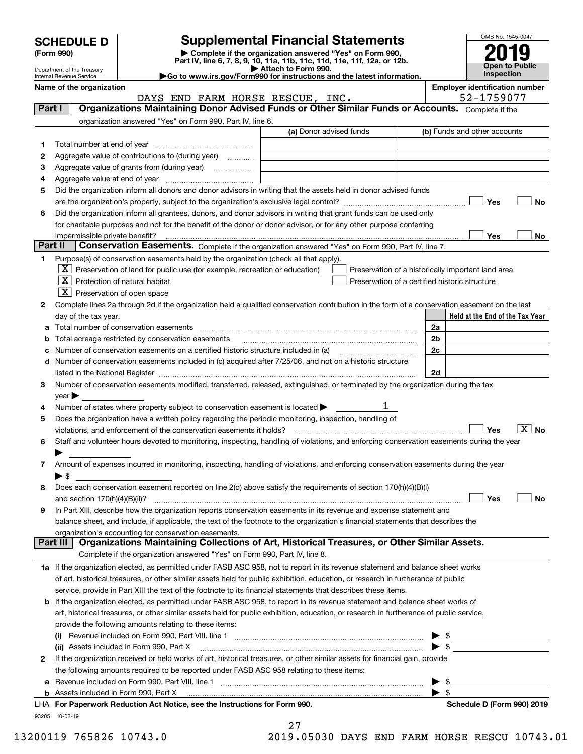# SCHEDULE D (Form 990)

Department of the Treasury
Internal Revenue Service

# Supplemental Financial Statements

▶ Complete if the organization answered "Yes" on Form 990, Part IV, line 6, 7, 8, 9, 10, 11a, 11b, 11c, 11d, 11e, 11f, 12a, or 12b.
▶ Attach to Form 990.
▶Go to www.irs.gov/Form990 for instructions and the latest information.

OMB No. 1545-0047
**2019**
**Open to Public Inspection**

**Name of the organization:** DAYS END FARM HORSE RESCUE, INC.
**Employer identification number:** 52-1759077

## Part I Organizations Maintaining Donor Advised Funds or Other Similar Funds or Accounts.

Complete if the organization answered "Yes" on Form 990, Part IV, line 6.

| | | (a) Donor advised funds | (b) Funds and other accounts |
|---|---|---|---|
| 1 | Total number at end of year | | |
| 2 | Aggregate value of contributions to (during year) | | |
| 3 | Aggregate value of grants from (during year) | | |
| 4 | Aggregate value at end of year | | |

5 Did the organization inform all donors and donor advisors in writing that the assets held in donor advised funds are the organization's property, subject to the organization's exclusive legal control? ☐ Yes ☐ No

6 Did the organization inform all grantees, donors, and donor advisors in writing that grant funds can be used only for charitable purposes and not for the benefit of the donor or donor advisor, or for any other purpose conferring impermissible private benefit? ☐ Yes ☐ No

## Part II Conservation Easements.

Complete if the organization answered "Yes" on Form 990, Part IV, line 7.

1 Purpose(s) of conservation easements held by the organization (check all that apply).

- [X] Preservation of land for public use (for example, recreation or education)
- [X] Protection of natural habitat
- [X] Preservation of open space
- [ ] Preservation of a historically important land area
- [ ] Preservation of a certified historic structure

2 Complete lines 2a through 2d if the organization held a qualified conservation contribution in the form of a conservation easement on the last day of the tax year.

| | | | Held at the End of the Tax Year |
|---|---|---|---|
| a | Total number of conservation easements | 2a | |
| b | Total acreage restricted by conservation easements | 2b | |
| c | Number of conservation easements on a certified historic structure included in (a) | 2c | |
| d | Number of conservation easements included in (c) acquired after 7/25/06, and not on a historic structure listed in the National Register | 2d | |

3 Number of conservation easements modified, transferred, released, extinguished, or terminated by the organization during the tax year ▶

4 Number of states where property subject to conservation easement is located ▶ 1

5 Does the organization have a written policy regarding the periodic monitoring, inspection, handling of violations, and enforcement of the conservation easements it holds? ☐ Yes ☒ No

6 Staff and volunteer hours devoted to monitoring, inspecting, handling of violations, and enforcing conservation easements during the year ▶

7 Amount of expenses incurred in monitoring, inspecting, handling of violations, and enforcing conservation easements during the year ▶ $

8 Does each conservation easement reported on line 2(d) above satisfy the requirements of section 170(h)(4)(B)(i) and section 170(h)(4)(B)(ii)? ☐ Yes ☐ No

9 In Part XIII, describe how the organization reports conservation easements in its revenue and expense statement and balance sheet, and include, if applicable, the text of the footnote to the organization's financial statements that describes the organization's accounting for conservation easements.

## Part III Organizations Maintaining Collections of Art, Historical Treasures, or Other Similar Assets.

Complete if the organization answered "Yes" on Form 990, Part IV, line 8.

1a If the organization elected, as permitted under FASB ASC 958, not to report in its revenue statement and balance sheet works of art, historical treasures, or other similar assets held for public exhibition, education, or research in furtherance of public service, provide in Part XIII the text of the footnote to its financial statements that describes these items.

b If the organization elected, as permitted under FASB ASC 958, to report in its revenue statement and balance sheet works of art, historical treasures, or other similar assets held for public exhibition, education, or research in furtherance of public service, provide the following amounts relating to these items:

(i) Revenue included on Form 990, Part VIII, line 1 ▶ $

(ii) Assets included in Form 990, Part X ▶ $

2 If the organization received or held works of art, historical treasures, or other similar assets for financial gain, provide the following amounts required to be reported under FASB ASC 958 relating to these items:

a Revenue included on Form 990, Part VIII, line 1 ▶ $

b Assets included in Form 990, Part X ▶ $

LHA For Paperwork Reduction Act Notice, see the Instructions for Form 990. Schedule D (Form 990) 2019

932051 10-02-19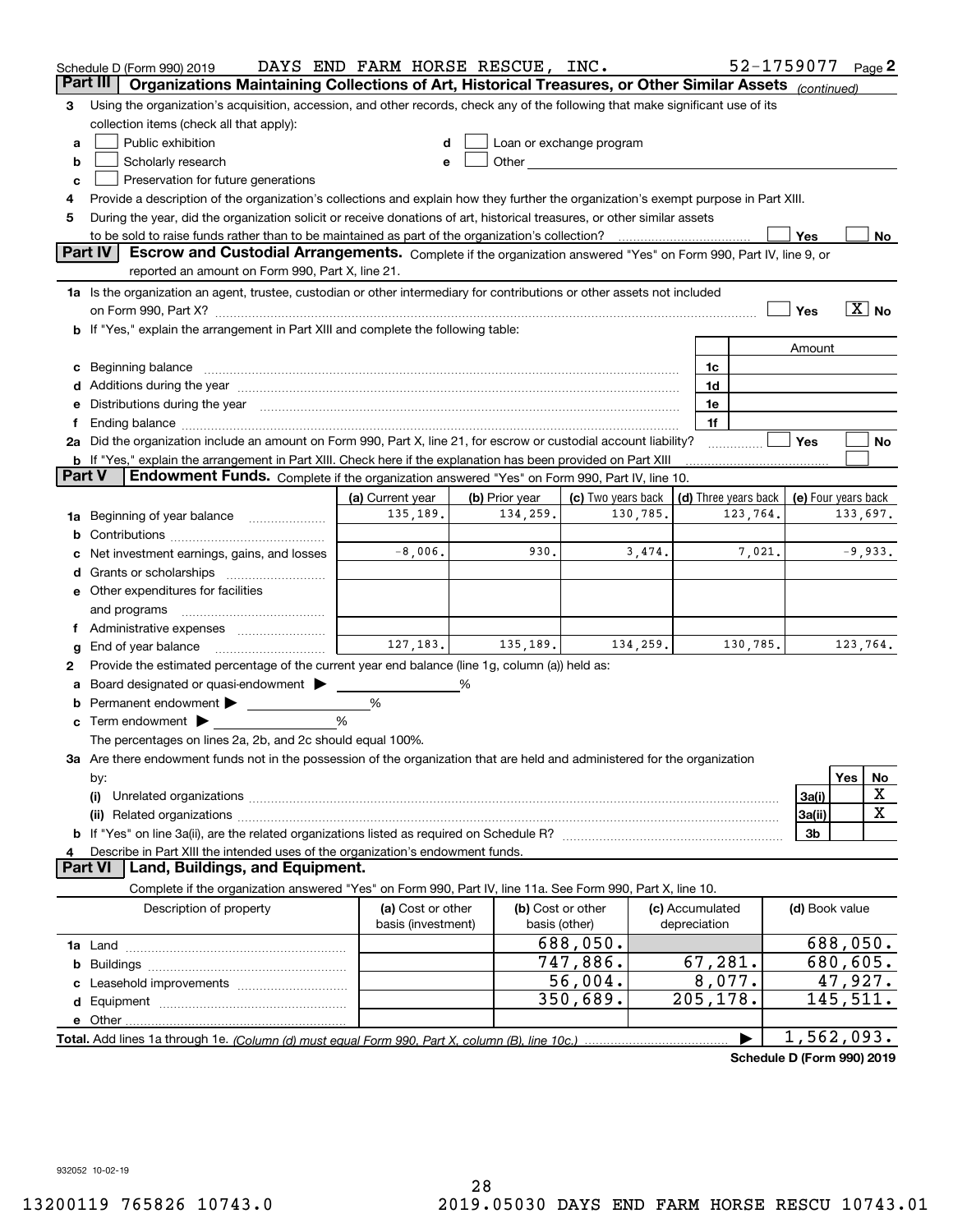Schedule D (Form 990) 2019 DAYS END FARM HORSE RESCUE, INC. 52-1759077 Page 2

**Part III** **Organizations Maintaining Collections of Art, Historical Treasures, or Other Similar Assets** *(continued)*

3 Using the organization's acquisition, accession, and other records, check any of the following that make significant use of its collection items (check all that apply):

- a ☐ Public exhibition
- b ☐ Scholarly research
- c ☐ Preservation for future generations
- d ☐ Loan or exchange program
- e ☐ Other

4 Provide a description of the organization's collections and explain how they further the organization's exempt purpose in Part XIII.

5 During the year, did the organization solicit or receive donations of art, historical treasures, or other similar assets to be sold to raise funds rather than to be maintained as part of the organization's collection? ☐ Yes ☐ No

**Part IV** **Escrow and Custodial Arrangements.** Complete if the organization answered "Yes" on Form 990, Part IV, line 9, or reported an amount on Form 990, Part X, line 21.

1a Is the organization an agent, trustee, custodian or other intermediary for contributions or other assets not included on Form 990, Part X? ☐ Yes ☒ No

b If "Yes," explain the arrangement in Part XIII and complete the following table:

| | | Amount |
|---|---|---|
| c Beginning balance | 1c | |
| d Additions during the year | 1d | |
| e Distributions during the year | 1e | |
| f Ending balance | 1f | |

2a Did the organization include an amount on Form 990, Part X, line 21, for escrow or custodial account liability? ☐ Yes ☐ No

b If "Yes," explain the arrangement in Part XIII. Check here if the explanation has been provided on Part XIII ☐

**Part V** **Endowment Funds.** Complete if the organization answered "Yes" on Form 990, Part IV, line 10.

| | (a) Current year | (b) Prior year | (c) Two years back | (d) Three years back | (e) Four years back |
|---|---|---|---|---|---|
| 1a Beginning of year balance | 135,189. | 134,259. | 130,785. | 123,764. | 133,697. |
| b Contributions | | | | | |
| c Net investment earnings, gains, and losses | -8,006. | 930. | 3,474. | 7,021. | -9,933. |
| d Grants or scholarships | | | | | |
| e Other expenditures for facilities and programs | | | | | |
| f Administrative expenses | | | | | |
| g End of year balance | 127,183. | 135,189. | 134,259. | 130,785. | 123,764. |

2 Provide the estimated percentage of the current year end balance (line 1g, column (a)) held as:

- a Board designated or quasi-endowment ▶ ____ %
- b Permanent endowment ▶ ____ %
- c Term endowment ▶ ____ %

The percentages on lines 2a, 2b, and 2c should equal 100%.

3a Are there endowment funds not in the possession of the organization that are held and administered for the organization by:

| | | Yes | No |
|---|---|---|---|
| (i) Unrelated organizations | 3a(i) | | X |
| (ii) Related organizations | 3a(ii) | | X |
| b If "Yes" on line 3a(ii), are the related organizations listed as required on Schedule R? | 3b | | |

4 Describe in Part XIII the intended uses of the organization's endowment funds.

**Part VI** **Land, Buildings, and Equipment.**

Complete if the organization answered "Yes" on Form 990, Part IV, line 11a. See Form 990, Part X, line 10.

| Description of property | (a) Cost or other basis (investment) | (b) Cost or other basis (other) | (c) Accumulated depreciation | (d) Book value |
|---|---|---|---|---|
| 1a Land | | 688,050. | | 688,050. |
| b Buildings | | 747,886. | 67,281. | 680,605. |
| c Leasehold improvements | | 56,004. | 8,077. | 47,927. |
| d Equipment | | 350,689. | 205,178. | 145,511. |
| e Other | | | | |
| **Total.** Add lines 1a through 1e. *(Column (d) must equal Form 990, Part X, column (B), line 10c.)* | | | ▶ | 1,562,093. |

**Schedule D (Form 990) 2019**

932052 10-02-19

13200119 765826 10743.0 2019.05030 DAYS END FARM HORSE RESCU 10743.01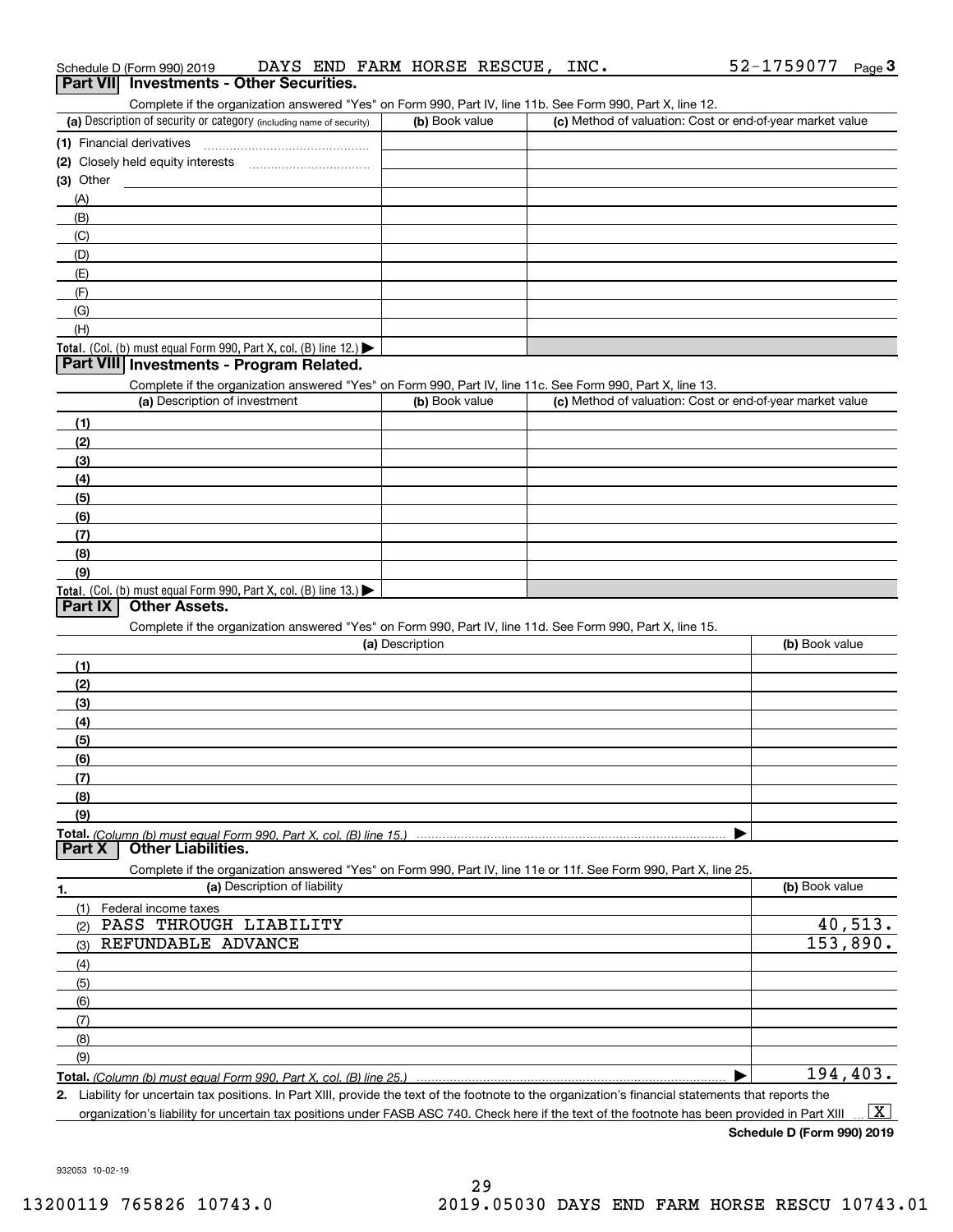Schedule D (Form 990) 2019 DAYS END FARM HORSE RESCUE, INC. 52-1759077 Page 3

## Part VII Investments - Other Securities.

Complete if the organization answered "Yes" on Form 990, Part IV, line 11b. See Form 990, Part X, line 12.

| (a) Description of security or category (including name of security) | (b) Book value | (c) Method of valuation: Cost or end-of-year market value |
|---|---|---|
| (1) Financial derivatives | | |
| (2) Closely held equity interests | | |
| (3) Other | | |
| (A) | | |
| (B) | | |
| (C) | | |
| (D) | | |
| (E) | | |
| (F) | | |
| (G) | | |
| (H) | | |
| **Total.** (Col. (b) must equal Form 990, Part X, col. (B) line 12.) ▶ | | |

## Part VIII Investments - Program Related.

Complete if the organization answered "Yes" on Form 990, Part IV, line 11c. See Form 990, Part X, line 13.

| (a) Description of investment | (b) Book value | (c) Method of valuation: Cost or end-of-year market value |
|---|---|---|
| (1) | | |
| (2) | | |
| (3) | | |
| (4) | | |
| (5) | | |
| (6) | | |
| (7) | | |
| (8) | | |
| (9) | | |
| **Total.** (Col. (b) must equal Form 990, Part X, col. (B) line 13.) ▶ | | |

## Part IX Other Assets.

Complete if the organization answered "Yes" on Form 990, Part IV, line 11d. See Form 990, Part X, line 15.

| (a) Description | (b) Book value |
|---|---|
| (1) | |
| (2) | |
| (3) | |
| (4) | |
| (5) | |
| (6) | |
| (7) | |
| (8) | |
| (9) | |
| **Total.** (Column (b) must equal Form 990, Part X, col. (B) line 15.) ▶ | |

## Part X Other Liabilities.

Complete if the organization answered "Yes" on Form 990, Part IV, line 11e or 11f. See Form 990, Part X, line 25.

| 1. (a) Description of liability | (b) Book value |
|---|---|
| (1) Federal income taxes | |
| (2) PASS THROUGH LIABILITY | 40,513. |
| (3) REFUNDABLE ADVANCE | 153,890. |
| (4) | |
| (5) | |
| (6) | |
| (7) | |
| (8) | |
| (9) | |
| **Total.** (Column (b) must equal Form 990, Part X, col. (B) line 25.) ▶ | 194,403. |

2. Liability for uncertain tax positions. In Part XIII, provide the text of the footnote to the organization's financial statements that reports the organization's liability for uncertain tax positions under FASB ASC 740. Check here if the text of the footnote has been provided in Part XIII ... [X]

**Schedule D (Form 990) 2019**

932053 10-02-19

13200119 765826 10743.0 2019.05030 DAYS END FARM HORSE RESCU 10743.01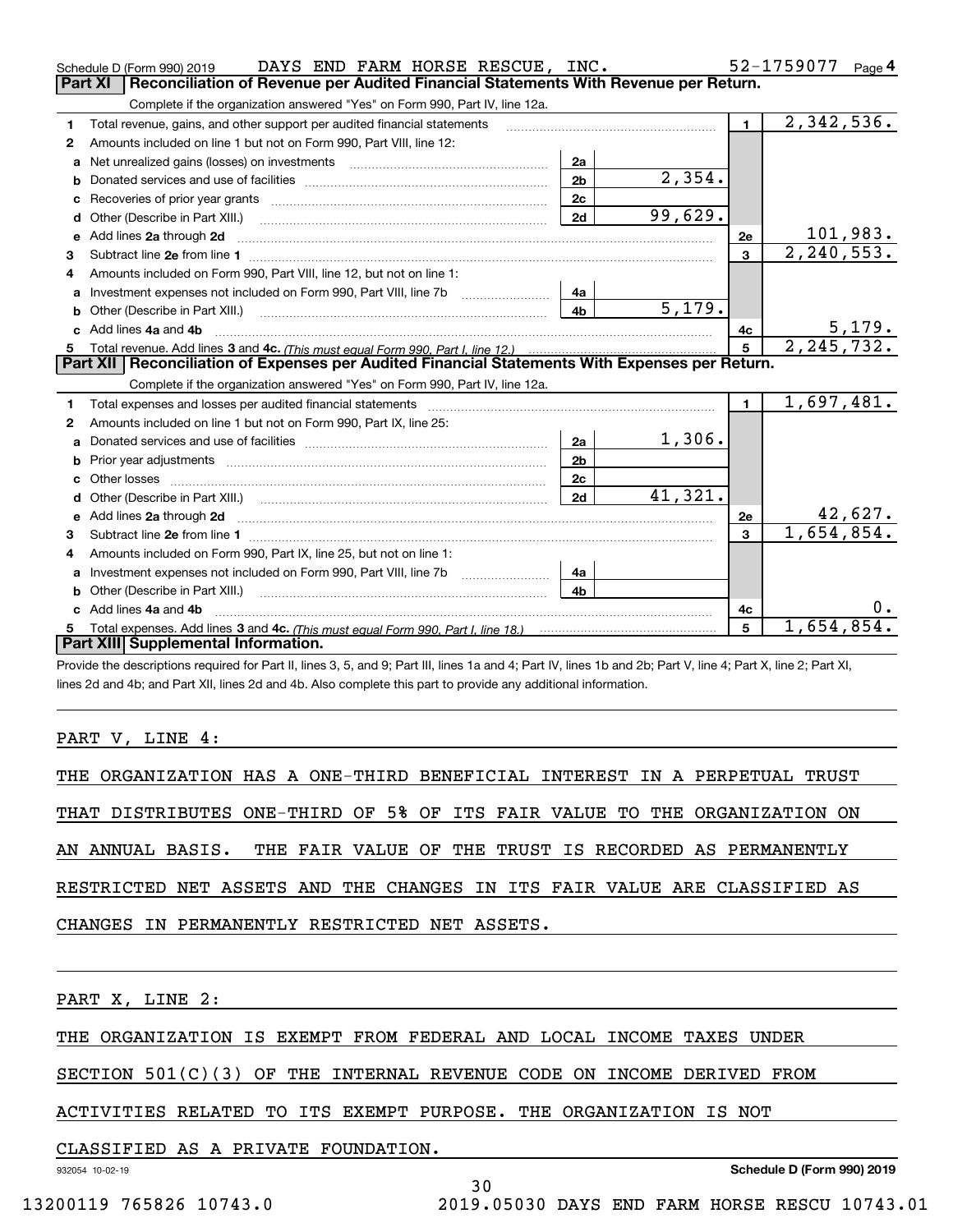Schedule D (Form 990) 2019 DAYS END FARM HORSE RESCUE, INC. 52-1759077 Page 4

## Part XI Reconciliation of Revenue per Audited Financial Statements With Revenue per Return.

Complete if the organization answered "Yes" on Form 990, Part IV, line 12a.

| | | | | | |
|---|---|---|---|---|---|
| 1 | Total revenue, gains, and other support per audited financial statements | | | 1 | 2,342,536. |
| 2 | Amounts included on line 1 but not on Form 990, Part VIII, line 12: | | | | |
| a | Net unrealized gains (losses) on investments | 2a | | | |
| b | Donated services and use of facilities | 2b | 2,354. | | |
| c | Recoveries of prior year grants | 2c | | | |
| d | Other (Describe in Part XIII.) | 2d | 99,629. | | |
| e | Add lines 2a through 2d | | | 2e | 101,983. |
| 3 | Subtract line 2e from line 1 | | | 3 | 2,240,553. |
| 4 | Amounts included on Form 990, Part VIII, line 12, but not on line 1: | | | | |
| a | Investment expenses not included on Form 990, Part VIII, line 7b | 4a | | | |
| b | Other (Describe in Part XIII.) | 4b | 5,179. | | |
| c | Add lines 4a and 4b | | | 4c | 5,179. |
| 5 | Total revenue. Add lines 3 and 4c. *(This must equal Form 990, Part I, line 12.)* | | | 5 | 2,245,732. |

## Part XII Reconciliation of Expenses per Audited Financial Statements With Expenses per Return.

Complete if the organization answered "Yes" on Form 990, Part IV, line 12a.

| | | | | | |
|---|---|---|---|---|---|
| 1 | Total expenses and losses per audited financial statements | | | 1 | 1,697,481. |
| 2 | Amounts included on line 1 but not on Form 990, Part IX, line 25: | | | | |
| a | Donated services and use of facilities | 2a | 1,306. | | |
| b | Prior year adjustments | 2b | | | |
| c | Other losses | 2c | | | |
| d | Other (Describe in Part XIII.) | 2d | 41,321. | | |
| e | Add lines 2a through 2d | | | 2e | 42,627. |
| 3 | Subtract line 2e from line 1 | | | 3 | 1,654,854. |
| 4 | Amounts included on Form 990, Part IX, line 25, but not on line 1: | | | | |
| a | Investment expenses not included on Form 990, Part VIII, line 7b | 4a | | | |
| b | Other (Describe in Part XIII.) | 4b | | | |
| c | Add lines 4a and 4b | | | 4c | 0. |
| 5 | Total expenses. Add lines 3 and 4c. *(This must equal Form 990, Part I, line 18.)* | | | 5 | 1,654,854. |

## Part XIII Supplemental Information.

Provide the descriptions required for Part II, lines 3, 5, and 9; Part III, lines 1a and 4; Part IV, lines 1b and 2b; Part V, line 4; Part X, line 2; Part XI, lines 2d and 4b; and Part XII, lines 2d and 4b. Also complete this part to provide any additional information.

PART V, LINE 4:

THE ORGANIZATION HAS A ONE-THIRD BENEFICIAL INTEREST IN A PERPETUAL TRUST THAT DISTRIBUTES ONE-THIRD OF 5% OF ITS FAIR VALUE TO THE ORGANIZATION ON AN ANNUAL BASIS. THE FAIR VALUE OF THE TRUST IS RECORDED AS PERMANENTLY RESTRICTED NET ASSETS AND THE CHANGES IN ITS FAIR VALUE ARE CLASSIFIED AS CHANGES IN PERMANENTLY RESTRICTED NET ASSETS.

PART X, LINE 2:

THE ORGANIZATION IS EXEMPT FROM FEDERAL AND LOCAL INCOME TAXES UNDER SECTION 501(C)(3) OF THE INTERNAL REVENUE CODE ON INCOME DERIVED FROM ACTIVITIES RELATED TO ITS EXEMPT PURPOSE. THE ORGANIZATION IS NOT CLASSIFIED AS A PRIVATE FOUNDATION.

932054 10-02-19 Schedule D (Form 990) 2019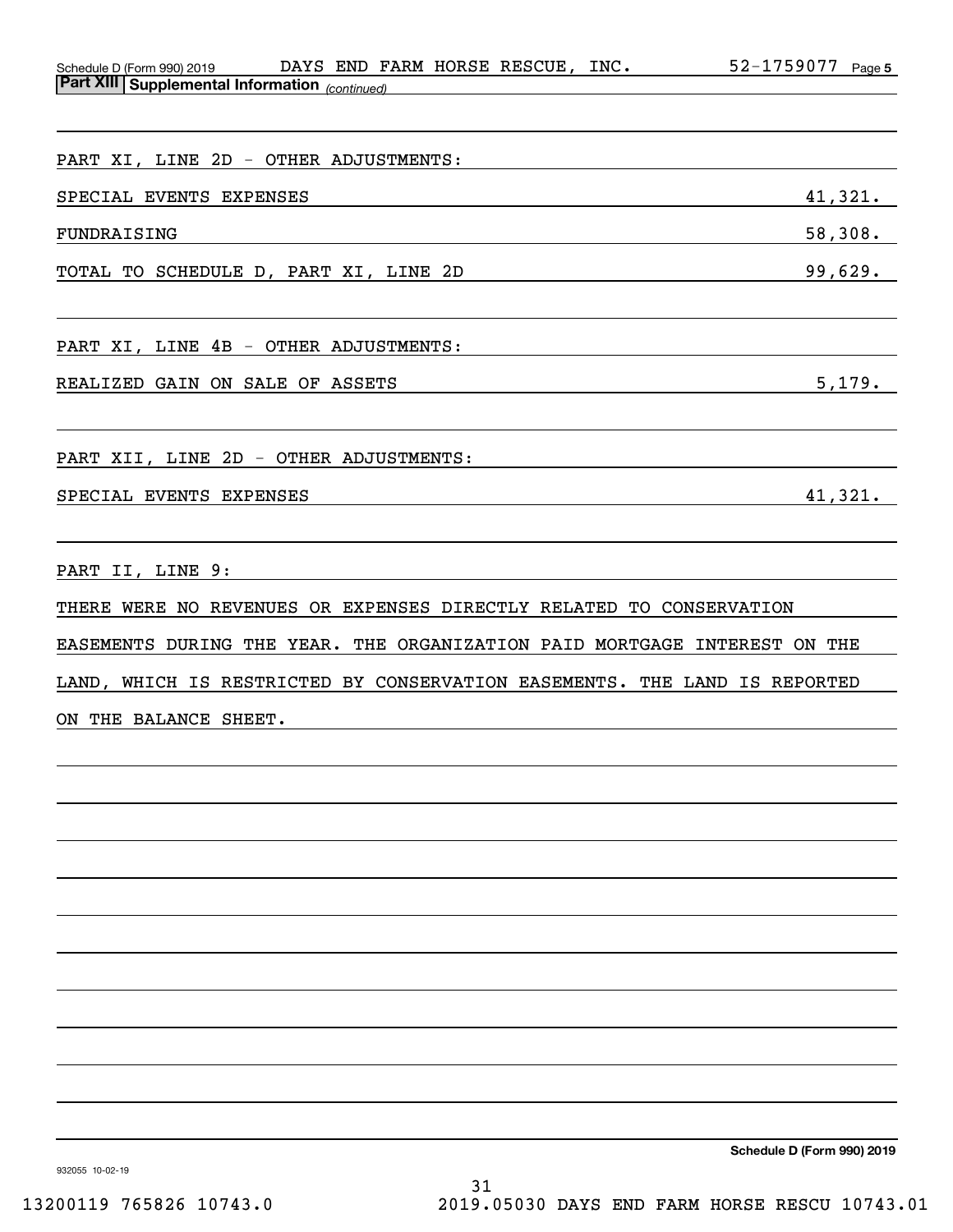Schedule D (Form 990) 2019 DAYS END FARM HORSE RESCUE, INC. 52-1759077

**Part XIII | Supplemental Information** *(continued)*

PART XI, LINE 2D - OTHER ADJUSTMENTS:

| | |
|---|---|
| SPECIAL EVENTS EXPENSES | 41,321. |
| FUNDRAISING | 58,308. |
| TOTAL TO SCHEDULE D, PART XI, LINE 2D | 99,629. |

PART XI, LINE 4B - OTHER ADJUSTMENTS:

| | |
|---|---|
| REALIZED GAIN ON SALE OF ASSETS | 5,179. |

PART XII, LINE 2D - OTHER ADJUSTMENTS:

| | |
|---|---|
| SPECIAL EVENTS EXPENSES | 41,321. |

PART II, LINE 9:

THERE WERE NO REVENUES OR EXPENSES DIRECTLY RELATED TO CONSERVATION EASEMENTS DURING THE YEAR. THE ORGANIZATION PAID MORTGAGE INTEREST ON THE LAND, WHICH IS RESTRICTED BY CONSERVATION EASEMENTS. THE LAND IS REPORTED ON THE BALANCE SHEET.

**Schedule D (Form 990) 2019**

932055 10-02-19

13200119 765826 10743.0 2019.05030 DAYS END FARM HORSE RESCU 10743.01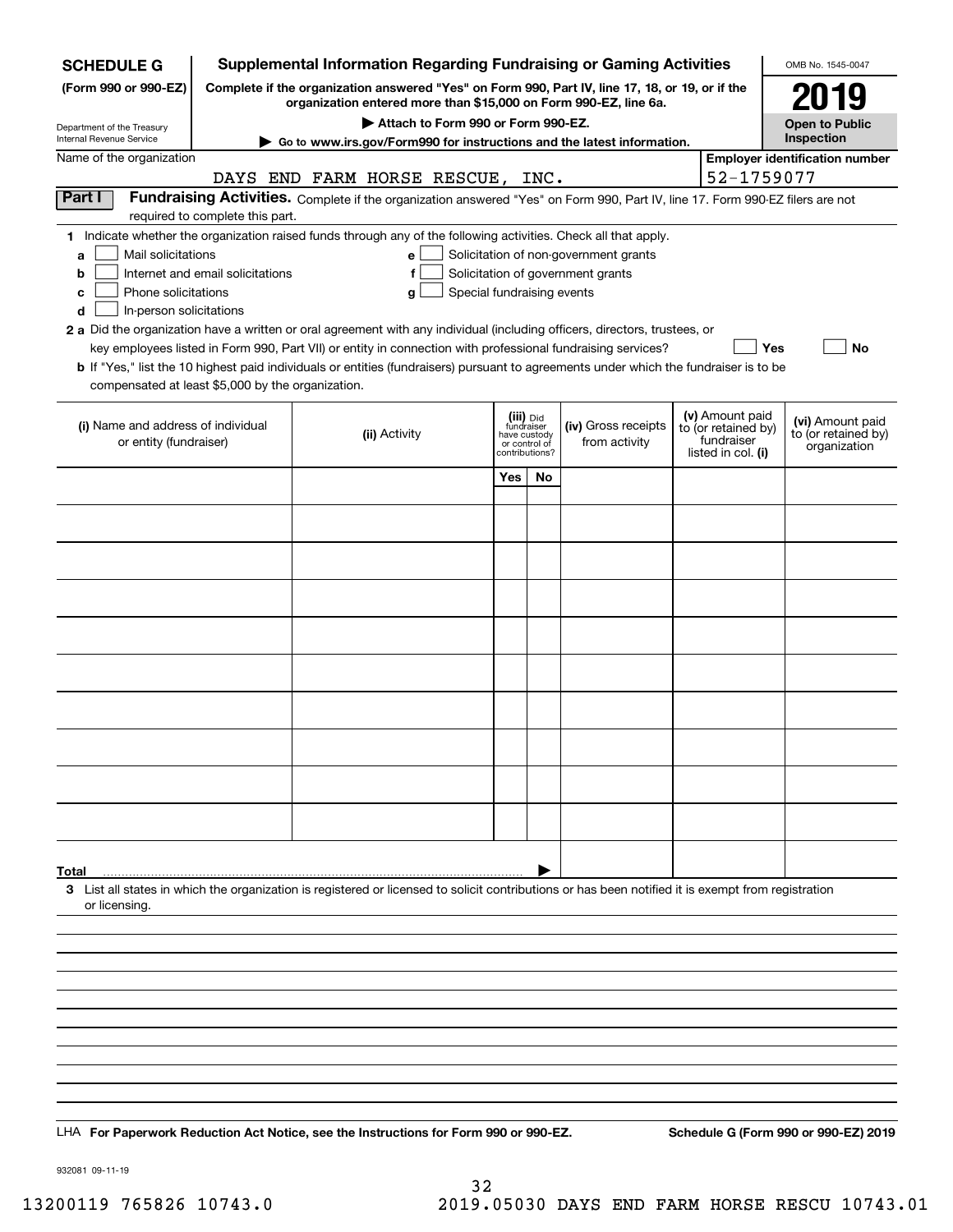**SCHEDULE G**
**(Form 990 or 990-EZ)**

Department of the Treasury
Internal Revenue Service

# Supplemental Information Regarding Fundraising or Gaming Activities

**Complete if the organization answered "Yes" on Form 990, Part IV, line 17, 18, or 19, or if the organization entered more than $15,000 on Form 990-EZ, line 6a.**

**▶ Attach to Form 990 or Form 990-EZ.**

**▶ Go to www.irs.gov/Form990 for instructions and the latest information.**

OMB No. 1545-0047

**2019**

**Open to Public Inspection**

Name of the organization: DAYS END FARM HORSE RESCUE, INC.

**Employer identification number:** 52-1759077

## Part I Fundraising Activities.

Complete if the organization answered "Yes" on Form 990, Part IV, line 17. Form 990-EZ filers are not required to complete this part.

**1** Indicate whether the organization raised funds through any of the following activities. Check all that apply.

- **a** ☐ Mail solicitations
- **b** ☐ Internet and email solicitations
- **c** ☐ Phone solicitations
- **d** ☐ In-person solicitations
- **e** ☐ Solicitation of non-government grants
- **f** ☐ Solicitation of government grants
- **g** ☐ Special fundraising events

**2 a** Did the organization have a written or oral agreement with any individual (including officers, directors, trustees, or key employees listed in Form 990, Part VII) or entity in connection with professional fundraising services? ☐ **Yes** ☐ **No**

**b** If "Yes," list the 10 highest paid individuals or entities (fundraisers) pursuant to agreements under which the fundraiser is to be compensated at least $5,000 by the organization.

| (i) Name and address of individual or entity (fundraiser) | (ii) Activity | (iii) Did fundraiser have custody or control of contributions? | | (iv) Gross receipts from activity | (v) Amount paid to (or retained by) fundraiser listed in col. (i) | (vi) Amount paid to (or retained by) organization |
|---|---|---|---|---|---|---|
| | | Yes | No | | | |
| | | | | | | |
| | | | | | | |
| | | | | | | |
| | | | | | | |
| | | | | | | |
| | | | | | | |
| | | | | | | |
| | | | | | | |
| | | | | | | |
| | | | | | | |
| **Total** | | | | | | |

**3** List all states in which the organization is registered or licensed to solicit contributions or has been notified it is exempt from registration or licensing.

LHA **For Paperwork Reduction Act Notice, see the Instructions for Form 990 or 990-EZ.** **Schedule G (Form 990 or 990-EZ) 2019**

932081 09-11-19

13200119 765826 10743.0 2019.05030 DAYS END FARM HORSE RESCU 10743.01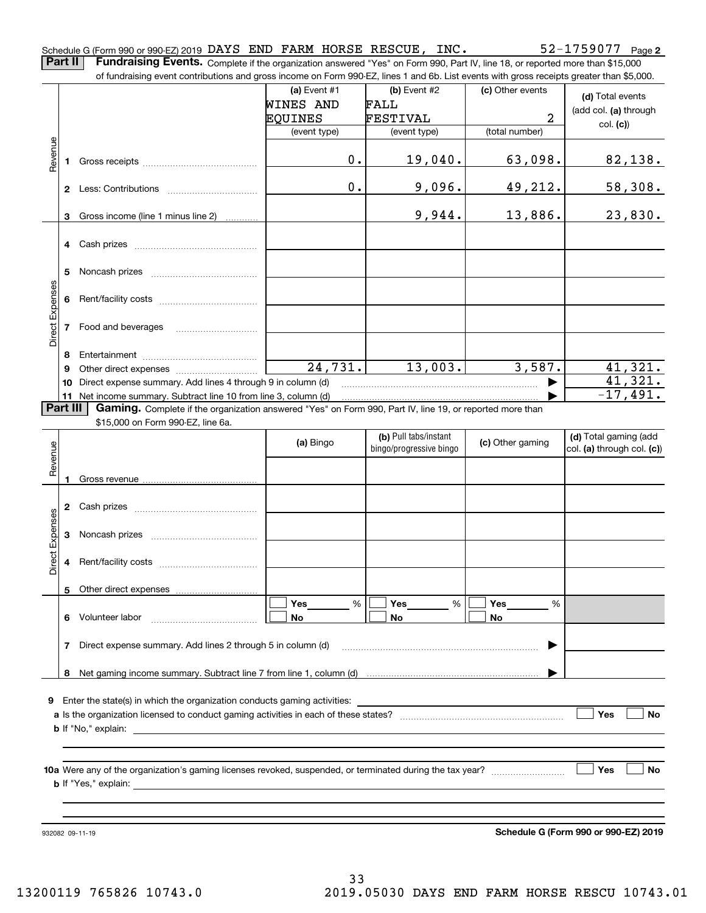Schedule G (Form 990 or 990-EZ) 2019 DAYS END FARM HORSE RESCUE, INC. 52-1759077 Page 2

**Part II Fundraising Events.** Complete if the organization answered "Yes" on Form 990, Part IV, line 18, or reported more than $15,000 of fundraising event contributions and gross income on Form 990-EZ, lines 1 and 6b. List events with gross receipts greater than $5,000.

| | | (a) Event #1 WINES AND EQUINES (event type) | (b) Event #2 FALL FESTIVAL (event type) | (c) Other events 2 (total number) | (d) Total events (add col. (a) through col. (c)) |
|---|---|---|---|---|---|
| Revenue | 1 Gross receipts | 0. | 19,040. | 63,098. | 82,138. |
| | 2 Less: Contributions | 0. | 9,096. | 49,212. | 58,308. |
| | 3 Gross income (line 1 minus line 2) | | 9,944. | 13,886. | 23,830. |
| Direct Expenses | 4 Cash prizes | | | | |
| | 5 Noncash prizes | | | | |
| | 6 Rent/facility costs | | | | |
| | 7 Food and beverages | | | | |
| | 8 Entertainment | | | | |
| | 9 Other direct expenses | 24,731. | 13,003. | 3,587. | 41,321. |
| | 10 Direct expense summary. Add lines 4 through 9 in column (d) | | | ▶ | 41,321. |
| | 11 Net income summary. Subtract line 10 from line 3, column (d) | | | ▶ | -17,491. |

**Part III Gaming.** Complete if the organization answered "Yes" on Form 990, Part IV, line 19, or reported more than $15,000 on Form 990-EZ, line 6a.

| | | (a) Bingo | (b) Pull tabs/instant bingo/progressive bingo | (c) Other gaming | (d) Total gaming (add col. (a) through col. (c)) |
|---|---|---|---|---|---|
| Revenue | 1 Gross revenue | | | | |
| Direct Expenses | 2 Cash prizes | | | | |
| | 3 Noncash prizes | | | | |
| | 4 Rent/facility costs | | | | |
| | 5 Other direct expenses | | | | |
| | 6 Volunteer labor | ☐ Yes ____ % ☐ No | ☐ Yes ____ % ☐ No | ☐ Yes ____ % ☐ No | |
| | 7 Direct expense summary. Add lines 2 through 5 in column (d) | | | ▶ | |
| | 8 Net gaming income summary. Subtract line 7 from line 1, column (d) | | | ▶ | |

9 Enter the state(s) in which the organization conducts gaming activities: ____________

a Is the organization licensed to conduct gaming activities in each of these states? ☐ Yes ☐ No

b If "No," explain: ____________

10a Were any of the organization's gaming licenses revoked, suspended, or terminated during the tax year? ☐ Yes ☐ No

b If "Yes," explain: ____________

932082 09-11-19 **Schedule G (Form 990 or 990-EZ) 2019**

13200119 765826 10743.0 2019.05030 DAYS END FARM HORSE RESCU 10743.01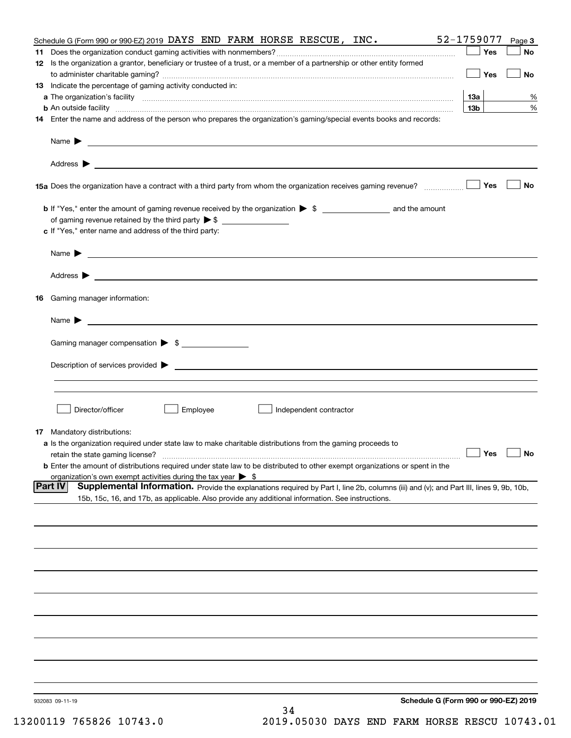Schedule G (Form 990 or 990-EZ) 2019 DAYS END FARM HORSE RESCUE, INC. 52-1759077 Page **3**

**11** Does the organization conduct gaming activities with nonmembers? ☐ Yes ☐ No

**12** Is the organization a grantor, beneficiary or trustee of a trust, or a member of a partnership or other entity formed to administer charitable gaming? ☐ Yes ☐ No

**13** Indicate the percentage of gaming activity conducted in:

**a** The organization's facility **13a** %

**b** An outside facility **13b** %

**14** Enter the name and address of the person who prepares the organization's gaming/special events books and records:

Name ▶

Address ▶

**15a** Does the organization have a contract with a third party from whom the organization receives gaming revenue? ☐ Yes ☐ No

**b** If "Yes," enter the amount of gaming revenue received by the organization ▶ $ \_\_\_\_\_\_\_\_ and the amount of gaming revenue retained by the third party ▶ $ \_\_\_\_\_\_\_\_

**c** If "Yes," enter name and address of the third party:

Name ▶

Address ▶

**16** Gaming manager information:

Name ▶

Gaming manager compensation ▶ $

Description of services provided ▶

☐ Director/officer ☐ Employee ☐ Independent contractor

**17** Mandatory distributions:

**a** Is the organization required under state law to make charitable distributions from the gaming proceeds to retain the state gaming license? ☐ Yes ☐ No

**b** Enter the amount of distributions required under state law to be distributed to other exempt organizations or spent in the organization's own exempt activities during the tax year ▶ $

**Part IV** **Supplemental Information.** Provide the explanations required by Part I, line 2b, columns (iii) and (v); and Part III, lines 9, 9b, 10b, 15b, 15c, 16, and 17b, as applicable. Also provide any additional information. See instructions.

932083 09-11-19 **Schedule G (Form 990 or 990-EZ) 2019**

13200119 765826 10743.0 2019.05030 DAYS END FARM HORSE RESCU 10743.01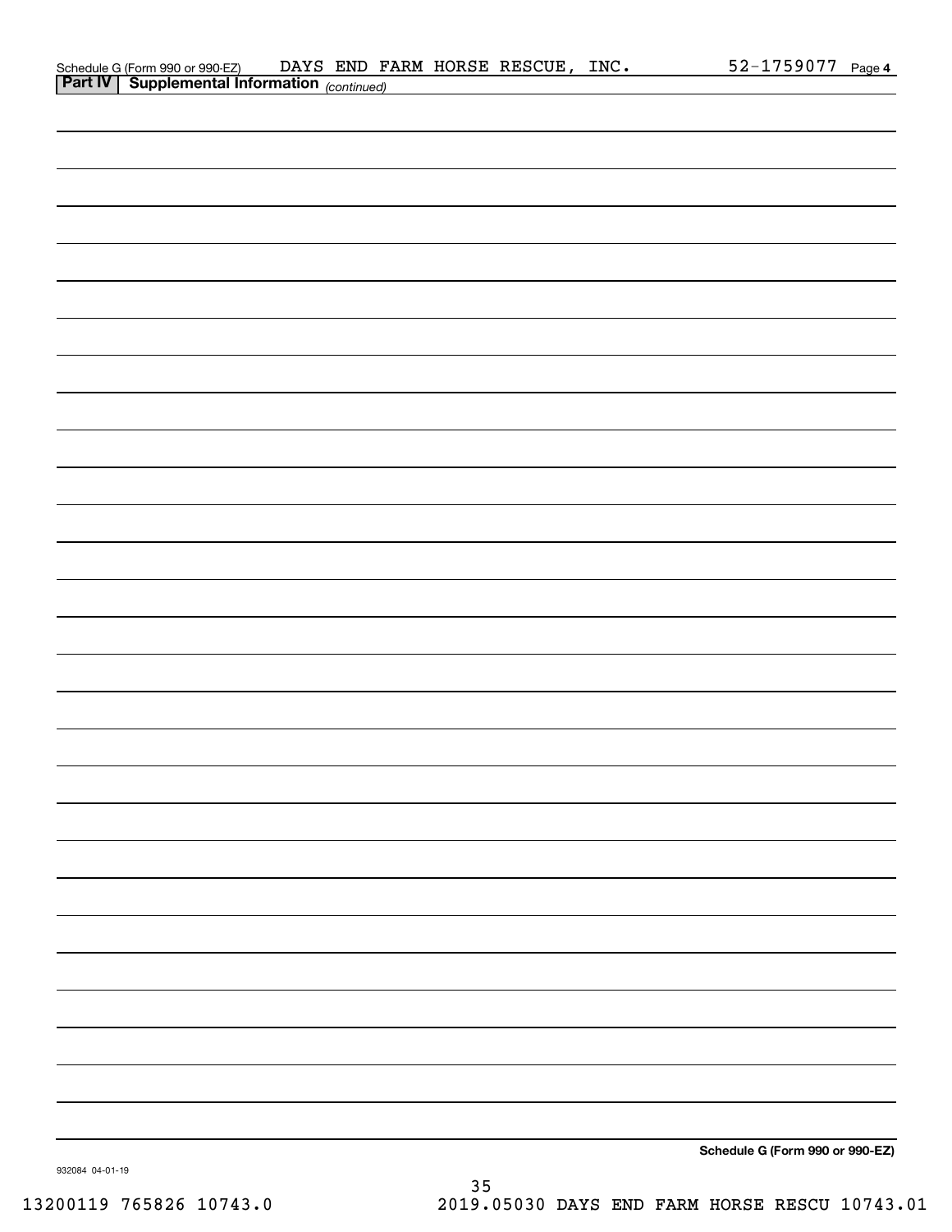Schedule G (Form 990 or 990-EZ) DAYS END FARM HORSE RESCUE, INC. 52-1759077 Page 4

**Part IV | Supplemental Information** *(continued)*

**Schedule G (Form 990 or 990-EZ)**

932084 04-01-19

13200119 765826 10743.0 2019.05030 DAYS END FARM HORSE RESCU 10743.01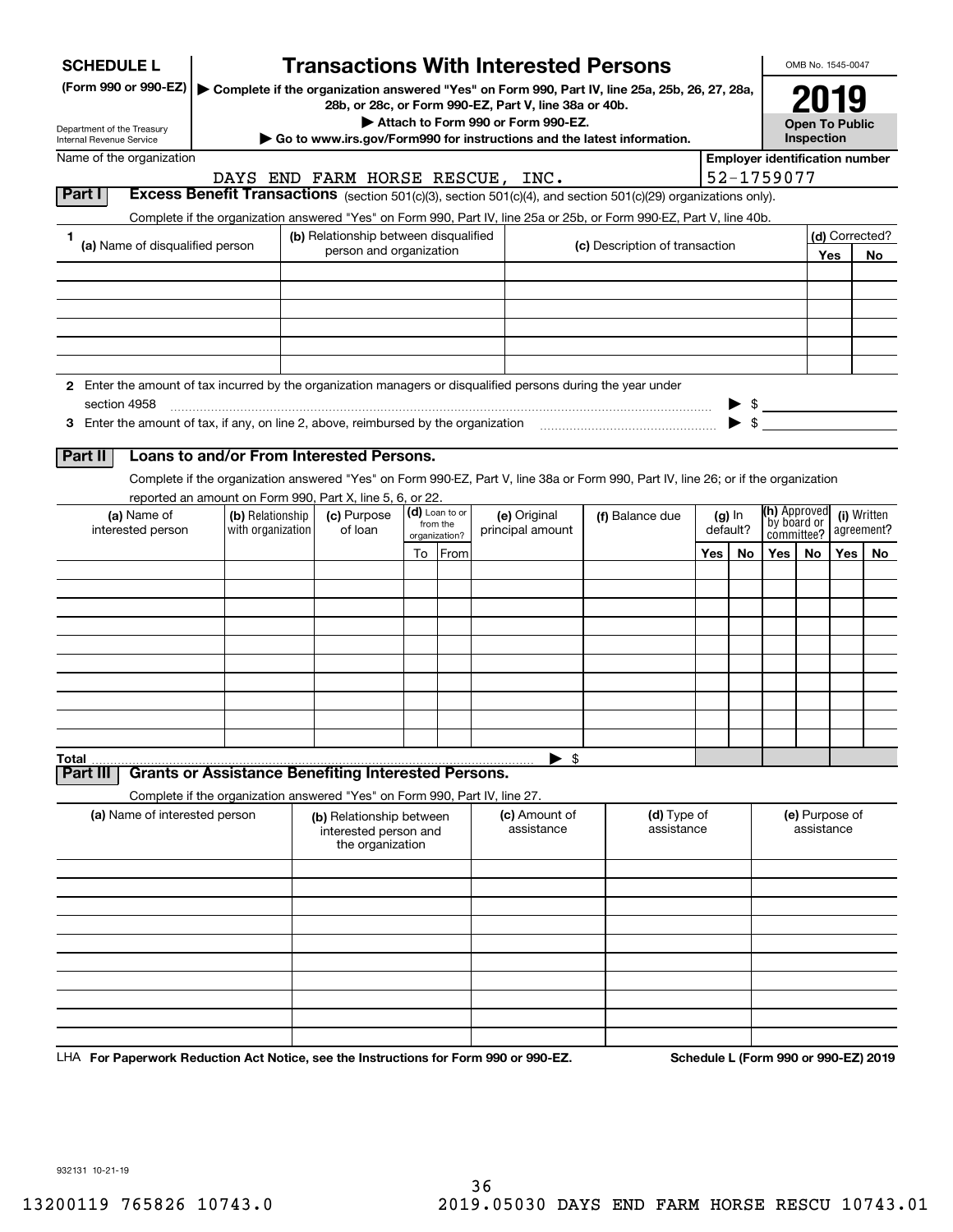**SCHEDULE L**
**(Form 990 or 990-EZ)**

Department of the Treasury
Internal Revenue Service

# Transactions With Interested Persons

▶ **Complete if the organization answered "Yes" on Form 990, Part IV, line 25a, 25b, 26, 27, 28a, 28b, or 28c, or Form 990-EZ, Part V, line 38a or 40b.**
▶ **Attach to Form 990 or Form 990-EZ.**
▶ **Go to www.irs.gov/Form990 for instructions and the latest information.**

OMB No. 1545-0047

**2019**

**Open To Public Inspection**

Name of the organization: DAYS END FARM HORSE RESCUE, INC.

**Employer identification number**: 52-1759077

## Part I Excess Benefit Transactions (section 501(c)(3), section 501(c)(4), and section 501(c)(29) organizations only).

Complete if the organization answered "Yes" on Form 990, Part IV, line 25a or 25b, or Form 990-EZ, Part V, line 40b.

| 1 (a) Name of disqualified person | (b) Relationship between disqualified person and organization | (c) Description of transaction | (d) Corrected? Yes | No |
|---|---|---|---|---|
| | | | | |
| | | | | |
| | | | | |
| | | | | |
| | | | | |
| | | | | |

**2** Enter the amount of tax incurred by the organization managers or disqualified persons during the year under section 4958 ▶ $

**3** Enter the amount of tax, if any, on line 2, above, reimbursed by the organization ▶ $

## Part II Loans to and/or From Interested Persons.

Complete if the organization answered "Yes" on Form 990-EZ, Part V, line 38a or Form 990, Part IV, line 26; or if the organization reported an amount on Form 990, Part X, line 5, 6, or 22.

| (a) Name of interested person | (b) Relationship with organization | (c) Purpose of loan | (d) Loan to or from the organization? To | From | (e) Original principal amount | (f) Balance due | (g) In default? Yes | No | (h) Approved by board or committee? Yes | No | (i) Written agreement? Yes | No |
|---|---|---|---|---|---|---|---|---|---|---|---|---|
| | | | | | | | | | | | | |
| | | | | | | | | | | | | |
| | | | | | | | | | | | | |
| | | | | | | | | | | | | |
| | | | | | | | | | | | | |
| | | | | | | | | | | | | |
| | | | | | | | | | | | | |
| | | | | | | | | | | | | |
| | | | | | | | | | | | | |
| | | | | | | | | | | | | |
| **Total** | | | | | ▶ $ | | | | | | | |

## Part III Grants or Assistance Benefiting Interested Persons.

Complete if the organization answered "Yes" on Form 990, Part IV, line 27.

| (a) Name of interested person | (b) Relationship between interested person and the organization | (c) Amount of assistance | (d) Type of assistance | (e) Purpose of assistance |
|---|---|---|---|---|
| | | | | |
| | | | | |
| | | | | |
| | | | | |
| | | | | |
| | | | | |
| | | | | |
| | | | | |
| | | | | |
| | | | | |

LHA **For Paperwork Reduction Act Notice, see the Instructions for Form 990 or 990-EZ.** **Schedule L (Form 990 or 990-EZ) 2019**

932131 10-21-19

13200119 765826 10743.0 2019.05030 DAYS END FARM HORSE RESCU 10743.01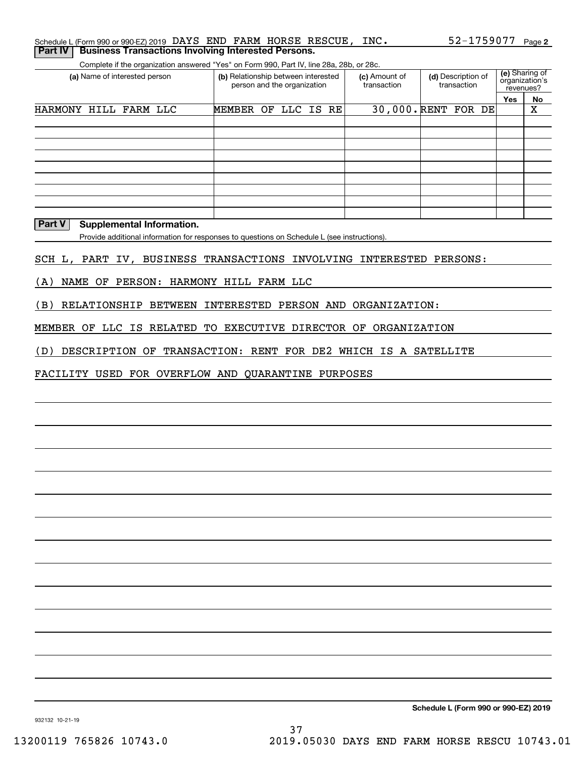Schedule L (Form 990 or 990-EZ) 2019 DAYS END FARM HORSE RESCUE, INC. 52-1759077 Page **2**

## Part IV Business Transactions Involving Interested Persons.

Complete if the organization answered "Yes" on Form 990, Part IV, line 28a, 28b, or 28c.

| (a) Name of interested person | (b) Relationship between interested person and the organization | (c) Amount of transaction | (d) Description of transaction | (e) Sharing of organization's revenues? Yes | No |
|---|---|---|---|---|---|
| HARMONY HILL FARM LLC | MEMBER OF LLC IS RE | 30,000. | RENT FOR DE | | X |
| | | | | | |
| | | | | | |
| | | | | | |
| | | | | | |
| | | | | | |
| | | | | | |
| | | | | | |
| | | | | | |

## Part V Supplemental Information.

Provide additional information for responses to questions on Schedule L (see instructions).

SCH L, PART IV, BUSINESS TRANSACTIONS INVOLVING INTERESTED PERSONS:

(A) NAME OF PERSON: HARMONY HILL FARM LLC

(B) RELATIONSHIP BETWEEN INTERESTED PERSON AND ORGANIZATION:

MEMBER OF LLC IS RELATED TO EXECUTIVE DIRECTOR OF ORGANIZATION

(D) DESCRIPTION OF TRANSACTION: RENT FOR DE2 WHICH IS A SATELLITE

FACILITY USED FOR OVERFLOW AND QUARANTINE PURPOSES

**Schedule L (Form 990 or 990-EZ) 2019**

932132 10-21-19

13200119 765826 10743.0 2019.05030 DAYS END FARM HORSE RESCU 10743.01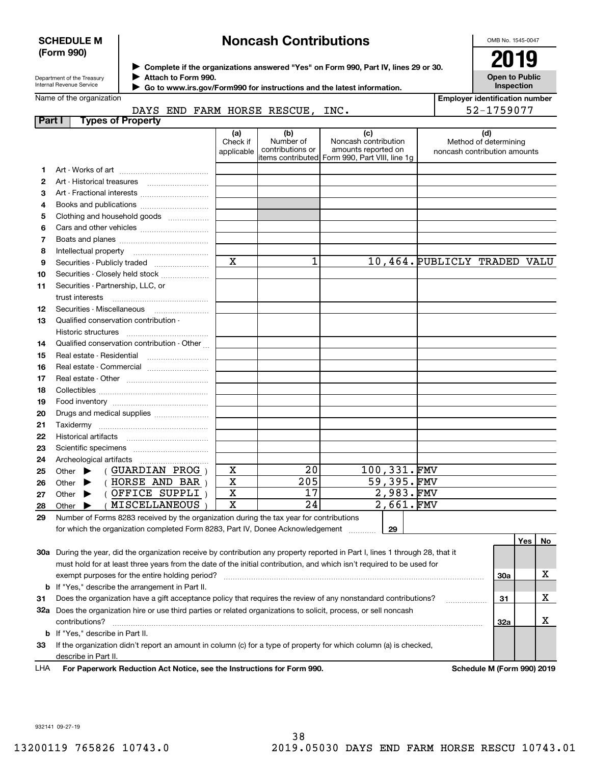**SCHEDULE M (Form 990)**

Department of the Treasury
Internal Revenue Service

# Noncash Contributions

▶ Complete if the organizations answered "Yes" on Form 990, Part IV, lines 29 or 30.
▶ Attach to Form 990.
▶ Go to www.irs.gov/Form990 for instructions and the latest information.

OMB No. 1545-0047

**2019**

**Open to Public Inspection**

Name of the organization: DAYS END FARM HORSE RESCUE, INC.

Employer identification number: 52-1759077

## Part I Types of Property

| | | (a) Check if applicable | (b) Number of contributions or items contributed | (c) Noncash contribution amounts reported on Form 990, Part VIII, line 1g | (d) Method of determining noncash contribution amounts |
|---|---|---|---|---|---|
| 1 | Art - Works of art | | | | |
| 2 | Art - Historical treasures | | | | |
| 3 | Art - Fractional interests | | | | |
| 4 | Books and publications | | | | |
| 5 | Clothing and household goods | | | | |
| 6 | Cars and other vehicles | | | | |
| 7 | Boats and planes | | | | |
| 8 | Intellectual property | | | | |
| 9 | Securities - Publicly traded | X | 1 | 10,464. | PUBLICLY TRADED VALU |
| 10 | Securities - Closely held stock | | | | |
| 11 | Securities - Partnership, LLC, or trust interests | | | | |
| 12 | Securities - Miscellaneous | | | | |
| 13 | Qualified conservation contribution - Historic structures | | | | |
| 14 | Qualified conservation contribution - Other | | | | |
| 15 | Real estate - Residential | | | | |
| 16 | Real estate - Commercial | | | | |
| 17 | Real estate - Other | | | | |
| 18 | Collectibles | | | | |
| 19 | Food inventory | | | | |
| 20 | Drugs and medical supplies | | | | |
| 21 | Taxidermy | | | | |
| 22 | Historical artifacts | | | | |
| 23 | Scientific specimens | | | | |
| 24 | Archeological artifacts | | | | |
| 25 | Other ▶ ( GUARDIAN PROG ) | X | 20 | 100,331. | FMV |
| 26 | Other ▶ ( HORSE AND BAR ) | X | 205 | 59,395. | FMV |
| 27 | Other ▶ ( OFFICE SUPPLI ) | X | 17 | 2,983. | FMV |
| 28 | Other ▶ ( MISCELLANEOUS ) | X | 24 | 2,661. | FMV |

29 Number of Forms 8283 received by the organization during the tax year for contributions for which the organization completed Form 8283, Part IV, Donee Acknowledgement .......... 29

| | | | Yes | No |
|---|---|---|---|---|
| 30a | During the year, did the organization receive by contribution any property reported in Part I, lines 1 through 28, that it must hold for at least three years from the date of the initial contribution, and which isn't required to be used for exempt purposes for the entire holding period? | 30a | | X |
| b | If "Yes," describe the arrangement in Part II. | | | |
| 31 | Does the organization have a gift acceptance policy that requires the review of any nonstandard contributions? | 31 | | X |
| 32a | Does the organization hire or use third parties or related organizations to solicit, process, or sell noncash contributions? | 32a | | X |
| b | If "Yes," describe in Part II. | | | |
| 33 | If the organization didn't report an amount in column (c) for a type of property for which column (a) is checked, describe in Part II. | | | |

LHA **For Paperwork Reduction Act Notice, see the Instructions for Form 990.** **Schedule M (Form 990) 2019**

932141 09-27-19

13200119 765826 10743.0 2019.05030 DAYS END FARM HORSE RESCU 10743.01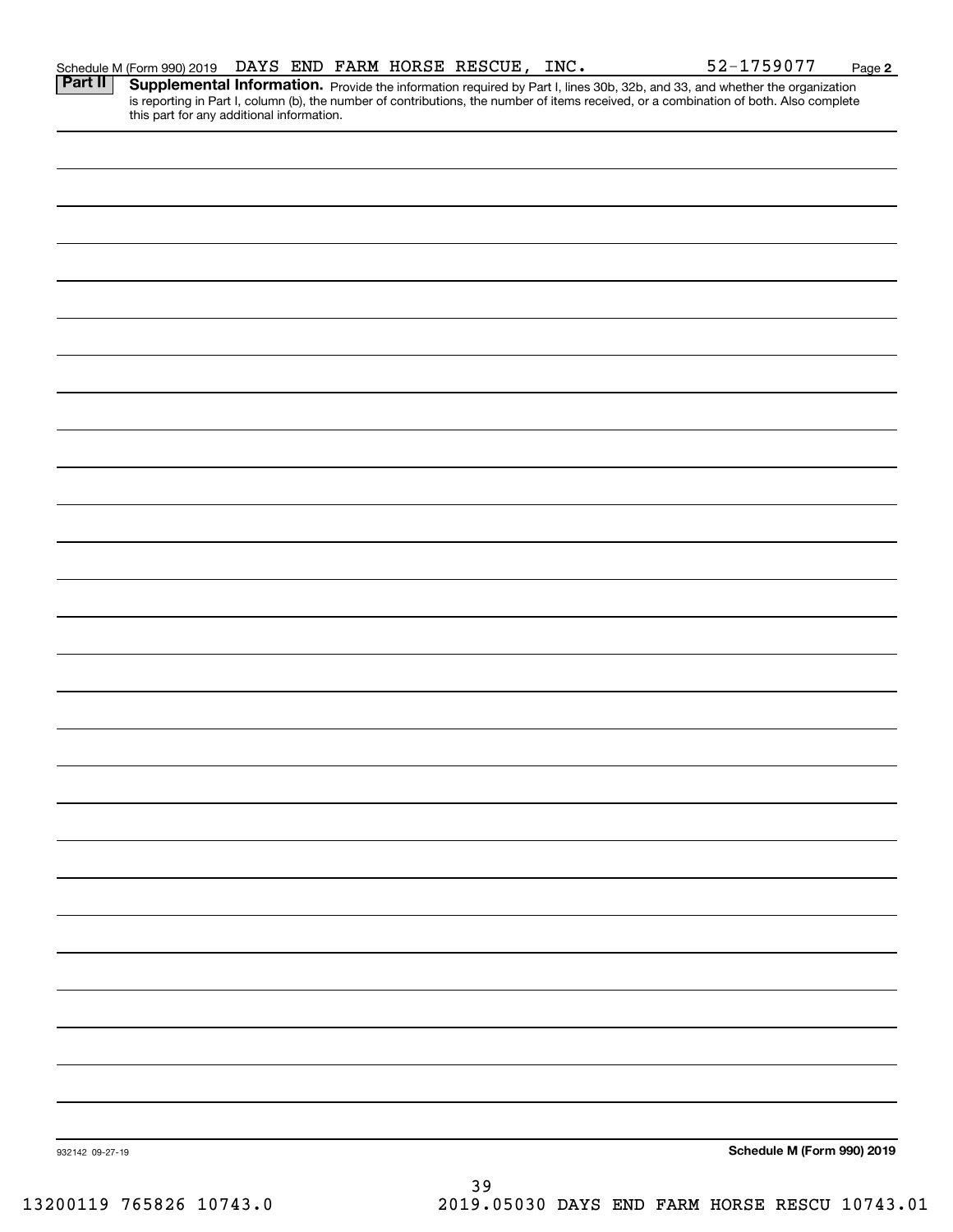Schedule M (Form 990) 2019 DAYS END FARM HORSE RESCUE, INC. 52-1759077 Page 2

**Part II** **Supplemental Information.** Provide the information required by Part I, lines 30b, 32b, and 33, and whether the organization is reporting in Part I, column (b), the number of contributions, the number of items received, or a combination of both. Also complete this part for any additional information.

932142 09-27-19

**Schedule M (Form 990) 2019**

13200119 765826 10743.0 2019.05030 DAYS END FARM HORSE RESCU 10743.01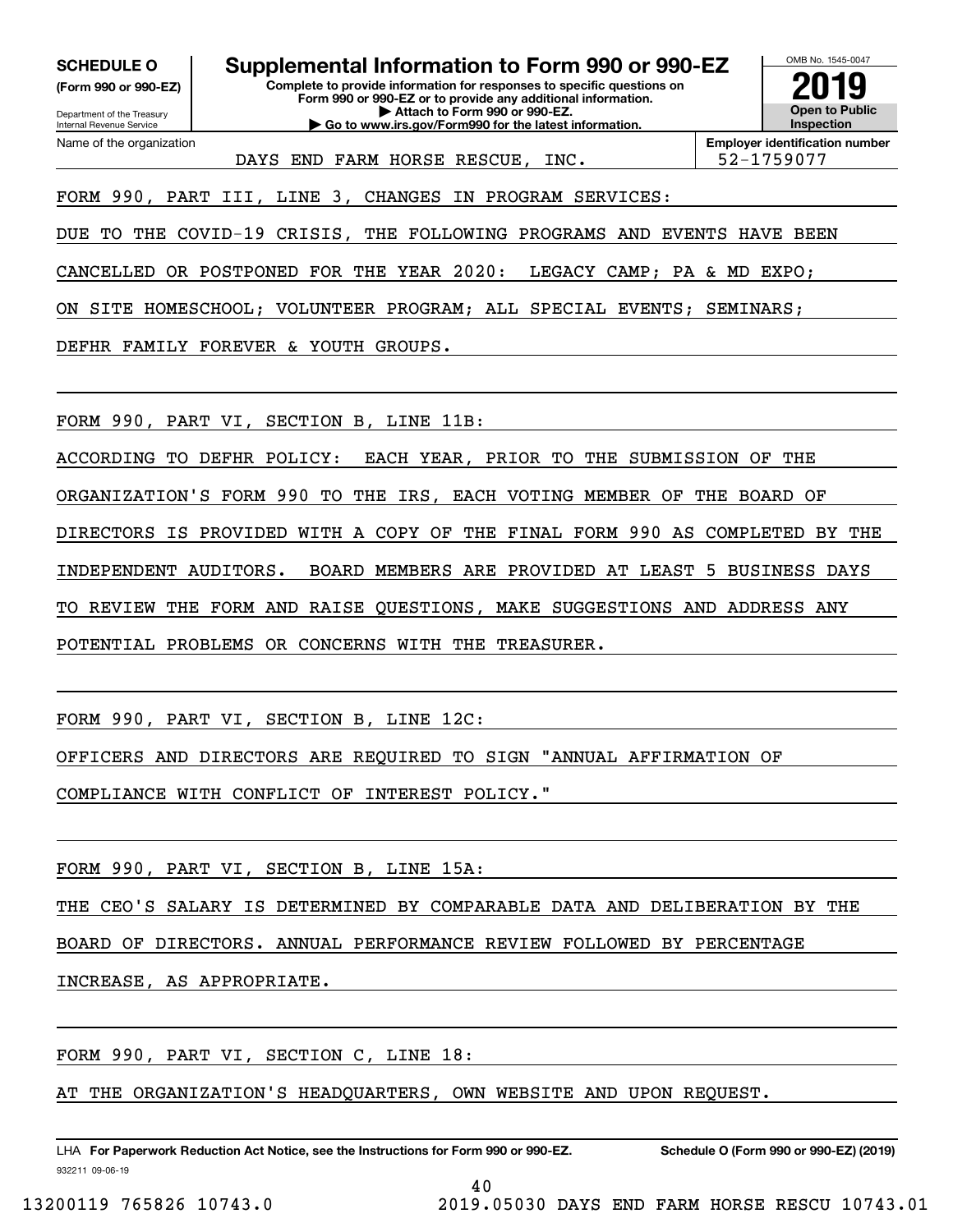**SCHEDULE O**
**(Form 990 or 990-EZ)**

Department of the Treasury
Internal Revenue Service

# Supplemental Information to Form 990 or 990-EZ

**Complete to provide information for responses to specific questions on Form 990 or 990-EZ or to provide any additional information.**
**▶ Attach to Form 990 or 990-EZ.**
**▶ Go to www.irs.gov/Form990 for the latest information.**

OMB No. 1545-0047

**2019**

**Open to Public Inspection**

Name of the organization: DAYS END FARM HORSE RESCUE, INC.

**Employer identification number**: 52-1759077

FORM 990, PART III, LINE 3, CHANGES IN PROGRAM SERVICES:

DUE TO THE COVID-19 CRISIS, THE FOLLOWING PROGRAMS AND EVENTS HAVE BEEN CANCELLED OR POSTPONED FOR THE YEAR 2020: LEGACY CAMP; PA & MD EXPO; ON SITE HOMESCHOOL; VOLUNTEER PROGRAM; ALL SPECIAL EVENTS; SEMINARS; DEFHR FAMILY FOREVER & YOUTH GROUPS.

FORM 990, PART VI, SECTION B, LINE 11B:

ACCORDING TO DEFHR POLICY: EACH YEAR, PRIOR TO THE SUBMISSION OF THE ORGANIZATION'S FORM 990 TO THE IRS, EACH VOTING MEMBER OF THE BOARD OF DIRECTORS IS PROVIDED WITH A COPY OF THE FINAL FORM 990 AS COMPLETED BY THE INDEPENDENT AUDITORS. BOARD MEMBERS ARE PROVIDED AT LEAST 5 BUSINESS DAYS TO REVIEW THE FORM AND RAISE QUESTIONS, MAKE SUGGESTIONS AND ADDRESS ANY POTENTIAL PROBLEMS OR CONCERNS WITH THE TREASURER.

FORM 990, PART VI, SECTION B, LINE 12C:

OFFICERS AND DIRECTORS ARE REQUIRED TO SIGN "ANNUAL AFFIRMATION OF COMPLIANCE WITH CONFLICT OF INTEREST POLICY."

FORM 990, PART VI, SECTION B, LINE 15A:

THE CEO'S SALARY IS DETERMINED BY COMPARABLE DATA AND DELIBERATION BY THE BOARD OF DIRECTORS. ANNUAL PERFORMANCE REVIEW FOLLOWED BY PERCENTAGE INCREASE, AS APPROPRIATE.

FORM 990, PART VI, SECTION C, LINE 18:

AT THE ORGANIZATION'S HEADQUARTERS, OWN WEBSITE AND UPON REQUEST.

LHA **For Paperwork Reduction Act Notice, see the Instructions for Form 990 or 990-EZ.** **Schedule O (Form 990 or 990-EZ) (2019)**

932211 09-06-19

13200119 765826 10743.0 2019.05030 DAYS END FARM HORSE RESCU 10743.01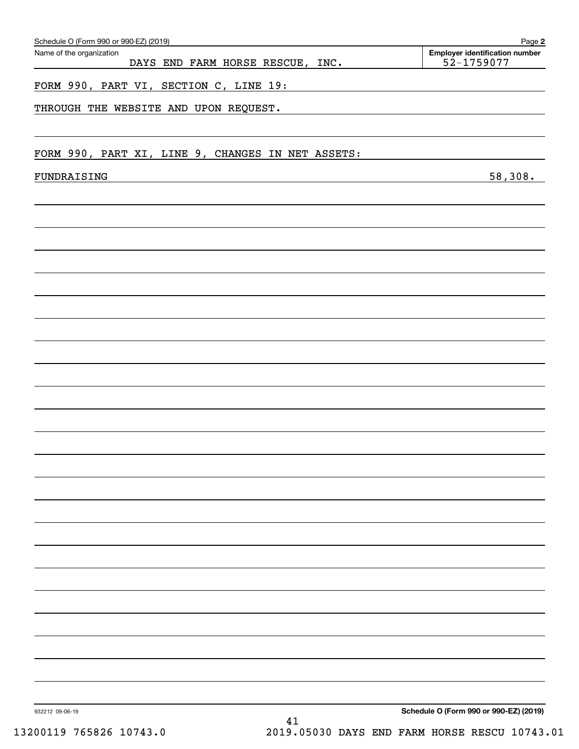Schedule O (Form 990 or 990-EZ) (2019)

Name of the organization: DAYS END FARM HORSE RESCUE, INC.

Employer identification number: 52-1759077

FORM 990, PART VI, SECTION C, LINE 19:

THROUGH THE WEBSITE AND UPON REQUEST.

FORM 990, PART XI, LINE 9, CHANGES IN NET ASSETS:

| | |
|---|---|
| FUNDRAISING | 58,308. |

932212 09-06-19

Schedule O (Form 990 or 990-EZ) (2019)

13200119 765826 10743.0 2019.05030 DAYS END FARM HORSE RESCU 10743.01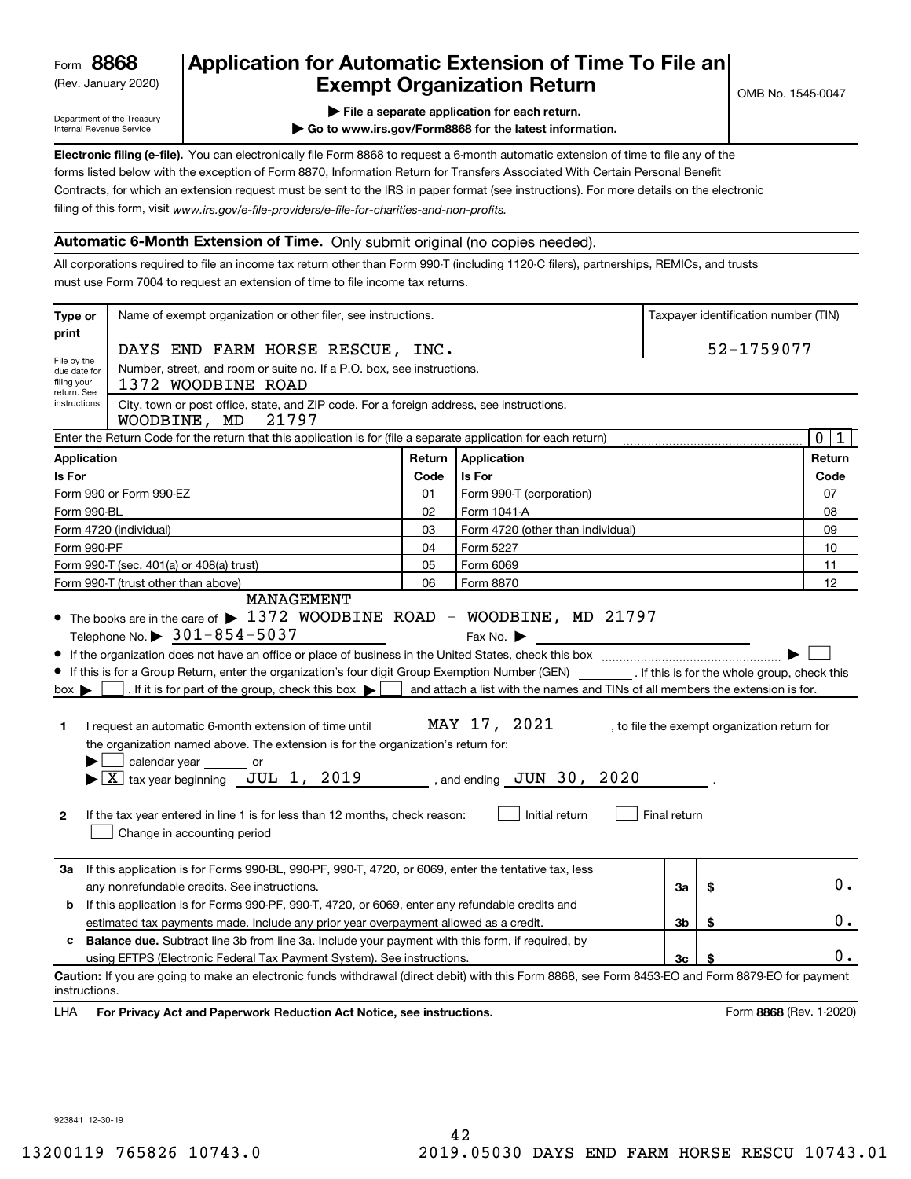Form **8868**
(Rev. January 2020)

Department of the Treasury
Internal Revenue Service

# Application for Automatic Extension of Time To File an Exempt Organization Return

▶ File a separate application for each return.

▶ Go to www.irs.gov/Form8868 for the latest information.

OMB No. 1545-0047

**Electronic filing (e-file).** You can electronically file Form 8868 to request a 6-month automatic extension of time to file any of the forms listed below with the exception of Form 8870, Information Return for Transfers Associated With Certain Personal Benefit Contracts, for which an extension request must be sent to the IRS in paper format (see instructions). For more details on the electronic filing of this form, visit *www.irs.gov/e-file-providers/e-file-for-charities-and-non-profits.*

## Automatic 6-Month Extension of Time. Only submit original (no copies needed).

All corporations required to file an income tax return other than Form 990-T (including 1120-C filers), partnerships, REMICs, and trusts must use Form 7004 to request an extension of time to file income tax returns.

**Type or print**

File by the due date for filing your return. See instructions.

Name of exempt organization or other filer, see instructions.
DAYS END FARM HORSE RESCUE, INC.

Taxpayer identification number (TIN)
52-1759077

Number, street, and room or suite no. If a P.O. box, see instructions.
1372 WOODBINE ROAD

City, town or post office, state, and ZIP code. For a foreign address, see instructions.
WOODBINE, MD 21797

Enter the Return Code for the return that this application is for (file a separate application for each return) 01

| Application Is For | Return Code | Application Is For | Return Code |
|---|---|---|---|
| Form 990 or Form 990-EZ | 01 | Form 990-T (corporation) | 07 |
| Form 990-BL | 02 | Form 1041-A | 08 |
| Form 4720 (individual) | 03 | Form 4720 (other than individual) | 09 |
| Form 990-PF | 04 | Form 5227 | 10 |
| Form 990-T (sec. 401(a) or 408(a) trust) | 05 | Form 6069 | 11 |
| Form 990-T (trust other than above) | 06 | Form 8870 | 12 |

- The books are in the care of ▶ MANAGEMENT 1372 WOODBINE ROAD - WOODBINE, MD 21797
  Telephone No. ▶ 301-854-5037 Fax No. ▶
- If the organization does not have an office or place of business in the United States, check this box ▶ ☐
- If this is for a Group Return, enter the organization's four digit Group Exemption Number (GEN) ______ . If this is for the whole group, check this box ▶ ☐ . If it is for part of the group, check this box ▶ ☐ and attach a list with the names and TINs of all members the extension is for.

**1** I request an automatic 6-month extension of time until MAY 17, 2021 , to file the exempt organization return for the organization named above. The extension is for the organization's return for:
▶ ☐ calendar year ______ or
▶ ☒ tax year beginning JUL 1, 2019 , and ending JUN 30, 2020 .

**2** If the tax year entered in line 1 is for less than 12 months, check reason: ☐ Initial return ☐ Final return
☐ Change in accounting period

| | | | |
|---|---|---|---|
| **3a** | If this application is for Forms 990-BL, 990-PF, 990-T, 4720, or 6069, enter the tentative tax, less any nonrefundable credits. See instructions. | 3a | $ 0. |
| **b** | If this application is for Forms 990-PF, 990-T, 4720, or 6069, enter any refundable credits and estimated tax payments made. Include any prior year overpayment allowed as a credit. | 3b | $ 0. |
| **c** | **Balance due.** Subtract line 3b from line 3a. Include your payment with this form, if required, by using EFTPS (Electronic Federal Tax Payment System). See instructions. | 3c | $ 0. |

**Caution:** If you are going to make an electronic funds withdrawal (direct debit) with this Form 8868, see Form 8453-EO and Form 8879-EO for payment instructions.

LHA **For Privacy Act and Paperwork Reduction Act Notice, see instructions.** Form **8868** (Rev. 1-2020)

923841 12-30-19

13200119 765826 10743.0 2019.05030 DAYS END FARM HORSE RESCU 10743.01